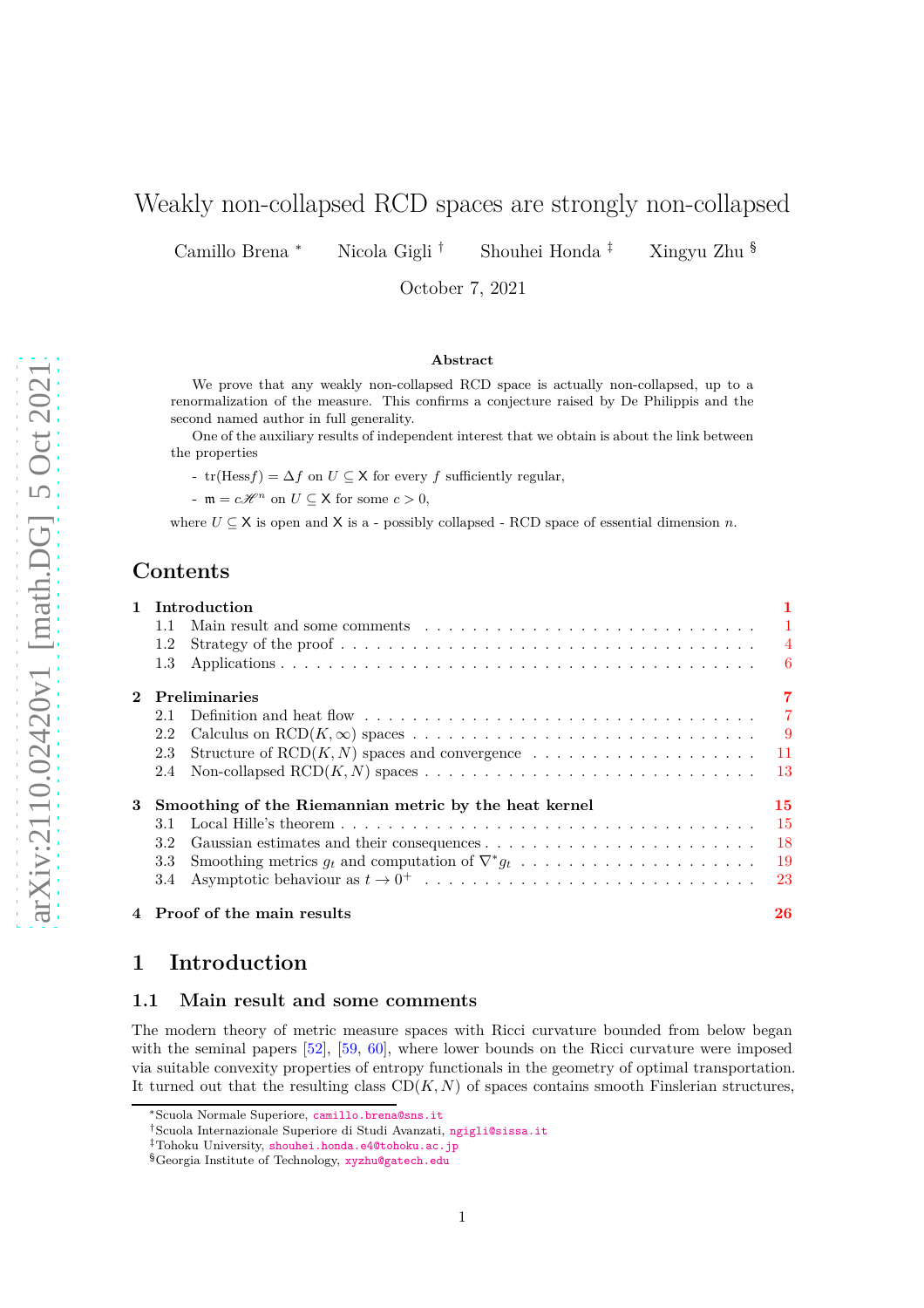# Weakly non-collapsed RCD spaces are strongly non-collapsed

Camillo Brena [*] Nicola Gigli [†] Shouhei Honda [‡] Xingyu Zhu [§]

October 7, 2021

### Abstract

We prove that any weakly non-collapsed RCD space is actually non-collapsed, up to a renormalization of the measure. This confirms a conjecture raised by De Philippis and the second named author in full generality.

One of the auxiliary results of independent interest that we obtain is about the link between the properties

- $\mathrm{tr}(\mathrm{Hess} f) = \Delta f$ on $U \subseteq \mathsf{X}$ for every $f$ sufficiently regular,
- $\mathfrak{m} = c\mathscr{H}^n$ on $U \subseteq \mathsf{X}$ for some $c > 0$,

where $U \subseteq \mathsf{X}$ is open and $\mathsf{X}$ is a - possibly collapsed - RCD space of essential dimension $n$.

## Contents

- 1 Introduction 1
  - 1.1 Main result and some comments 1
  - 1.2 Strategy of the proof 4
  - 1.3 Applications 6
- 2 Preliminaries 7
  - 2.1 Definition and heat flow 7
  - 2.2 Calculus on $\mathrm{RCD}(K,\infty)$ spaces 9
  - 2.3 Structure of $\mathrm{RCD}(K,N)$ spaces and convergence 11
  - 2.4 Non-collapsed $\mathrm{RCD}(K,N)$ spaces 13
- 3 Smoothing of the Riemannian metric by the heat kernel 15
  - 3.1 Local Hille's theorem 15
  - 3.2 Gaussian estimates and their consequences 18
  - 3.3 Smoothing metrics $g_t$ and computation of $\nabla^* g_t$ 19
  - 3.4 Asymptotic behaviour as $t \to 0^+$ 23
- 4 Proof of the main results 26

## 1 Introduction

### 1.1 Main result and some comments

The modern theory of metric measure spaces with Ricci curvature bounded from below began with the seminal papers [52], [59, 60], where lower bounds on the Ricci curvature were imposed via suitable convexity properties of entropy functionals in the geometry of optimal transportation. It turned out that the resulting class $\mathrm{CD}(K,N)$ of spaces contains smooth Finslerian structures,

---

[*] Scuola Normale Superiore, camillo.brena@sns.it

[†] Scuola Internazionale Superiore di Studi Avanzati, ngigli@sissa.it

[‡] Tohoku University, shouhei.honda.e4@tohoku.ac.jp

[§] Georgia Institute of Technology, xyzhu@gatech.edu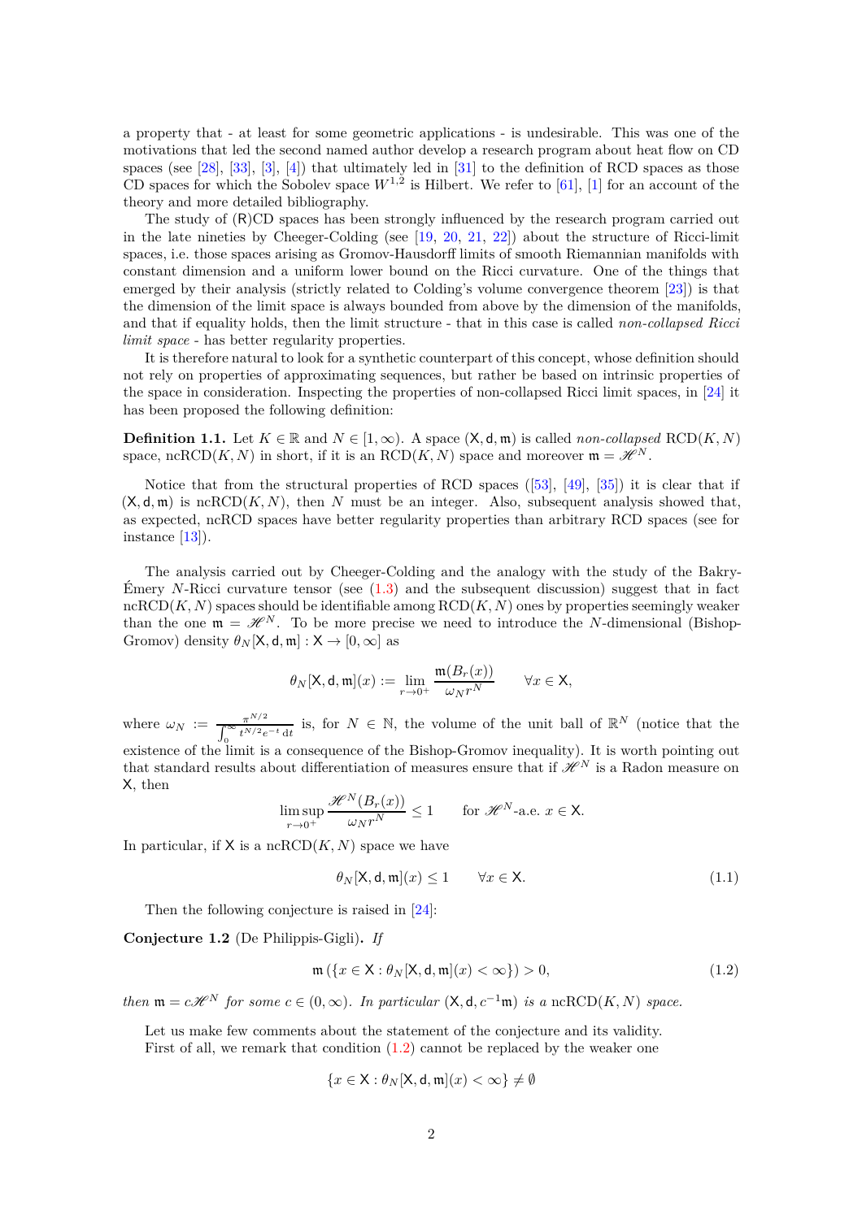a property that - at least for some geometric applications - is undesirable. This was one of the motivations that led the second named author develop a research program about heat flow on CD spaces (see [28], [33], [3], [4]) that ultimately led in [31] to the definition of RCD spaces as those CD spaces for which the Sobolev space $W^{1,2}$ is Hilbert. We refer to [61], [1] for an account of the theory and more detailed bibliography.

The study of (R)CD spaces has been strongly influenced by the research program carried out in the late nineties by Cheeger-Colding (see [19, 20, 21, 22]) about the structure of Ricci-limit spaces, i.e. those spaces arising as Gromov-Hausdorff limits of smooth Riemannian manifolds with constant dimension and a uniform lower bound on the Ricci curvature. One of the things that emerged by their analysis (strictly related to Colding's volume convergence theorem [23]) is that the dimension of the limit space is always bounded from above by the dimension of the manifolds, and that if equality holds, then the limit structure - that in this case is called *non-collapsed Ricci limit space* - has better regularity properties.

It is therefore natural to look for a synthetic counterpart of this concept, whose definition should not rely on properties of approximating sequences, but rather be based on intrinsic properties of the space in consideration. Inspecting the properties of non-collapsed Ricci limit spaces, in [24] it has been proposed the following definition:

**Definition 1.1.** Let $K \in \mathbb{R}$ and $N \in [1, \infty)$. A space $(\mathsf{X}, \mathsf{d}, \mathfrak{m})$ is called *non-collapsed* $\mathrm{RCD}(K, N)$ space, $\mathrm{ncRCD}(K, N)$ in short, if it is an $\mathrm{RCD}(K, N)$ space and moreover $\mathfrak{m} = \mathscr{H}^N$.

Notice that from the structural properties of RCD spaces ([53], [49], [35]) it is clear that if $(\mathsf{X}, \mathsf{d}, \mathfrak{m})$ is $\mathrm{ncRCD}(K, N)$, then $N$ must be an integer. Also, subsequent analysis showed that, as expected, ncRCD spaces have better regularity properties than arbitrary RCD spaces (see for instance [13]).

The analysis carried out by Cheeger-Colding and the analogy with the study of the Bakry-Émery $N$-Ricci curvature tensor (see (1.3) and the subsequent discussion) suggest that in fact $\mathrm{ncRCD}(K, N)$ spaces should be identifiable among $\mathrm{RCD}(K, N)$ ones by properties seemingly weaker than the one $\mathfrak{m} = \mathscr{H}^N$. To be more precise we need to introduce the $N$-dimensional (Bishop-Gromov) density $\theta_N[\mathsf{X}, \mathsf{d}, \mathfrak{m}] : \mathsf{X} \to [0, \infty]$ as

$$\theta_N[\mathsf{X}, \mathsf{d}, \mathfrak{m}](x) := \lim_{r \to 0^+} \frac{\mathfrak{m}(B_r(x))}{\omega_N r^N} \qquad \forall x \in \mathsf{X},$$

where $\omega_N := \frac{\pi^{N/2}}{\int_0^\infty t^{N/2} e^{-t}\,\mathrm{d}t}$ is, for $N \in \mathbb{N}$, the volume of the unit ball of $\mathbb{R}^N$ (notice that the existence of the limit is a consequence of the Bishop-Gromov inequality). It is worth pointing out that standard results about differentiation of measures ensure that if $\mathscr{H}^N$ is a Radon measure on $\mathsf{X}$, then

$$\limsup_{r \to 0^+} \frac{\mathscr{H}^N(B_r(x))}{\omega_N r^N} \leq 1 \qquad \text{for } \mathscr{H}^N\text{-a.e. } x \in \mathsf{X}.$$

In particular, if $\mathsf{X}$ is a $\mathrm{ncRCD}(K, N)$ space we have

$$\theta_N[\mathsf{X}, \mathsf{d}, \mathfrak{m}](x) \leq 1 \qquad \forall x \in \mathsf{X}. \tag{1.1}$$

Then the following conjecture is raised in [24]:

**Conjecture 1.2** (De Philippis-Gigli)**.** *If*

$$\mathfrak{m}\left(\{x \in \mathsf{X} : \theta_N[\mathsf{X}, \mathsf{d}, \mathfrak{m}](x) < \infty\}\right) > 0, \tag{1.2}$$

*then* $\mathfrak{m} = c\mathscr{H}^N$ *for some* $c \in (0, \infty)$*. In particular* $(\mathsf{X}, \mathsf{d}, c^{-1}\mathfrak{m})$ *is a* $\mathrm{ncRCD}(K, N)$ *space.*

Let us make few comments about the statement of the conjecture and its validity.

First of all, we remark that condition (1.2) cannot be replaced by the weaker one

$$\{x \in \mathsf{X} : \theta_N[\mathsf{X}, \mathsf{d}, \mathfrak{m}](x) < \infty\} \neq \emptyset$$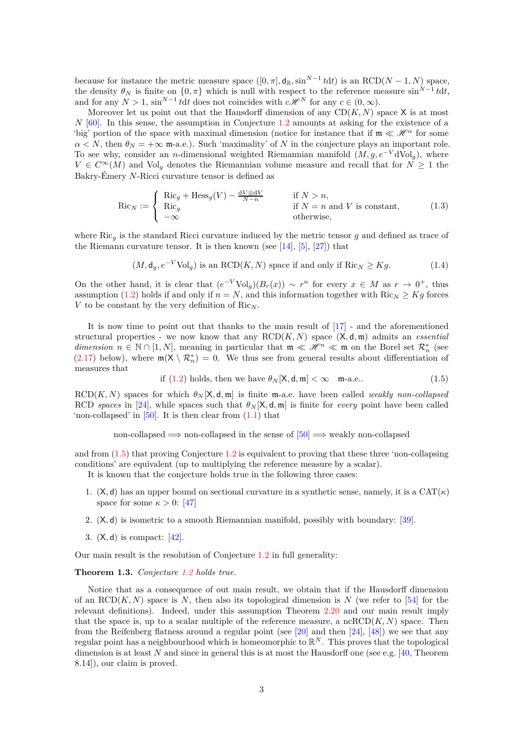because for instance the metric measure space $([0,\pi], \mathsf{d}_{\mathbb{R}}, \sin^{N-1} t dt)$ is an $\mathrm{RCD}(N-1,N)$ space, the density $\theta_N$ is finite on $\{0,\pi\}$ which is null with respect to the reference measure $\sin^{N-1} t dt$, and for any $N>1$, $\sin^{N-1} t dt$ does not coincides with $c\mathscr{H}^N$ for any $c \in (0,\infty)$.

Moreover let us point out that the Hausdorff dimension of any $\mathrm{CD}(K,N)$ space $\mathsf{X}$ is at most $N$ [60]. In this sense, the assumption in Conjecture 1.2 amounts at asking for the existence of a 'big' portion of the space with maximal dimension (notice for instance that if $\mathfrak{m} \ll \mathscr{H}^\alpha$ for some $\alpha < N$, then $\theta_N = +\infty$ $\mathfrak{m}$-a.e.). Such 'maximality' of $N$ in the conjecture plays an important role. To see why, consider an $n$-dimensional weighted Riemannian manifold $(M, g, e^{-V} \mathrm{dVol}_g)$, where $V \in C^\infty(M)$ and $\mathrm{Vol}_g$ denotes the Riemannian volume measure and recall that for $N \geq 1$ the Bakry-Émery $N$-Ricci curvature tensor is defined as

$$
\mathrm{Ric}_N := \begin{cases} \mathrm{Ric}_g + \mathrm{Hess}_g(V) - \frac{\mathrm{d}V \otimes \mathrm{d}V}{N-n} & \text{if } N > n, \\ \mathrm{Ric}_g & \text{if } N = n \text{ and } V \text{ is constant}, \\ -\infty & \text{otherwise}, \end{cases} \tag{1.3}
$$

where $\mathrm{Ric}_g$ is the standard Ricci curvature induced by the metric tensor $g$ and defined as trace of the Riemann curvature tensor. It is then known (see [14], [5], [27]) that

$$
(M, \mathsf{d}_g, e^{-V}\mathrm{Vol}_g) \text{ is an } \mathrm{RCD}(K,N) \text{ space if and only if } \mathrm{Ric}_N \geq Kg. \tag{1.4}
$$

On the other hand, it is clear that $(e^{-V}\mathrm{Vol}_g)(B_r(x)) \sim r^n$ for every $x \in M$ as $r \to 0^+$, thus assumption (1.2) holds if and only if $n = N$, and this information together with $\mathrm{Ric}_N \geq Kg$ forces $V$ to be constant by the very definition of $\mathrm{Ric}_N$.

It is now time to point out that thanks to the main result of [17] - and the aforementioned structural properties - we now know that any $\mathrm{RCD}(K,N)$ space $(\mathsf{X}, \mathsf{d}, \mathfrak{m})$ admits an *essential dimension* $n \in \mathbb{N} \cap [1,N]$, meaning in particular that $\mathfrak{m} \ll \mathscr{H}^n \ll \mathfrak{m}$ on the Borel set $\mathcal{R}_n^*$ (see (2.17) below), where $\mathfrak{m}(\mathsf{X} \setminus \mathcal{R}_n^*) = 0$. We thus see from general results about differentiation of measures that

$$
\text{if (1.2) holds, then we have } \theta_N[\mathsf{X}, \mathsf{d}, \mathfrak{m}] < \infty \quad \mathfrak{m}\text{-a.e.}. \tag{1.5}
$$

$\mathrm{RCD}(K,N)$ spaces for which $\theta_N[\mathsf{X}, \mathsf{d}, \mathfrak{m}]$ is finite $\mathfrak{m}$-a.e. have been called *weakly non-collapsed* RCD *spaces* in [24], while spaces such that $\theta_N[\mathsf{X}, \mathsf{d}, \mathfrak{m}]$ is finite for *every* point have been called 'non-collapsed' in [50]. It is then clear from (1.1) that

$$
\text{non-collapsed} \Longrightarrow \text{non-collapsed in the sense of [50]} \Longrightarrow \text{weakly non-collapsed}
$$

and from (1.5) that proving Conjecture 1.2 is equivalent to proving that these three 'non-collapsing conditions' are equivalent (up to multiplying the reference measure by a scalar).

It is known that the conjecture holds true in the following three cases:

1. $(\mathsf{X}, \mathsf{d})$ has an upper bound on sectional curvature in a synthetic sense, namely, it is a $\mathrm{CAT}(\kappa)$ space for some $\kappa > 0$: [47]
2. $(\mathsf{X}, \mathsf{d})$ is isometric to a smooth Riemannian manifold, possibly with boundary: [39].
3. $(\mathsf{X}, \mathsf{d})$ is compact: [42].

Our main result is the resolution of Conjecture 1.2 in full generality:

**Theorem 1.3.** *Conjecture 1.2 holds true.*

Notice that as a consequence of out main result, we obtain that if the Hausdorff dimension of an $\mathrm{RCD}(K,N)$ space is $N$, then also its topological dimension is $N$ (we refer to [54] for the relevant definitions). Indeed, under this assumption Theorem 2.20 and our main result imply that the space is, up to a scalar multiple of the reference measure, a $\mathrm{ncRCD}(K,N)$ space. Then from the Reifenberg flatness around a regular point (see [20] and then [24], [48]) we see that any regular point has a neighbourhood which is homeomorphic to $\mathbb{R}^N$. This proves that the topological dimension is at least $N$ and since in general this is at most the Hausdorff one (see e.g. [40, Theorem 8.14]), our claim is proved.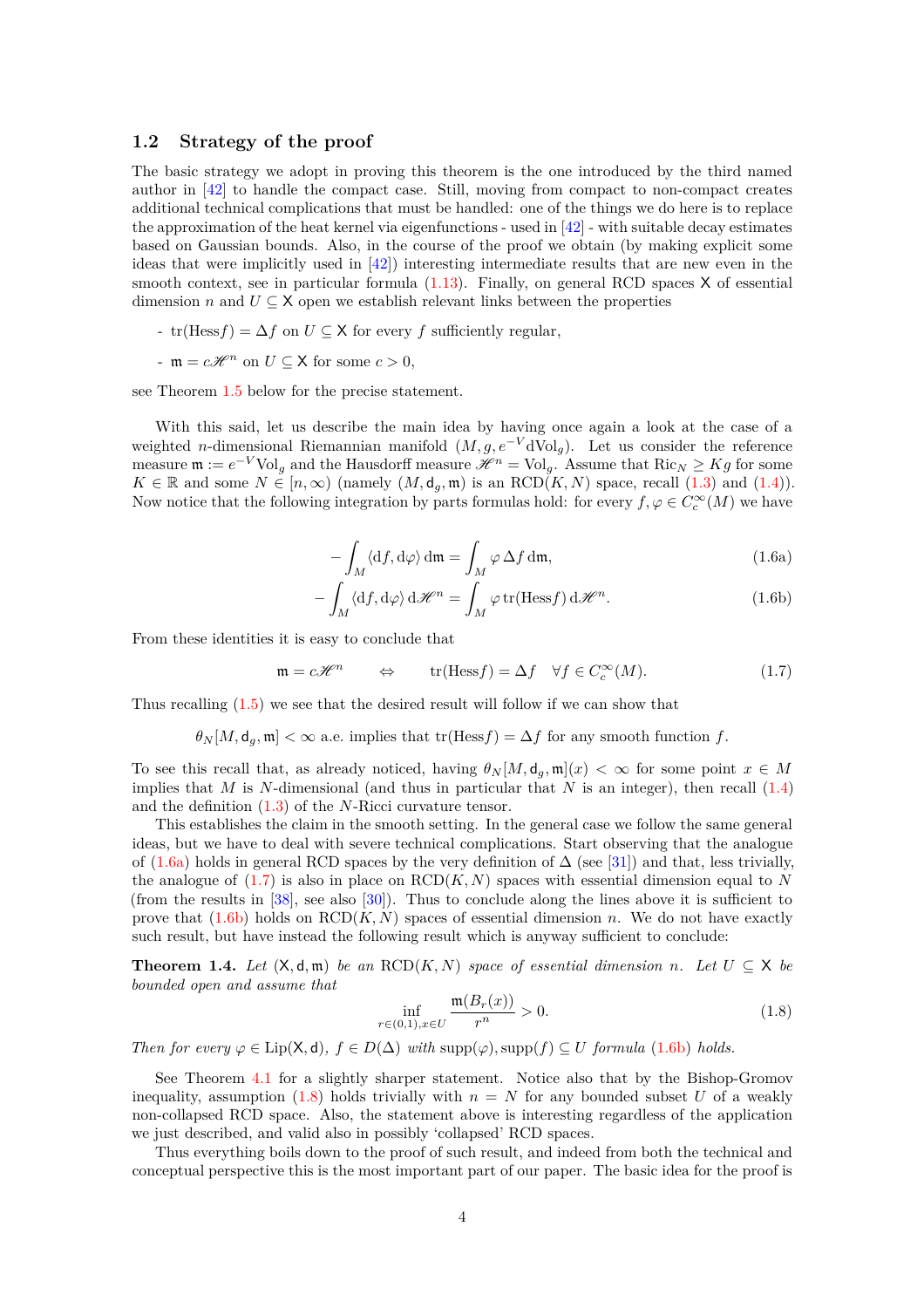### 1.2 Strategy of the proof

The basic strategy we adopt in proving this theorem is the one introduced by the third named author in [42] to handle the compact case. Still, moving from compact to non-compact creates additional technical complications that must be handled: one of the things we do here is to replace the approximation of the heat kernel via eigenfunctions - used in [42] - with suitable decay estimates based on Gaussian bounds. Also, in the course of the proof we obtain (by making explicit some ideas that were implicitly used in [42]) interesting intermediate results that are new even in the smooth context, see in particular formula (1.13). Finally, on general RCD spaces $\mathsf{X}$ of essential dimension $n$ and $U \subseteq \mathsf{X}$ open we establish relevant links between the properties

- $\mathrm{tr}(\mathrm{Hess} f) = \Delta f$ on $U \subseteq \mathsf{X}$ for every $f$ sufficiently regular,
- $\mathfrak{m} = c\mathscr{H}^n$ on $U \subseteq \mathsf{X}$ for some $c > 0$,

see Theorem 1.5 below for the precise statement.

With this said, let us describe the main idea by having once again a look at the case of a weighted $n$-dimensional Riemannian manifold $(M, g, e^{-V}\mathrm{dVol}_g)$. Let us consider the reference measure $\mathfrak{m} := e^{-V}\mathrm{Vol}_g$ and the Hausdorff measure $\mathscr{H}^n = \mathrm{Vol}_g$. Assume that $\mathrm{Ric}_N \geq Kg$ for some $K \in \mathbb{R}$ and some $N \in [n, \infty)$ (namely $(M, \mathsf{d}_g, \mathfrak{m})$ is an $\mathrm{RCD}(K, N)$ space, recall (1.3) and (1.4)). Now notice that the following integration by parts formulas hold: for every $f, \varphi \in C_c^\infty(M)$ we have

$$-\int_M \langle \mathrm{d}f, \mathrm{d}\varphi \rangle \, \mathrm{d}\mathfrak{m} = \int_M \varphi \, \Delta f \, \mathrm{d}\mathfrak{m}, \tag{1.6a}$$

$$-\int_M \langle \mathrm{d}f, \mathrm{d}\varphi \rangle \, \mathrm{d}\mathscr{H}^n = \int_M \varphi \, \mathrm{tr}(\mathrm{Hess} f) \, \mathrm{d}\mathscr{H}^n. \tag{1.6b}$$

From these identities it is easy to conclude that

$$\mathfrak{m} = c\mathscr{H}^n \qquad \Leftrightarrow \qquad \mathrm{tr}(\mathrm{Hess} f) = \Delta f \quad \forall f \in C_c^\infty(M). \tag{1.7}$$

Thus recalling (1.5) we see that the desired result will follow if we can show that

$$\theta_N[M, \mathsf{d}_g, \mathfrak{m}] < \infty \text{ a.e. implies that } \mathrm{tr}(\mathrm{Hess} f) = \Delta f \text{ for any smooth function } f.$$

To see this recall that, as already noticed, having $\theta_N[M, \mathsf{d}_g, \mathfrak{m}](x) < \infty$ for some point $x \in M$ implies that $M$ is $N$-dimensional (and thus in particular that $N$ is an integer), then recall (1.4) and the definition (1.3) of the $N$-Ricci curvature tensor.

This establishes the claim in the smooth setting. In the general case we follow the same general ideas, but we have to deal with severe technical complications. Start observing that the analogue of (1.6a) holds in general RCD spaces by the very definition of $\Delta$ (see [31]) and that, less trivially, the analogue of (1.7) is also in place on $\mathrm{RCD}(K, N)$ spaces with essential dimension equal to $N$ (from the results in [38], see also [30]). Thus to conclude along the lines above it is sufficient to prove that (1.6b) holds on $\mathrm{RCD}(K, N)$ spaces of essential dimension $n$. We do not have exactly such result, but have instead the following result which is anyway sufficient to conclude:

**Theorem 1.4.** *Let $(\mathsf{X}, \mathsf{d}, \mathfrak{m})$ be an $\mathrm{RCD}(K, N)$ space of essential dimension $n$. Let $U \subseteq \mathsf{X}$ be bounded open and assume that*

$$\inf_{r \in (0,1), x \in U} \frac{\mathfrak{m}(B_r(x))}{r^n} > 0. \tag{1.8}$$

*Then for every $\varphi \in \mathrm{Lip}(\mathsf{X}, \mathsf{d})$, $f \in D(\Delta)$ with $\mathrm{supp}(\varphi), \mathrm{supp}(f) \subseteq U$ formula (1.6b) holds.*

See Theorem 4.1 for a slightly sharper statement. Notice also that by the Bishop-Gromov inequality, assumption (1.8) holds trivially with $n = N$ for any bounded subset $U$ of a weakly non-collapsed RCD space. Also, the statement above is interesting regardless of the application we just described, and valid also in possibly 'collapsed' RCD spaces.

Thus everything boils down to the proof of such result, and indeed from both the technical and conceptual perspective this is the most important part of our paper. The basic idea for the proof is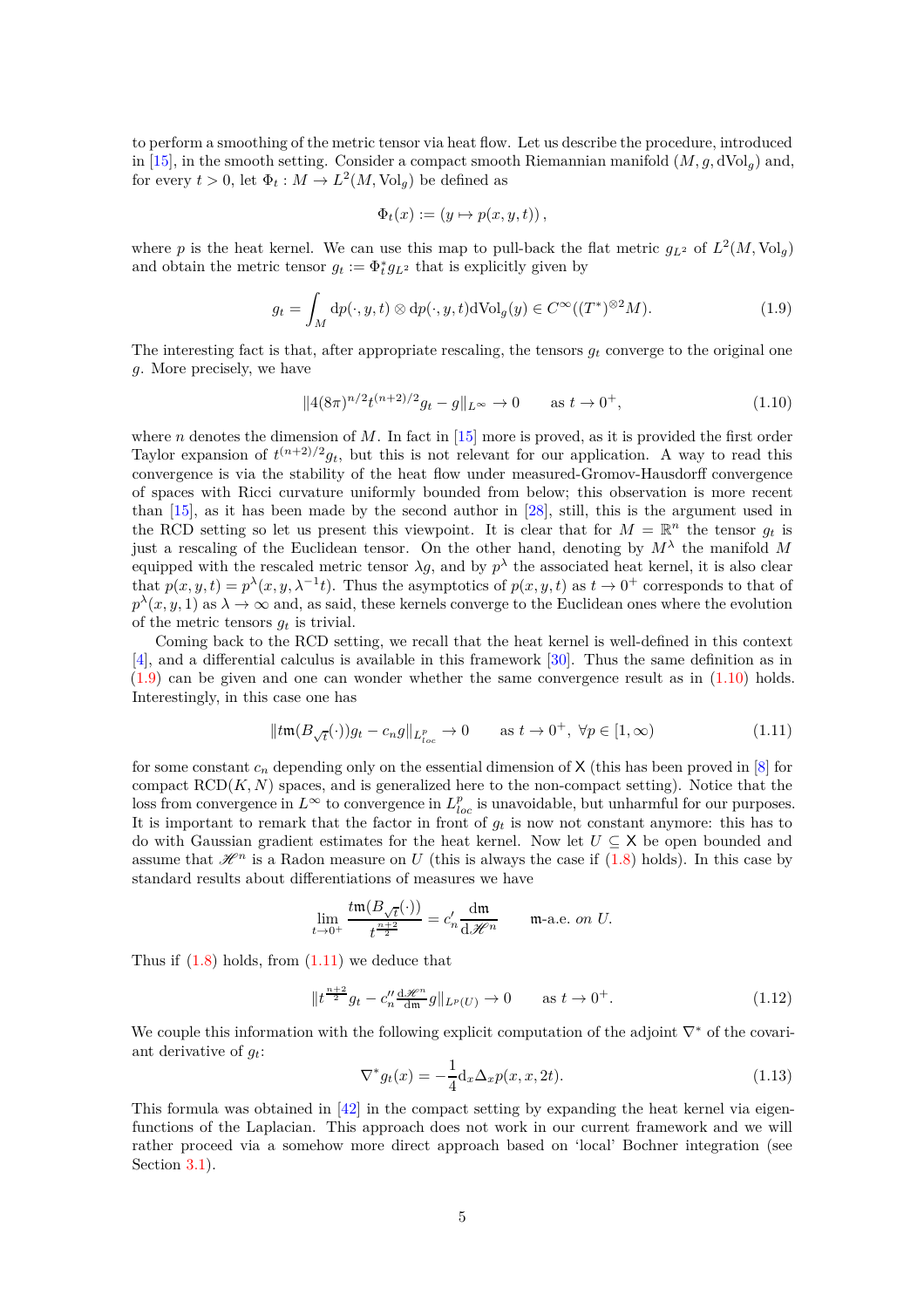to perform a smoothing of the metric tensor via heat flow. Let us describe the procedure, introduced in [15], in the smooth setting. Consider a compact smooth Riemannian manifold $(M, g, \mathrm{dVol}_g)$ and, for every $t > 0$, let $\Phi_t : M \to L^2(M, \mathrm{Vol}_g)$ be defined as

$$\Phi_t(x) := (y \mapsto p(x, y, t)),$$

where $p$ is the heat kernel. We can use this map to pull-back the flat metric $g_{L^2}$ of $L^2(M, \mathrm{Vol}_g)$ and obtain the metric tensor $g_t := \Phi_t^* g_{L^2}$ that is explicitly given by

$$g_t = \int_M \mathrm{d}p(\cdot, y, t) \otimes \mathrm{d}p(\cdot, y, t) \mathrm{dVol}_g(y) \in C^\infty((T^*)^{\otimes 2} M). \tag{1.9}$$

The interesting fact is that, after appropriate rescaling, the tensors $g_t$ converge to the original one $g$. More precisely, we have

$$\|4(8\pi)^{n/2} t^{(n+2)/2} g_t - g\|_{L^\infty} \to 0 \qquad \text{as } t \to 0^+, \tag{1.10}$$

where $n$ denotes the dimension of $M$. In fact in [15] more is proved, as it is provided the first order Taylor expansion of $t^{(n+2)/2} g_t$, but this is not relevant for our application. A way to read this convergence is via the stability of the heat flow under measured-Gromov-Hausdorff convergence of spaces with Ricci curvature uniformly bounded from below; this observation is more recent than [15], as it has been made by the second author in [28], still, this is the argument used in the RCD setting so let us present this viewpoint. It is clear that for $M = \mathbb{R}^n$ the tensor $g_t$ is just a rescaling of the Euclidean tensor. On the other hand, denoting by $M^\lambda$ the manifold $M$ equipped with the rescaled metric tensor $\lambda g$, and by $p^\lambda$ the associated heat kernel, it is also clear that $p(x, y, t) = p^\lambda(x, y, \lambda^{-1} t)$. Thus the asymptotics of $p(x, y, t)$ as $t \to 0^+$ corresponds to that of $p^\lambda(x, y, 1)$ as $\lambda \to \infty$ and, as said, these kernels converge to the Euclidean ones where the evolution of the metric tensors $g_t$ is trivial.

Coming back to the RCD setting, we recall that the heat kernel is well-defined in this context [4], and a differential calculus is available in this framework [30]. Thus the same definition as in (1.9) can be given and one can wonder whether the same convergence result as in (1.10) holds. Interestingly, in this case one has

$$\|t\mathfrak{m}(B_{\sqrt{t}}(\cdot)) g_t - c_n g\|_{L^p_{loc}} \to 0 \qquad \text{as } t \to 0^+, \ \forall p \in [1, \infty) \tag{1.11}$$

for some constant $c_n$ depending only on the essential dimension of $\mathsf{X}$ (this has been proved in [8] for compact $\mathrm{RCD}(K, N)$ spaces, and is generalized here to the non-compact setting). Notice that the loss from convergence in $L^\infty$ to convergence in $L^p_{loc}$ is unavoidable, but unharmful for our purposes. It is important to remark that the factor in front of $g_t$ is now not constant anymore: this has to do with Gaussian gradient estimates for the heat kernel. Now let $U \subseteq \mathsf{X}$ be open bounded and assume that $\mathscr{H}^n$ is a Radon measure on $U$ (this is always the case if (1.8) holds). In this case by standard results about differentiations of measures we have

$$\lim_{t \to 0^+} \frac{t\mathfrak{m}(B_{\sqrt{t}}(\cdot))}{t^{\frac{n+2}{2}}} = c_n' \frac{\mathrm{d}\mathfrak{m}}{\mathrm{d}\mathscr{H}^n} \qquad \mathfrak{m}\text{-a.e. } on\ U.$$

Thus if (1.8) holds, from (1.11) we deduce that

$$\|t^{\frac{n+2}{2}} g_t - c_n'' \tfrac{\mathrm{d}\mathscr{H}^n}{\mathrm{d}\mathfrak{m}} g\|_{L^p(U)} \to 0 \qquad \text{as } t \to 0^+. \tag{1.12}$$

We couple this information with the following explicit computation of the adjoint $\nabla^*$ of the covariant derivative of $g_t$:

$$\nabla^* g_t(x) = -\frac{1}{4} \mathrm{d}_x \Delta_x p(x, x, 2t). \tag{1.13}$$

This formula was obtained in [42] in the compact setting by expanding the heat kernel via eigenfunctions of the Laplacian. This approach does not work in our current framework and we will rather proceed via a somehow more direct approach based on 'local' Bochner integration (see Section 3.1).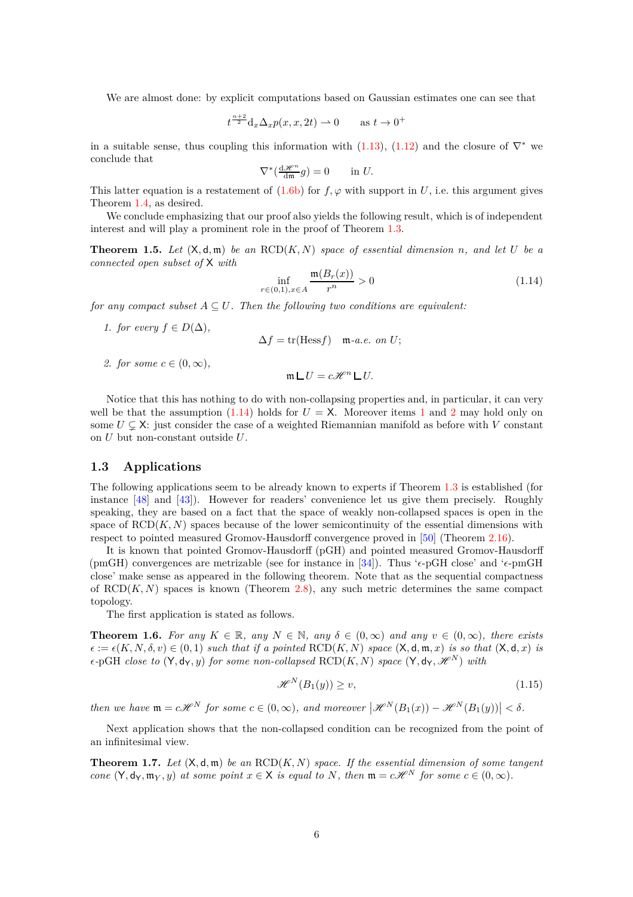We are almost done: by explicit computations based on Gaussian estimates one can see that

$$t^{\frac{n+2}{2}} \mathrm{d}_x \Delta_x p(x,x,2t) \rightharpoonup 0 \qquad \text{as } t \to 0^+$$

in a suitable sense, thus coupling this information with (1.13), (1.12) and the closure of $\nabla^*$ we conclude that

$$\nabla^*(\tfrac{\mathrm{d}\mathscr{H}^n}{\mathrm{d}\mathfrak{m}} g) = 0 \qquad \text{in } U.$$

This latter equation is a restatement of (1.6b) for $f, \varphi$ with support in $U$, i.e. this argument gives Theorem 1.4, as desired.

We conclude emphasizing that our proof also yields the following result, which is of independent interest and will play a prominent role in the proof of Theorem 1.3.

**Theorem 1.5.** *Let $(\mathsf{X}, \mathsf{d}, \mathfrak{m})$ be an $\mathrm{RCD}(K,N)$ space of essential dimension $n$, and let $U$ be a connected open subset of $\mathsf{X}$ with*

$$\inf_{r \in (0,1), x \in A} \frac{\mathfrak{m}(B_r(x))}{r^n} > 0 \tag{1.14}$$

*for any compact subset $A \subseteq U$. Then the following two conditions are equivalent:*

1. *for every $f \in D(\Delta)$,*
$$\Delta f = \mathrm{tr}(\mathrm{Hess} f) \quad \mathfrak{m}\text{-a.e. on } U;$$
2. *for some $c \in (0,\infty)$,*
$$\mathfrak{m} \llcorner U = c\mathscr{H}^n \llcorner U.$$

Notice that this has nothing to do with non-collapsing properties and, in particular, it can very well be that the assumption (1.14) holds for $U = \mathsf{X}$. Moreover items 1 and 2 may hold only on some $U \subsetneq \mathsf{X}$: just consider the case of a weighted Riemannian manifold as before with $V$ constant on $U$ but non-constant outside $U$.

## 1.3 Applications

The following applications seem to be already known to experts if Theorem 1.3 is established (for instance [48] and [43]). However for readers' convenience let us give them precisely. Roughly speaking, they are based on a fact that the space of weakly non-collapsed spaces is open in the space of $\mathrm{RCD}(K,N)$ spaces because of the lower semicontinuity of the essential dimensions with respect to pointed measured Gromov-Hausdorff convergence proved in [50] (Theorem 2.16).

It is known that pointed Gromov-Hausdorff (pGH) and pointed measured Gromov-Hausdorff (pmGH) convergences are metrizable (see for instance in [34]). Thus '$\epsilon$-pGH close' and '$\epsilon$-pmGH close' make sense as appeared in the following theorem. Note that as the sequential compactness of $\mathrm{RCD}(K,N)$ spaces is known (Theorem 2.8), any such metric determines the same compact topology.

The first application is stated as follows.

**Theorem 1.6.** *For any $K \in \mathbb{R}$, any $N \in \mathbb{N}$, any $\delta \in (0,\infty)$ and any $v \in (0,\infty)$, there exists $\epsilon := \epsilon(K,N,\delta,v) \in (0,1)$ such that if a pointed $\mathrm{RCD}(K,N)$ space $(\mathsf{X}, \mathsf{d}, \mathfrak{m}, x)$ is so that $(\mathsf{X}, \mathsf{d}, x)$ is $\epsilon$-pGH close to $(\mathsf{Y}, \mathsf{d}_{\mathsf{Y}}, y)$ for some non-collapsed $\mathrm{RCD}(K,N)$ space $(\mathsf{Y}, \mathsf{d}_{\mathsf{Y}}, \mathscr{H}^N)$ with*

$$\mathscr{H}^N(B_1(y)) \geq v, \tag{1.15}$$

*then we have $\mathfrak{m} = c\mathscr{H}^N$ for some $c \in (0,\infty)$, and moreover $\left|\mathscr{H}^N(B_1(x)) - \mathscr{H}^N(B_1(y))\right| < \delta$.*

Next application shows that the non-collapsed condition can be recognized from the point of an infinitesimal view.

**Theorem 1.7.** *Let $(\mathsf{X}, \mathsf{d}, \mathfrak{m})$ be an $\mathrm{RCD}(K,N)$ space. If the essential dimension of some tangent cone $(\mathsf{Y}, \mathsf{d}_{\mathsf{Y}}, \mathfrak{m}_Y, y)$ at some point $x \in \mathsf{X}$ is equal to $N$, then $\mathfrak{m} = c\mathscr{H}^N$ for some $c \in (0,\infty)$.*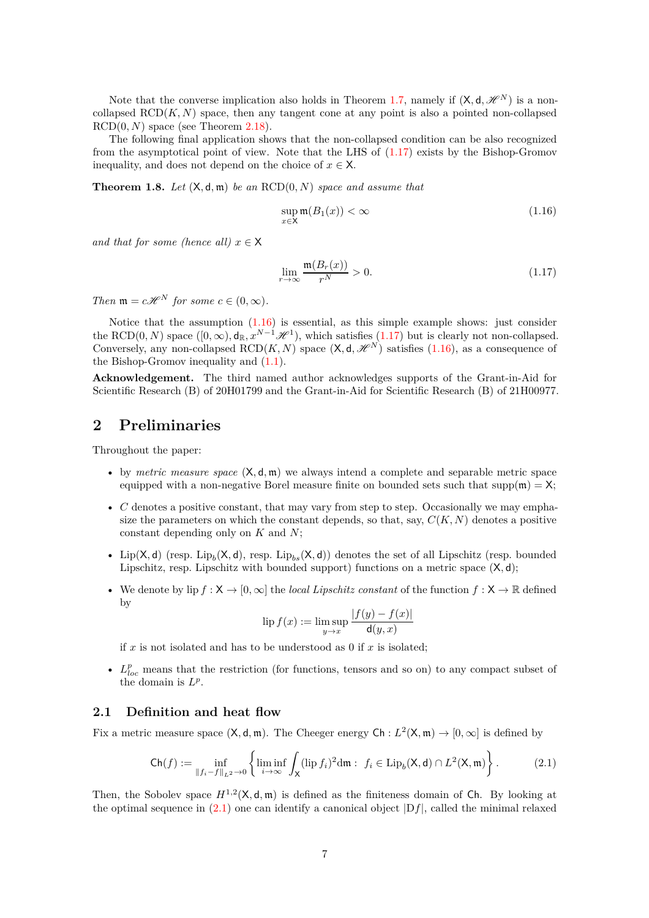Note that the converse implication also holds in Theorem 1.7, namely if $(\mathsf{X},\mathsf{d},\mathscr{H}^N)$ is a non-collapsed $\mathrm{RCD}(K,N)$ space, then any tangent cone at any point is also a pointed non-collapsed $\mathrm{RCD}(0,N)$ space (see Theorem 2.18).

The following final application shows that the non-collapsed condition can be also recognized from the asymptotical point of view. Note that the LHS of (1.17) exists by the Bishop-Gromov inequality, and does not depend on the choice of $x \in \mathsf{X}$.

**Theorem 1.8.** *Let $(\mathsf{X},\mathsf{d},\mathfrak{m})$ be an $\mathrm{RCD}(0,N)$ space and assume that*

$$\sup_{x\in\mathsf{X}} \mathfrak{m}(B_1(x)) < \infty \tag{1.16}$$

*and that for some (hence all) $x \in \mathsf{X}$*

$$\lim_{r\to\infty} \frac{\mathfrak{m}(B_r(x))}{r^N} > 0. \tag{1.17}$$

*Then $\mathfrak{m} = c\mathscr{H}^N$ for some $c \in (0,\infty)$.*

Notice that the assumption (1.16) is essential, as this simple example shows: just consider the $\mathrm{RCD}(0,N)$ space $([0,\infty), \mathsf{d}_{\mathbb{R}}, x^{N-1}\mathscr{H}^1)$, which satisfies (1.17) but is clearly not non-collapsed. Conversely, any non-collapsed $\mathrm{RCD}(K,N)$ space $(\mathsf{X},\mathsf{d},\mathscr{H}^N)$ satisfies (1.16), as a consequence of the Bishop-Gromov inequality and (1.1).

**Acknowledgement.** The third named author acknowledges supports of the Grant-in-Aid for Scientific Research (B) of 20H01799 and the Grant-in-Aid for Scientific Research (B) of 21H00977.

## 2 Preliminaries

Throughout the paper:

- by *metric measure space* $(\mathsf{X},\mathsf{d},\mathfrak{m})$ we always intend a complete and separable metric space equipped with a non-negative Borel measure finite on bounded sets such that $\mathrm{supp}(\mathfrak{m}) = \mathsf{X}$;
- $C$ denotes a positive constant, that may vary from step to step. Occasionally we may emphasize the parameters on which the constant depends, so that, say, $C(K,N)$ denotes a positive constant depending only on $K$ and $N$;
- $\mathrm{Lip}(\mathsf{X},\mathsf{d})$ (resp. $\mathrm{Lip}_b(\mathsf{X},\mathsf{d})$, resp. $\mathrm{Lip}_{bs}(\mathsf{X},\mathsf{d})$) denotes the set of all Lipschitz (resp. bounded Lipschitz, resp. Lipschitz with bounded support) functions on a metric space $(\mathsf{X},\mathsf{d})$;
- We denote by $\mathrm{lip}\, f : \mathsf{X} \to [0,\infty]$ the *local Lipschitz constant* of the function $f : \mathsf{X} \to \mathbb{R}$ defined by
$$\mathrm{lip}\, f(x) := \limsup_{y\to x} \frac{|f(y) - f(x)|}{\mathsf{d}(y,x)}$$
if $x$ is not isolated and has to be understood as 0 if $x$ is isolated;
- $L^p_{loc}$ means that the restriction (for functions, tensors and so on) to any compact subset of the domain is $L^p$.

### 2.1 Definition and heat flow

Fix a metric measure space $(\mathsf{X},\mathsf{d},\mathfrak{m})$. The Cheeger energy $\mathsf{Ch} : L^2(\mathsf{X},\mathfrak{m}) \to [0,\infty]$ is defined by

$$\mathsf{Ch}(f) := \inf_{\|f_i - f\|_{L^2}\to 0} \left\{ \liminf_{i\to\infty} \int_{\mathsf{X}} (\mathrm{lip}\, f_i)^2 \mathrm{d}\mathfrak{m} : \; f_i \in \mathrm{Lip}_b(\mathsf{X},\mathsf{d}) \cap L^2(\mathsf{X},\mathfrak{m}) \right\}. \tag{2.1}$$

Then, the Sobolev space $H^{1,2}(\mathsf{X},\mathsf{d},\mathfrak{m})$ is defined as the finiteness domain of $\mathsf{Ch}$. By looking at the optimal sequence in (2.1) one can identify a canonical object $|\mathrm{D}f|$, called the minimal relaxed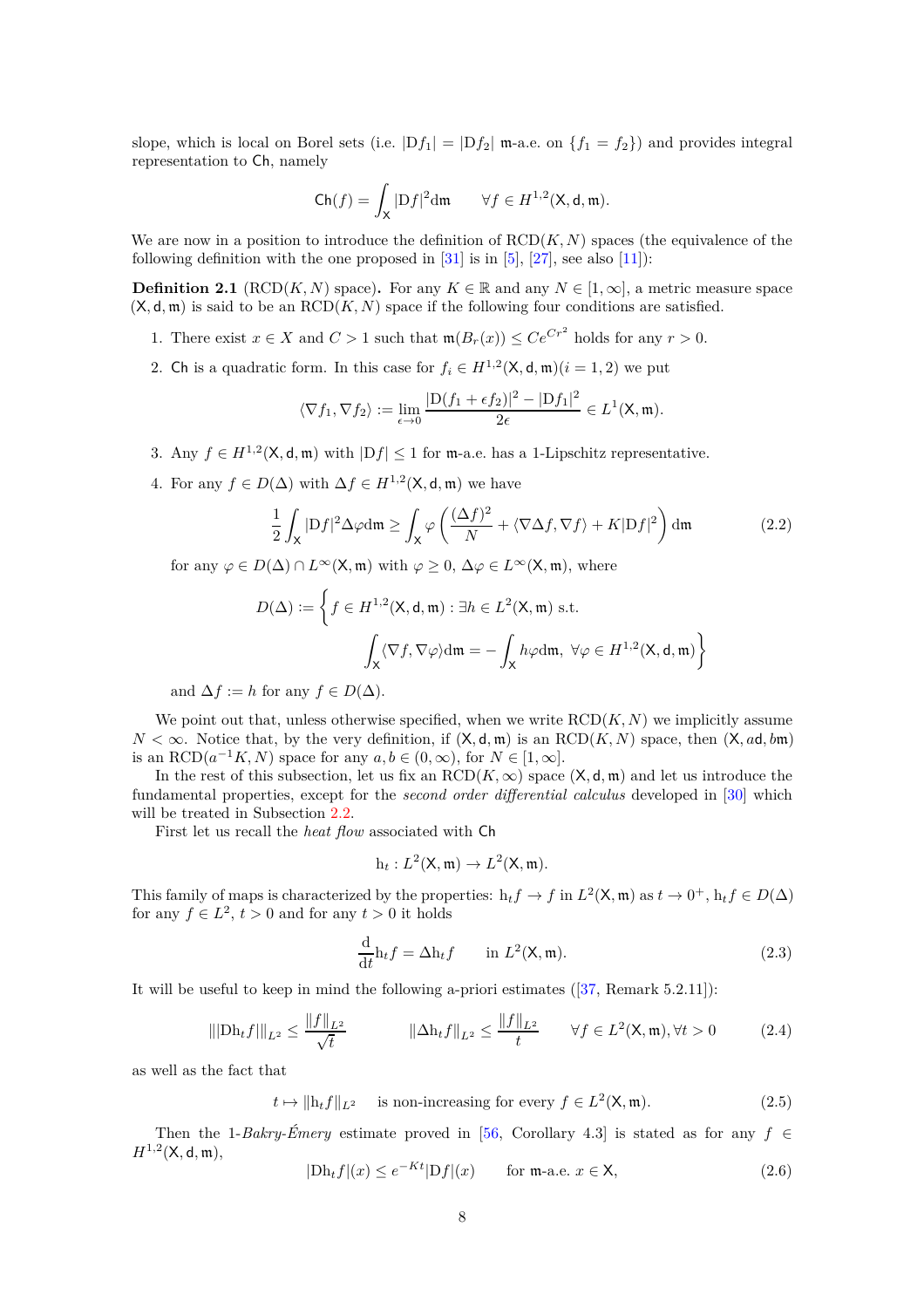slope, which is local on Borel sets (i.e. $|\mathrm{D}f_1| = |\mathrm{D}f_2|$ $\mathfrak{m}$-a.e. on $\{f_1 = f_2\}$) and provides integral representation to $\mathsf{Ch}$, namely

$$\mathsf{Ch}(f) = \int_{\mathsf{X}} |\mathrm{D}f|^2 \mathrm{d}\mathfrak{m} \qquad \forall f \in H^{1,2}(\mathsf{X}, \mathsf{d}, \mathfrak{m}).$$

We are now in a position to introduce the definition of $\mathrm{RCD}(K, N)$ spaces (the equivalence of the following definition with the one proposed in [31] is in [5], [27], see also [11]):

**Definition 2.1** ($\mathrm{RCD}(K, N)$ space)**.** For any $K \in \mathbb{R}$ and any $N \in [1, \infty]$, a metric measure space $(\mathsf{X}, \mathsf{d}, \mathfrak{m})$ is said to be an $\mathrm{RCD}(K, N)$ space if the following four conditions are satisfied.

1. There exist $x \in X$ and $C > 1$ such that $\mathfrak{m}(B_r(x)) \le Ce^{Cr^2}$ holds for any $r > 0$.
2. $\mathsf{Ch}$ is a quadratic form. In this case for $f_i \in H^{1,2}(\mathsf{X}, \mathsf{d}, \mathfrak{m})(i = 1, 2)$ we put
$$\langle \nabla f_1, \nabla f_2 \rangle := \lim_{\epsilon \to 0} \frac{|\mathrm{D}(f_1 + \epsilon f_2)|^2 - |\mathrm{D}f_1|^2}{2\epsilon} \in L^1(\mathsf{X}, \mathfrak{m}).$$
3. Any $f \in H^{1,2}(\mathsf{X}, \mathsf{d}, \mathfrak{m})$ with $|\mathrm{D}f| \le 1$ for $\mathfrak{m}$-a.e. has a 1-Lipschitz representative.
4. For any $f \in D(\Delta)$ with $\Delta f \in H^{1,2}(\mathsf{X}, \mathsf{d}, \mathfrak{m})$ we have
$$\frac{1}{2} \int_{\mathsf{X}} |\mathrm{D}f|^2 \Delta \varphi \mathrm{d}\mathfrak{m} \ge \int_{\mathsf{X}} \varphi \left( \frac{(\Delta f)^2}{N} + \langle \nabla \Delta f, \nabla f \rangle + K |\mathrm{D}f|^2 \right) \mathrm{d}\mathfrak{m} \tag{2.2}$$
for any $\varphi \in D(\Delta) \cap L^\infty(\mathsf{X}, \mathfrak{m})$ with $\varphi \ge 0$, $\Delta \varphi \in L^\infty(\mathsf{X}, \mathfrak{m})$, where
$$D(\Delta) := \Big\{ f \in H^{1,2}(\mathsf{X}, \mathsf{d}, \mathfrak{m}) : \exists h \in L^2(\mathsf{X}, \mathfrak{m}) \text{ s.t. } \int_{\mathsf{X}} \langle \nabla f, \nabla \varphi \rangle \mathrm{d}\mathfrak{m} = -\int_{\mathsf{X}} h \varphi \mathrm{d}\mathfrak{m}, \ \forall \varphi \in H^{1,2}(\mathsf{X}, \mathsf{d}, \mathfrak{m}) \Big\}$$
and $\Delta f := h$ for any $f \in D(\Delta)$.

We point out that, unless otherwise specified, when we write $\mathrm{RCD}(K, N)$ we implicitly assume $N < \infty$. Notice that, by the very definition, if $(\mathsf{X}, \mathsf{d}, \mathfrak{m})$ is an $\mathrm{RCD}(K, N)$ space, then $(\mathsf{X}, a\mathsf{d}, b\mathfrak{m})$ is an $\mathrm{RCD}(a^{-1}K, N)$ space for any $a, b \in (0, \infty)$, for $N \in [1, \infty]$.

In the rest of this subsection, let us fix an $\mathrm{RCD}(K, \infty)$ space $(\mathsf{X}, \mathsf{d}, \mathfrak{m})$ and let us introduce the fundamental properties, except for the *second order differential calculus* developed in [30] which will be treated in Subsection 2.2.

First let us recall the *heat flow* associated with $\mathsf{Ch}$

$$\mathrm{h}_t : L^2(\mathsf{X}, \mathfrak{m}) \to L^2(\mathsf{X}, \mathfrak{m}).$$

This family of maps is characterized by the properties: $\mathrm{h}_t f \to f$ in $L^2(\mathsf{X}, \mathfrak{m})$ as $t \to 0^+$, $\mathrm{h}_t f \in D(\Delta)$ for any $f \in L^2$, $t > 0$ and for any $t > 0$ it holds

$$\frac{\mathrm{d}}{\mathrm{d}t} \mathrm{h}_t f = \Delta \mathrm{h}_t f \qquad \text{in } L^2(\mathsf{X}, \mathfrak{m}). \tag{2.3}$$

It will be useful to keep in mind the following a-priori estimates ([37, Remark 5.2.11]):

$$\| |\mathrm{D}\mathrm{h}_t f| \|_{L^2} \le \frac{\|f\|_{L^2}}{\sqrt{t}} \qquad \| \Delta \mathrm{h}_t f \|_{L^2} \le \frac{\|f\|_{L^2}}{t} \qquad \forall f \in L^2(\mathsf{X}, \mathfrak{m}), \forall t > 0 \tag{2.4}$$

as well as the fact that

$$t \mapsto \|\mathrm{h}_t f\|_{L^2} \quad \text{ is non-increasing for every } f \in L^2(\mathsf{X}, \mathfrak{m}). \tag{2.5}$$

Then the 1-*Bakry-Émery* estimate proved in [56, Corollary 4.3] is stated as for any $f \in H^{1,2}(\mathsf{X}, \mathsf{d}, \mathfrak{m})$,

$$|\mathrm{D}\mathrm{h}_t f|(x) \le e^{-Kt} |\mathrm{D}f|(x) \qquad \text{for } \mathfrak{m}\text{-a.e. } x \in \mathsf{X}, \tag{2.6}$$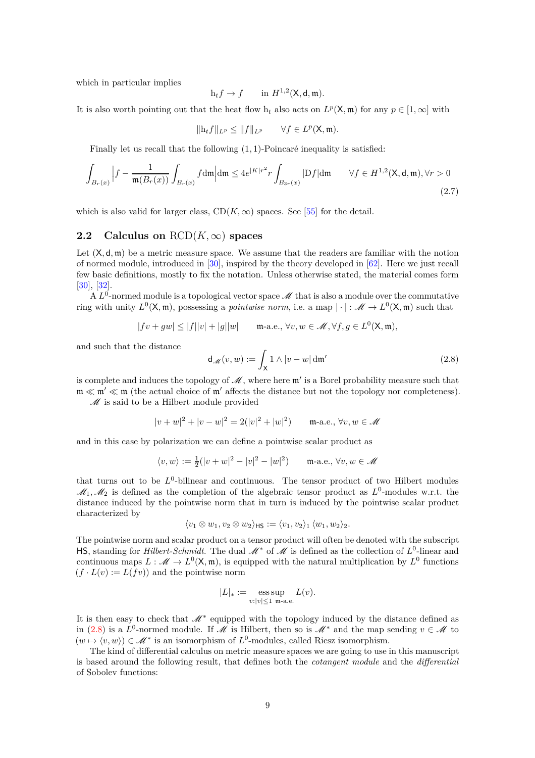which in particular implies

$$\mathrm{h}_t f \to f \qquad \text{in } H^{1,2}(\mathsf{X}, \mathsf{d}, \mathfrak{m}).$$

It is also worth pointing out that the heat flow $\mathrm{h}_t$ also acts on $L^p(\mathsf{X}, \mathfrak{m})$ for any $p \in [1, \infty]$ with

$$\|\mathrm{h}_t f\|_{L^p} \le \|f\|_{L^p} \qquad \forall f \in L^p(\mathsf{X}, \mathfrak{m}).$$

Finally let us recall that the following $(1,1)$-Poincaré inequality is satisfied:

$$\int_{B_r(x)} \Big| f - \frac{1}{\mathfrak{m}(B_r(x))} \int_{B_r(x)} f \mathrm{d}\mathfrak{m} \Big| \mathrm{d}\mathfrak{m} \le 4e^{|K|r^2} r \int_{B_{3r}(x)} |\mathrm{D}f| \mathrm{d}\mathfrak{m} \qquad \forall f \in H^{1,2}(\mathsf{X}, \mathsf{d}, \mathfrak{m}), \forall r > 0 \tag{2.7}$$

which is also valid for larger class, $\mathrm{CD}(K, \infty)$ spaces. See [55] for the detail.

## 2.2 Calculus on $\mathrm{RCD}(K, \infty)$ spaces

Let $(\mathsf{X}, \mathsf{d}, \mathfrak{m})$ be a metric measure space. We assume that the readers are familiar with the notion of normed module, introduced in [30], inspired by the theory developed in [62]. Here we just recall few basic definitions, mostly to fix the notation. Unless otherwise stated, the material comes form [30], [32].

A $L^0$-normed module is a topological vector space $\mathscr{M}$ that is also a module over the commutative ring with unity $L^0(\mathsf{X}, \mathfrak{m})$, possessing a *pointwise norm*, i.e. a map $|\cdot| : \mathscr{M} \to L^0(\mathsf{X}, \mathfrak{m})$ such that

$$|fv + gw| \le |f||v| + |g||w| \qquad \mathfrak{m}\text{-a.e.}, \forall v, w \in \mathscr{M}, \forall f, g \in L^0(\mathsf{X}, \mathfrak{m}),$$

and such that the distance

$$\mathsf{d}_{\mathscr{M}}(v, w) := \int_{\mathsf{X}} 1 \wedge |v - w| \, \mathrm{d}\mathfrak{m}' \tag{2.8}$$

is complete and induces the topology of $\mathscr{M}$, where here $\mathfrak{m}'$ is a Borel probability measure such that $\mathfrak{m} \ll \mathfrak{m}' \ll \mathfrak{m}$ (the actual choice of $\mathfrak{m}'$ affects the distance but not the topology nor completeness).

$\mathscr{M}$ is said to be a Hilbert module provided

$$|v + w|^2 + |v - w|^2 = 2(|v|^2 + |w|^2) \qquad \mathfrak{m}\text{-a.e.}, \forall v, w \in \mathscr{M}$$

and in this case by polarization we can define a pointwise scalar product as

$$\langle v, w \rangle := \tfrac{1}{2}(|v + w|^2 - |v|^2 - |w|^2) \qquad \mathfrak{m}\text{-a.e.}, \forall v, w \in \mathscr{M}$$

that turns out to be $L^0$-bilinear and continuous. The tensor product of two Hilbert modules $\mathscr{M}_1, \mathscr{M}_2$ is defined as the completion of the algebraic tensor product as $L^0$-modules w.r.t. the distance induced by the pointwise norm that in turn is induced by the pointwise scalar product characterized by

$$\langle v_1 \otimes w_1, v_2 \otimes w_2 \rangle_{\mathsf{HS}} := \langle v_1, v_2 \rangle_1 \, \langle w_1, w_2 \rangle_2.$$

The pointwise norm and scalar product on a tensor product will often be denoted with the subscript $\mathsf{HS}$, standing for *Hilbert-Schmidt*. The dual $\mathscr{M}^*$ of $\mathscr{M}$ is defined as the collection of $L^0$-linear and continuous maps $L : \mathscr{M} \to L^0(\mathsf{X}, \mathfrak{m})$, is equipped with the natural multiplication by $L^0$ functions ($f \cdot L(v) := L(fv)$) and the pointwise norm

$$|L|_* := \operatorname*{ess\,sup}_{v : |v| \le 1 \ \mathfrak{m}\text{-a.e.}} L(v).$$

It is then easy to check that $\mathscr{M}^*$ equipped with the topology induced by the distance defined as in (2.8) is a $L^0$-normed module. If $\mathscr{M}$ is Hilbert, then so is $\mathscr{M}^*$ and the map sending $v \in \mathscr{M}$ to $(w \mapsto \langle v, w \rangle) \in \mathscr{M}^*$ is an isomorphism of $L^0$-modules, called Riesz isomorphism.

The kind of differential calculus on metric measure spaces we are going to use in this manuscript is based around the following result, that defines both the *cotangent module* and the *differential* of Sobolev functions: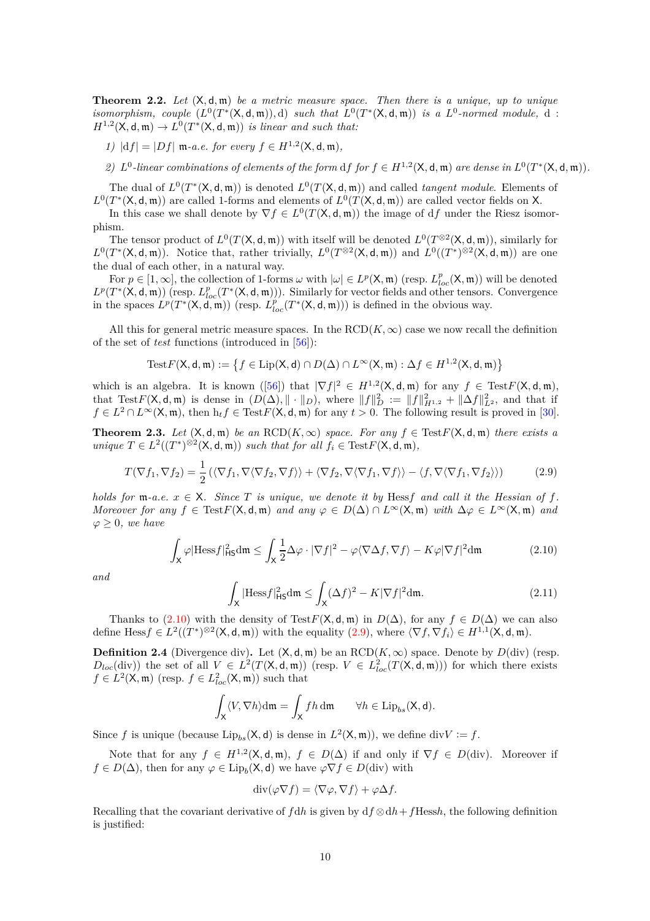**Theorem 2.2.** *Let $(\mathsf{X},\mathsf{d},\mathfrak{m})$ be a metric measure space. Then there is a unique, up to unique isomorphism, couple $(L^0(T^*(\mathsf{X},\mathsf{d},\mathfrak{m})),\mathrm{d})$ such that $L^0(T^*(\mathsf{X},\mathsf{d},\mathfrak{m}))$ is a $L^0$-normed module, $\mathrm{d}: H^{1,2}(\mathsf{X},\mathsf{d},\mathfrak{m}) \to L^0(T^*(\mathsf{X},\mathsf{d},\mathfrak{m}))$ is linear and such that:*

1) *$|\mathrm{d}f| = |Df|$ $\mathfrak{m}$-a.e. for every $f \in H^{1,2}(\mathsf{X},\mathsf{d},\mathfrak{m})$,*

2) *$L^0$-linear combinations of elements of the form $\mathrm{d}f$ for $f \in H^{1,2}(\mathsf{X},\mathsf{d},\mathfrak{m})$ are dense in $L^0(T^*(\mathsf{X},\mathsf{d},\mathfrak{m}))$.*

The dual of $L^0(T^*(\mathsf{X},\mathsf{d},\mathfrak{m}))$ is denoted $L^0(T(\mathsf{X},\mathsf{d},\mathfrak{m}))$ and called *tangent module*. Elements of $L^0(T^*(\mathsf{X},\mathsf{d},\mathfrak{m}))$ are called 1-forms and elements of $L^0(T(\mathsf{X},\mathsf{d},\mathfrak{m}))$ are called vector fields on $\mathsf{X}$.

In this case we shall denote by $\nabla f \in L^0(T(\mathsf{X},\mathsf{d},\mathfrak{m}))$ the image of $\mathrm{d}f$ under the Riesz isomorphism.

The tensor product of $L^0(T(\mathsf{X},\mathsf{d},\mathfrak{m}))$ with itself will be denoted $L^0(T^{\otimes 2}(\mathsf{X},\mathsf{d},\mathfrak{m}))$, similarly for $L^0(T^*(\mathsf{X},\mathsf{d},\mathfrak{m}))$. Notice that, rather trivially, $L^0(T^{\otimes 2}(\mathsf{X},\mathsf{d},\mathfrak{m}))$ and $L^0((T^*)^{\otimes 2}(\mathsf{X},\mathsf{d},\mathfrak{m}))$ are one the dual of each other, in a natural way.

For $p \in [1,\infty]$, the collection of 1-forms $\omega$ with $|\omega| \in L^p(\mathsf{X},\mathfrak{m})$ (resp. $L^p_{loc}(\mathsf{X},\mathfrak{m})$) will be denoted $L^p(T^*(\mathsf{X},\mathsf{d},\mathfrak{m}))$ (resp. $L^p_{loc}(T^*(\mathsf{X},\mathsf{d},\mathfrak{m}))$). Similarly for vector fields and other tensors. Convergence in the spaces $L^p(T^*(\mathsf{X},\mathsf{d},\mathfrak{m}))$ (resp. $L^p_{loc}(T^*(\mathsf{X},\mathsf{d},\mathfrak{m}))$) is defined in the obvious way.

All this for general metric measure spaces. In the $\mathrm{RCD}(K,\infty)$ case we now recall the definition of the set of *test* functions (introduced in [56]):

$$\mathrm{Test}F(\mathsf{X},\mathsf{d},\mathfrak{m}) := \left\{ f \in \mathrm{Lip}(\mathsf{X},\mathsf{d}) \cap D(\Delta) \cap L^\infty(\mathsf{X},\mathfrak{m}) : \Delta f \in H^{1,2}(\mathsf{X},\mathsf{d},\mathfrak{m}) \right\}$$

which is an algebra. It is known ([56]) that $|\nabla f|^2 \in H^{1,2}(\mathsf{X},\mathsf{d},\mathfrak{m})$ for any $f \in \mathrm{Test}F(\mathsf{X},\mathsf{d},\mathfrak{m})$, that $\mathrm{Test}F(\mathsf{X},\mathsf{d},\mathfrak{m})$ is dense in $(D(\Delta),\|\cdot\|_D)$, where $\|f\|_D^2 := \|f\|^2_{H^{1,2}} + \|\Delta f\|^2_{L^2}$, and that if $f \in L^2 \cap L^\infty(\mathsf{X},\mathfrak{m})$, then $\mathrm{h}_t f \in \mathrm{Test}F(\mathsf{X},\mathsf{d},\mathfrak{m})$ for any $t > 0$. The following result is proved in [30].

**Theorem 2.3.** *Let $(\mathsf{X},\mathsf{d},\mathfrak{m})$ be an $\mathrm{RCD}(K,\infty)$ space. For any $f \in \mathrm{Test}F(\mathsf{X},\mathsf{d},\mathfrak{m})$ there exists a unique $T \in L^2((T^*)^{\otimes 2}(\mathsf{X},\mathsf{d},\mathfrak{m}))$ such that for all $f_i \in \mathrm{Test}F(\mathsf{X},\mathsf{d},\mathfrak{m})$,*

$$T(\nabla f_1, \nabla f_2) = \frac{1}{2}\left(\langle \nabla f_1, \nabla\langle \nabla f_2, \nabla f\rangle\rangle + \langle \nabla f_2, \nabla\langle \nabla f_1, \nabla f\rangle\rangle - \langle f, \nabla\langle \nabla f_1, \nabla f_2\rangle\rangle\right) \tag{2.9}$$

*holds for $\mathfrak{m}$-a.e. $x \in \mathsf{X}$. Since $T$ is unique, we denote it by $\mathrm{Hess}f$ and call it the Hessian of $f$. Moreover for any $f \in \mathrm{Test}F(\mathsf{X},\mathsf{d},\mathfrak{m})$ and any $\varphi \in D(\Delta) \cap L^\infty(\mathsf{X},\mathfrak{m})$ with $\Delta\varphi \in L^\infty(\mathsf{X},\mathfrak{m})$ and $\varphi \geq 0$, we have*

$$\int_{\mathsf{X}} \varphi |\mathrm{Hess}f|^2_{\mathsf{HS}} \mathrm{d}\mathfrak{m} \leq \int_{\mathsf{X}} \frac{1}{2}\Delta\varphi \cdot |\nabla f|^2 - \varphi\langle \nabla \Delta f, \nabla f\rangle - K\varphi|\nabla f|^2 \mathrm{d}\mathfrak{m} \tag{2.10}$$

*and*

$$\int_{\mathsf{X}} |\mathrm{Hess}f|^2_{\mathsf{HS}} \mathrm{d}\mathfrak{m} \leq \int_{\mathsf{X}} (\Delta f)^2 - K|\nabla f|^2 \mathrm{d}\mathfrak{m}. \tag{2.11}$$

Thanks to (2.10) with the density of $\mathrm{Test}F(\mathsf{X},\mathsf{d},\mathfrak{m})$ in $D(\Delta)$, for any $f \in D(\Delta)$ we can also define $\mathrm{Hess}f \in L^2((T^*)^{\otimes 2}(\mathsf{X},\mathsf{d},\mathfrak{m}))$ with the equality (2.9), where $\langle \nabla f, \nabla f_i\rangle \in H^{1,1}(\mathsf{X},\mathsf{d},\mathfrak{m})$.

**Definition 2.4** (Divergence div)**.** Let $(\mathsf{X},\mathsf{d},\mathfrak{m})$ be an $\mathrm{RCD}(K,\infty)$ space. Denote by $D(\mathrm{div})$ (resp. $D_{loc}(\mathrm{div})$) the set of all $V \in L^2(T(\mathsf{X},\mathsf{d},\mathfrak{m}))$ (resp. $V \in L^2_{loc}(T(\mathsf{X},\mathsf{d},\mathfrak{m}))$) for which there exists $f \in L^2(\mathsf{X},\mathfrak{m})$ (resp. $f \in L^2_{loc}(\mathsf{X},\mathfrak{m})$) such that

$$\int_{\mathsf{X}} \langle V, \nabla h\rangle \mathrm{d}\mathfrak{m} = \int_{\mathsf{X}} fh \,\mathrm{d}\mathfrak{m} \qquad \forall h \in \mathrm{Lip}_{bs}(\mathsf{X},\mathsf{d}).$$

Since $f$ is unique (because $\mathrm{Lip}_{bs}(\mathsf{X},\mathsf{d})$ is dense in $L^2(\mathsf{X},\mathfrak{m})$), we define $\mathrm{div}V := f$.

Note that for any $f \in H^{1,2}(\mathsf{X},\mathsf{d},\mathfrak{m})$, $f \in D(\Delta)$ if and only if $\nabla f \in D(\mathrm{div})$. Moreover if $f \in D(\Delta)$, then for any $\varphi \in \mathrm{Lip}_b(\mathsf{X},\mathsf{d})$ we have $\varphi\nabla f \in D(\mathrm{div})$ with

$$\mathrm{div}(\varphi\nabla f) = \langle \nabla\varphi, \nabla f\rangle + \varphi\Delta f.$$

Recalling that the covariant derivative of $f\mathrm{d}h$ is given by $\mathrm{d}f \otimes \mathrm{d}h + f\mathrm{Hess}h$, the following definition is justified: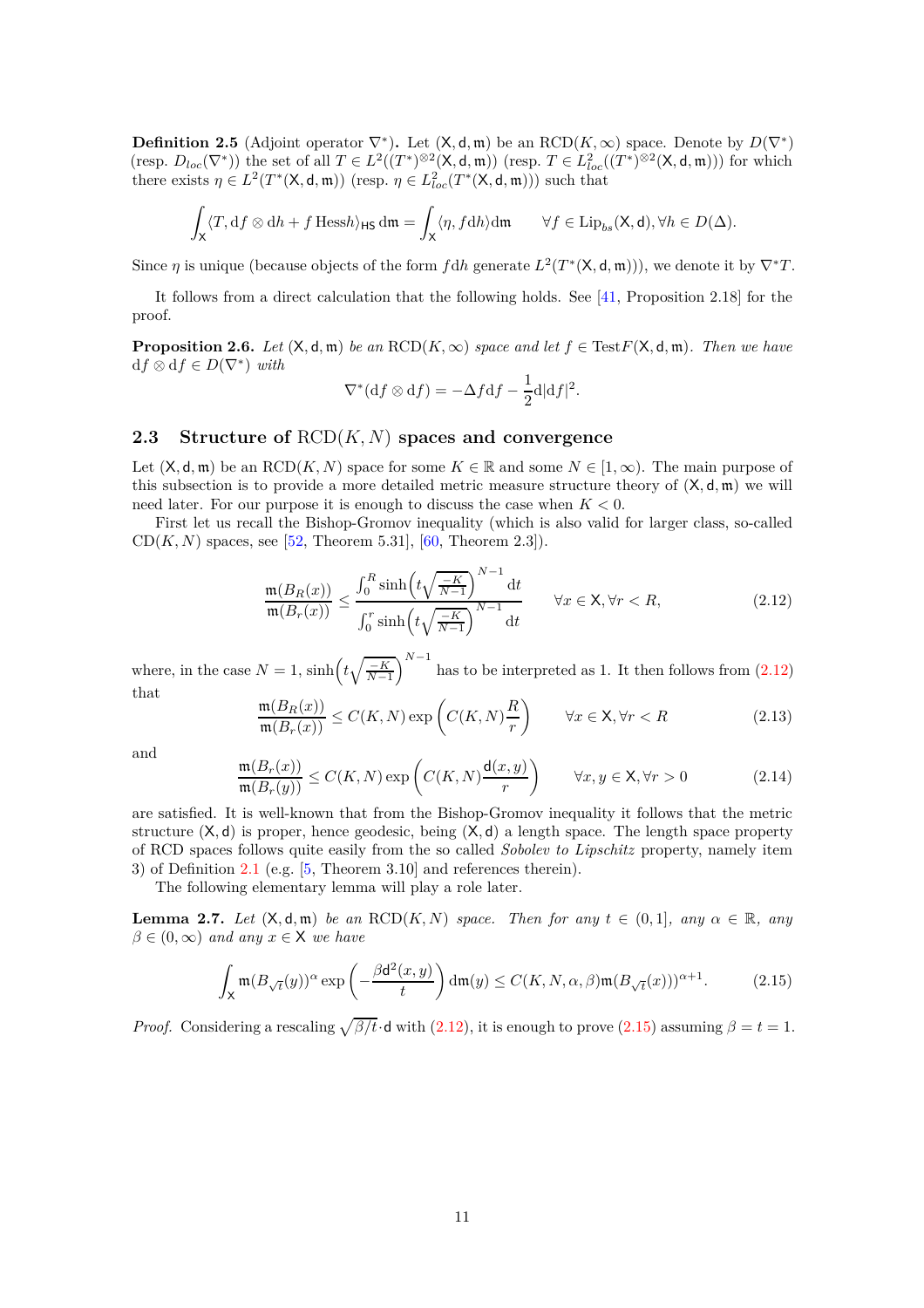**Definition 2.5** (Adjoint operator $\nabla^*$)**.** Let $(\mathsf{X}, \mathsf{d}, \mathfrak{m})$ be an $\mathrm{RCD}(K, \infty)$ space. Denote by $D(\nabla^*)$ (resp. $D_{loc}(\nabla^*)$) the set of all $T \in L^2((T^*)^{\otimes 2}(\mathsf{X}, \mathsf{d}, \mathfrak{m}))$ (resp. $T \in L^2_{loc}((T^*)^{\otimes 2}(\mathsf{X}, \mathsf{d}, \mathfrak{m}))$) for which there exists $\eta \in L^2(T^*(\mathsf{X}, \mathsf{d}, \mathfrak{m}))$ (resp. $\eta \in L^2_{loc}(T^*(\mathsf{X}, \mathsf{d}, \mathfrak{m}))$) such that

$$\int_{\mathsf{X}} \langle T, \mathrm{d}f \otimes \mathrm{d}h + f \,\mathrm{Hess} h\rangle_{\mathsf{HS}} \,\mathrm{d}\mathfrak{m} = \int_{\mathsf{X}} \langle \eta, f \mathrm{d}h\rangle \mathrm{d}\mathfrak{m} \qquad \forall f \in \mathrm{Lip}_{bs}(\mathsf{X}, \mathsf{d}), \forall h \in D(\Delta).$$

Since $\eta$ is unique (because objects of the form $f\mathrm{d}h$ generate $L^2(T^*(\mathsf{X}, \mathsf{d}, \mathfrak{m}))$), we denote it by $\nabla^* T$.

It follows from a direct calculation that the following holds. See [41, Proposition 2.18] for the proof.

**Proposition 2.6.** *Let $(\mathsf{X}, \mathsf{d}, \mathfrak{m})$ be an $\mathrm{RCD}(K, \infty)$ space and let $f \in \mathrm{Test}F(\mathsf{X}, \mathsf{d}, \mathfrak{m})$. Then we have $\mathrm{d}f \otimes \mathrm{d}f \in D(\nabla^*)$ with*

$$\nabla^*(\mathrm{d}f \otimes \mathrm{d}f) = -\Delta f \mathrm{d}f - \frac{1}{2}\mathrm{d}|\mathrm{d}f|^2.$$

## 2.3 Structure of $\mathrm{RCD}(K, N)$ spaces and convergence

Let $(\mathsf{X}, \mathsf{d}, \mathfrak{m})$ be an $\mathrm{RCD}(K, N)$ space for some $K \in \mathbb{R}$ and some $N \in [1, \infty)$. The main purpose of this subsection is to provide a more detailed metric measure structure theory of $(\mathsf{X}, \mathsf{d}, \mathfrak{m})$ we will need later. For our purpose it is enough to discuss the case when $K < 0$.

First let us recall the Bishop-Gromov inequality (which is also valid for larger class, so-called $\mathrm{CD}(K, N)$ spaces, see [52, Theorem 5.31], [60, Theorem 2.3]).

$$\frac{\mathfrak{m}(B_R(x))}{\mathfrak{m}(B_r(x))} \le \frac{\int_0^R \sinh\left(t\sqrt{\frac{-K}{N-1}}\right)^{N-1} \mathrm{d}t}{\int_0^r \sinh\left(t\sqrt{\frac{-K}{N-1}}\right)^{N-1} \mathrm{d}t} \qquad \forall x \in \mathsf{X}, \forall r < R, \tag{2.12}$$

where, in the case $N = 1$, $\sinh\left(t\sqrt{\frac{-K}{N-1}}\right)^{N-1}$ has to be interpreted as 1. It then follows from (2.12) that

$$\frac{\mathfrak{m}(B_R(x))}{\mathfrak{m}(B_r(x))} \le C(K, N) \exp\left(C(K, N)\frac{R}{r}\right) \qquad \forall x \in \mathsf{X}, \forall r < R \tag{2.13}$$

and

$$\frac{\mathfrak{m}(B_r(x))}{\mathfrak{m}(B_r(y))} \le C(K, N) \exp\left(C(K, N)\frac{\mathsf{d}(x, y)}{r}\right) \qquad \forall x, y \in \mathsf{X}, \forall r > 0 \tag{2.14}$$

are satisfied. It is well-known that from the Bishop-Gromov inequality it follows that the metric structure $(\mathsf{X}, \mathsf{d})$ is proper, hence geodesic, being $(\mathsf{X}, \mathsf{d})$ a length space. The length space property of RCD spaces follows quite easily from the so called *Sobolev to Lipschitz* property, namely item 3) of Definition 2.1 (e.g. [5, Theorem 3.10] and references therein).

The following elementary lemma will play a role later.

**Lemma 2.7.** *Let $(\mathsf{X}, \mathsf{d}, \mathfrak{m})$ be an $\mathrm{RCD}(K, N)$ space. Then for any $t \in (0, 1]$, any $\alpha \in \mathbb{R}$, any $\beta \in (0, \infty)$ and any $x \in \mathsf{X}$ we have*

$$\int_{\mathsf{X}} \mathfrak{m}(B_{\sqrt{t}}(y))^{\alpha} \exp\left(-\frac{\beta \mathsf{d}^2(x, y)}{t}\right) \mathrm{d}\mathfrak{m}(y) \le C(K, N, \alpha, \beta)\mathfrak{m}(B_{\sqrt{t}}(x))^{\alpha+1}. \tag{2.15}$$

*Proof.* Considering a rescaling $\sqrt{\beta/t}\cdot\mathsf{d}$ with (2.12), it is enough to prove (2.15) assuming $\beta = t = 1$.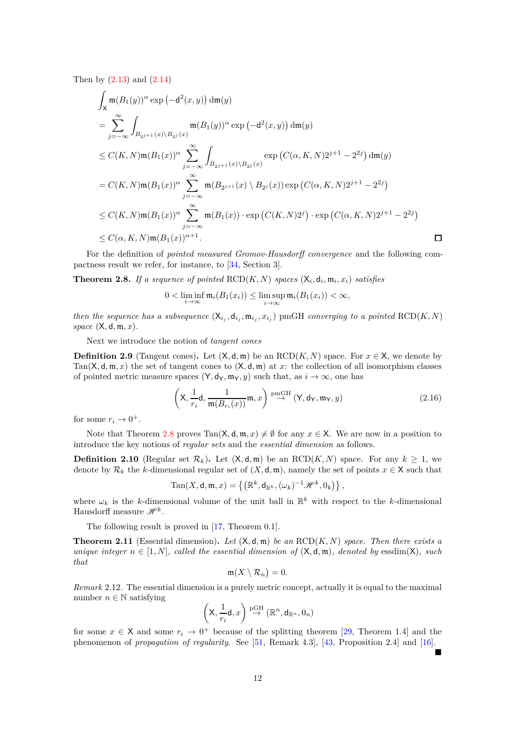Then by (2.13) and (2.14)

$$
\begin{aligned}
&\int_{\mathsf{X}} \mathfrak{m}(B_1(y))^\alpha \exp\left(-\mathsf{d}^2(x,y)\right) \mathrm{d}\mathfrak{m}(y) \\
&= \sum_{j=-\infty}^{\infty} \int_{B_{2^{j+1}}(x)\setminus B_{2^j}(x)} \mathfrak{m}(B_1(y))^\alpha \exp\left(-\mathsf{d}^2(x,y)\right) \mathrm{d}\mathfrak{m}(y) \\
&\le C(K,N)\mathfrak{m}(B_1(x))^\alpha \sum_{j=-\infty}^{\infty} \int_{B_{2^{j+1}}(x)\setminus B_{2^j}(x)} \exp\left(C(\alpha,K,N)2^{j+1} - 2^{2j}\right) \mathrm{d}\mathfrak{m}(y) \\
&= C(K,N)\mathfrak{m}(B_1(x))^\alpha \sum_{j=-\infty}^{\infty} \mathfrak{m}(B_{2^{j+1}}(x)\setminus B_{2^j}(x)) \exp\left(C(\alpha,K,N)2^{j+1} - 2^{2j}\right) \\
&\le C(K,N)\mathfrak{m}(B_1(x))^\alpha \sum_{j=-\infty}^{\infty} \mathfrak{m}(B_1(x)) \cdot \exp\left(C(K,N)2^{j}\right) \cdot \exp\left(C(\alpha,K,N)2^{j+1} - 2^{2j}\right) \\
&\le C(\alpha,K,N)\mathfrak{m}(B_1(x))^{\alpha+1}.
\end{aligned}
$$

□

For the definition of *pointed measured Gromov-Hausdorff convergence* and the following compactness result we refer, for instance, to [34, Section 3].

**Theorem 2.8.** *If a sequence of pointed* $\mathrm{RCD}(K,N)$ *spaces* $(\mathsf{X}_i,\mathsf{d}_i,\mathfrak{m}_i,x_i)$ *satisfies*

$$0 < \liminf_{i\to\infty} \mathfrak{m}_i(B_1(x_i)) \le \limsup_{i\to\infty} \mathfrak{m}_i(B_1(x_i)) < \infty,$$

*then the sequence has a subsequence* $(\mathsf{X}_{i_j},\mathsf{d}_{i_j},\mathfrak{m}_{i_j},x_{i_j})$ pmGH *converging to a pointed* $\mathrm{RCD}(K,N)$ *space* $(\mathsf{X},\mathsf{d},\mathfrak{m},x)$.

Next we introduce the notion of *tangent cones*

**Definition 2.9** (Tangent cones)**.** Let $(\mathsf{X},\mathsf{d},\mathfrak{m})$ be an $\mathrm{RCD}(K,N)$ space. For $x\in\mathsf{X}$, we denote by $\mathrm{Tan}(\mathsf{X},\mathsf{d},\mathfrak{m},x)$ the set of tangent cones to $(\mathsf{X},\mathsf{d},\mathfrak{m})$ at $x$: the collection of all isomorphism classes of pointed metric measure spaces $(\mathsf{Y},\mathsf{d}_\mathsf{Y},\mathfrak{m}_\mathsf{Y},y)$ such that, as $i\to\infty$, one has

$$\left(\mathsf{X},\frac{1}{r_i}\mathsf{d},\frac{1}{\mathfrak{m}(B_{r_i}(x))}\mathfrak{m},x\right) \xrightarrow{\text{pmGH}} (\mathsf{Y},\mathsf{d}_\mathsf{Y},\mathfrak{m}_\mathsf{Y},y) \tag{2.16}$$

for some $r_i\to 0^+$.

Note that Theorem 2.8 proves $\mathrm{Tan}(\mathsf{X},\mathsf{d},\mathfrak{m},x)\neq\emptyset$ for any $x\in\mathsf{X}$. We are now in a position to introduce the key notions of *regular sets* and the *essential dimension* as follows.

**Definition 2.10** (Regular set $\mathcal{R}_k$)**.** Let $(\mathsf{X},\mathsf{d},\mathfrak{m})$ be an $\mathrm{RCD}(K,N)$ space. For any $k\ge 1$, we denote by $\mathcal{R}_k$ the $k$-dimensional regular set of $(X,\mathsf{d},\mathfrak{m})$, namely the set of points $x\in\mathsf{X}$ such that

$$\mathrm{Tan}(X,\mathsf{d},\mathfrak{m},x) = \left\{\left(\mathbb{R}^k,\mathsf{d}_{\mathbb{R}^k},(\omega_k)^{-1}\mathscr{H}^k,0_k\right)\right\},$$

where $\omega_k$ is the $k$-dimensional volume of the unit ball in $\mathbb{R}^k$ with respect to the $k$-dimensional Hausdorff measure $\mathscr{H}^k$.

The following result is proved in [17, Theorem 0.1].

**Theorem 2.11** (Essential dimension)**.** *Let* $(\mathsf{X},\mathsf{d},\mathfrak{m})$ *be an* $\mathrm{RCD}(K,N)$ *space. Then there exists a unique integer* $n\in[1,N]$*, called the essential dimension of* $(\mathsf{X},\mathsf{d},\mathfrak{m})$*, denoted by* $\mathrm{essdim}(\mathsf{X})$*, such that*

$$\mathfrak{m}(X\setminus\mathcal{R}_n)=0.$$

*Remark* 2.12. The essential dimension is a purely metric concept, actually it is equal to the maximal number $n\in\mathbb{N}$ satisfying

$$\left(\mathsf{X},\frac{1}{r_i}\mathsf{d},x\right) \xrightarrow{\text{pGH}} (\mathbb{R}^n,\mathsf{d}_{\mathbb{R}^n},0_n)$$

for some $x\in\mathsf{X}$ and some $r_i\to 0^+$ because of the splitting theorem [29, Theorem 1.4] and the phenomenon of *propagation of regularity*. See [51, Remark 4.3], [43, Proposition 2.4] and [16]. ■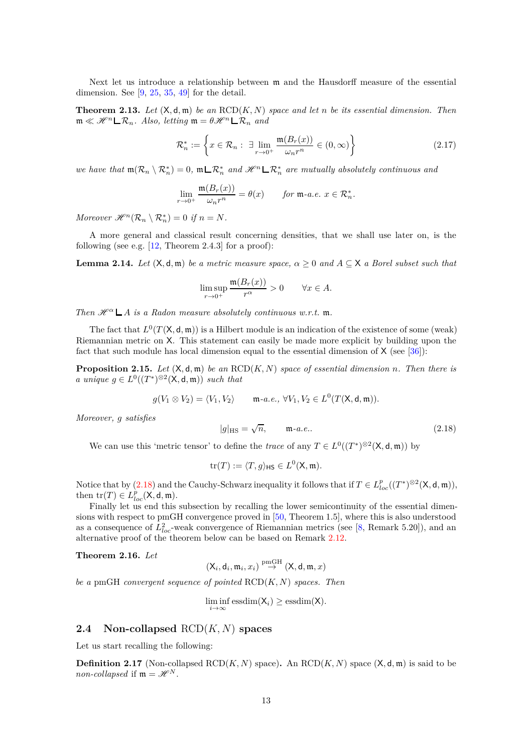Next let us introduce a relationship between $\mathfrak{m}$ and the Hausdorff measure of the essential dimension. See [9, 25, 35, 49] for the detail.

**Theorem 2.13.** *Let $(\mathsf{X},\mathsf{d},\mathfrak{m})$ be an $\mathrm{RCD}(K,N)$ space and let $n$ be its essential dimension. Then $\mathfrak{m} \ll \mathscr{H}^n \llcorner \mathcal{R}_n$. Also, letting $\mathfrak{m} = \theta \mathscr{H}^n \llcorner \mathcal{R}_n$ and*

$$\mathcal{R}_n^* := \left\{ x \in \mathcal{R}_n : \ \exists \lim_{r \to 0^+} \frac{\mathfrak{m}(B_r(x))}{\omega_n r^n} \in (0, \infty) \right\} \tag{2.17}$$

*we have that $\mathfrak{m}(\mathcal{R}_n \setminus \mathcal{R}_n^*) = 0$, $\mathfrak{m} \llcorner \mathcal{R}_n^*$ and $\mathscr{H}^n \llcorner \mathcal{R}_n^*$ are mutually absolutely continuous and*

$$\lim_{r \to 0^+} \frac{\mathfrak{m}(B_r(x))}{\omega_n r^n} = \theta(x) \qquad \text{for } \mathfrak{m}\text{-a.e. } x \in \mathcal{R}_n^*.$$

*Moreover $\mathscr{H}^n(\mathcal{R}_n \setminus \mathcal{R}_n^*) = 0$ if $n = N$.*

A more general and classical result concerning densities, that we shall use later on, is the following (see e.g. [12, Theorem 2.4.3] for a proof):

**Lemma 2.14.** *Let $(\mathsf{X},\mathsf{d},\mathfrak{m})$ be a metric measure space, $\alpha \geq 0$ and $A \subseteq \mathsf{X}$ a Borel subset such that*

$$\limsup_{r \to 0^+} \frac{\mathfrak{m}(B_r(x))}{r^\alpha} > 0 \qquad \forall x \in A.$$

*Then $\mathscr{H}^\alpha \llcorner A$ is a Radon measure absolutely continuous w.r.t. $\mathfrak{m}$.*

The fact that $L^0(T(\mathsf{X},\mathsf{d},\mathfrak{m}))$ is a Hilbert module is an indication of the existence of some (weak) Riemannian metric on $\mathsf{X}$. This statement can easily be made more explicit by building upon the fact that such module has local dimension equal to the essential dimension of $\mathsf{X}$ (see [36]):

**Proposition 2.15.** *Let $(\mathsf{X},\mathsf{d},\mathfrak{m})$ be an $\mathrm{RCD}(K,N)$ space of essential dimension $n$. Then there is a unique $g \in L^0((T^*)^{\otimes 2}(\mathsf{X},\mathsf{d},\mathfrak{m}))$ such that*

$$g(V_1 \otimes V_2) = \langle V_1, V_2 \rangle \qquad \mathfrak{m}\text{-a.e., } \forall V_1, V_2 \in L^0(T(\mathsf{X},\mathsf{d},\mathfrak{m})).$$

*Moreover, $g$ satisfies*

$$|g|_{\mathrm{HS}} = \sqrt{n}, \qquad \mathfrak{m}\text{-a.e.}. \tag{2.18}$$

We can use this 'metric tensor' to define the *trace* of any $T \in L^0((T^*)^{\otimes 2}(\mathsf{X},\mathsf{d},\mathfrak{m}))$ by

$$\mathrm{tr}(T) := \langle T, g \rangle_{\mathsf{HS}} \in L^0(\mathsf{X},\mathfrak{m}).$$

Notice that by (2.18) and the Cauchy-Schwarz inequality it follows that if $T \in L^p_{loc}((T^*)^{\otimes 2}(\mathsf{X},\mathsf{d},\mathfrak{m}))$, then $\mathrm{tr}(T) \in L^p_{loc}(\mathsf{X},\mathsf{d},\mathfrak{m})$.

Finally let us end this subsection by recalling the lower semicontinuity of the essential dimensions with respect to pmGH convergence proved in [50, Theorem 1.5], where this is also understood as a consequence of $L^2_{loc}$-weak convergence of Riemannian metrics (see [8, Remark 5.20]), and an alternative proof of the theorem below can be based on Remark 2.12.

**Theorem 2.16.** *Let*

$$(\mathsf{X}_i, \mathsf{d}_i, \mathfrak{m}_i, x_i) \overset{\mathrm{pmGH}}{\to} (\mathsf{X}, \mathsf{d}, \mathfrak{m}, x)$$

*be a pmGH convergent sequence of pointed $\mathrm{RCD}(K,N)$ spaces. Then*

$$\liminf_{i \to \infty} \mathrm{essdim}(\mathsf{X}_i) \geq \mathrm{essdim}(\mathsf{X}).$$

## 2.4 Non-collapsed $\mathrm{RCD}(K,N)$ spaces

Let us start recalling the following:

**Definition 2.17** (Non-collapsed $\mathrm{RCD}(K,N)$ space)**.** An $\mathrm{RCD}(K,N)$ space $(\mathsf{X},\mathsf{d},\mathfrak{m})$ is said to be *non-collapsed* if $\mathfrak{m} = \mathscr{H}^N$.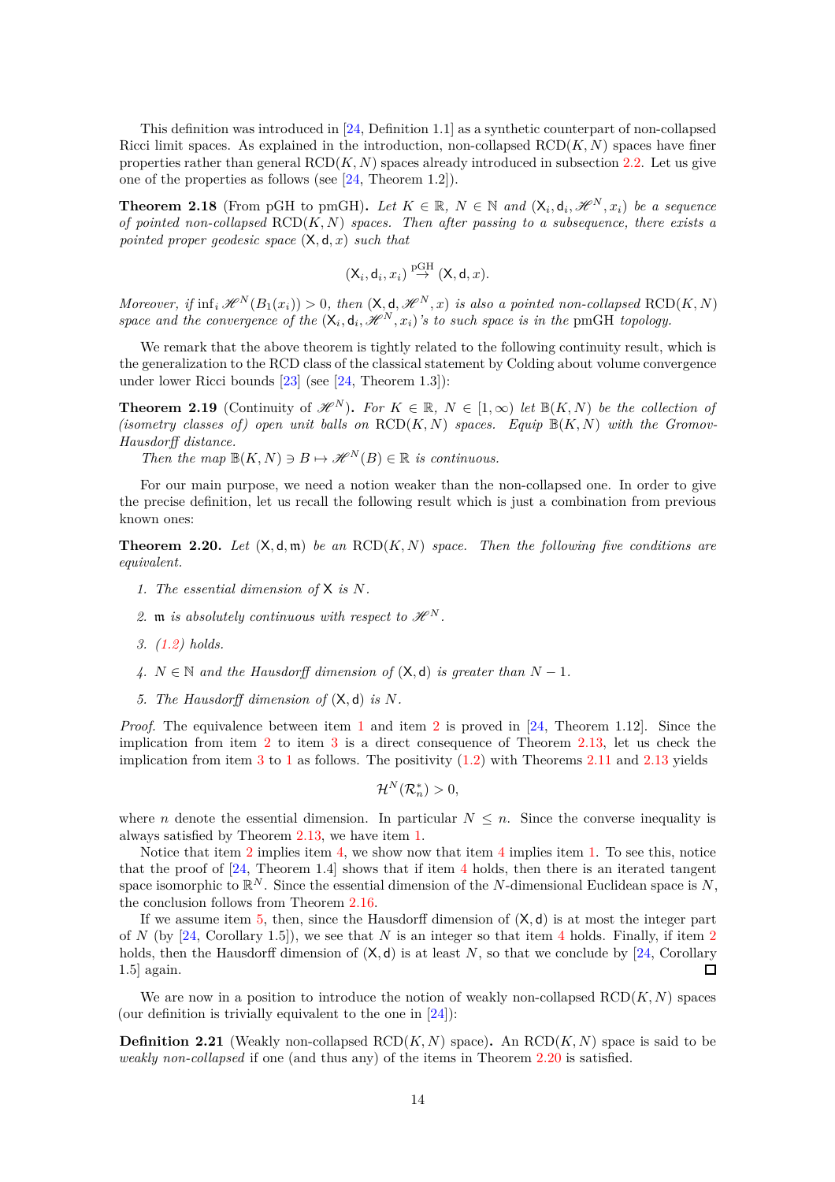This definition was introduced in [24, Definition 1.1] as a synthetic counterpart of non-collapsed Ricci limit spaces. As explained in the introduction, non-collapsed $\mathrm{RCD}(K,N)$ spaces have finer properties rather than general $\mathrm{RCD}(K,N)$ spaces already introduced in subsection 2.2. Let us give one of the properties as follows (see [24, Theorem 1.2]).

**Theorem 2.18** (From pGH to pmGH)**.** *Let $K \in \mathbb{R}$, $N \in \mathbb{N}$ and $(\mathsf{X}_i, \mathsf{d}_i, \mathscr{H}^N, x_i)$ be a sequence of pointed non-collapsed $\mathrm{RCD}(K,N)$ spaces. Then after passing to a subsequence, there exists a pointed proper geodesic space $(\mathsf{X}, \mathsf{d}, x)$ such that*

$$(\mathsf{X}_i, \mathsf{d}_i, x_i) \overset{\mathrm{pGH}}{\to} (\mathsf{X}, \mathsf{d}, x).$$

*Moreover, if $\inf_i \mathscr{H}^N(B_1(x_i)) > 0$, then $(\mathsf{X}, \mathsf{d}, \mathscr{H}^N, x)$ is also a pointed non-collapsed $\mathrm{RCD}(K,N)$ space and the convergence of the $(\mathsf{X}_i, \mathsf{d}_i, \mathscr{H}^N, x_i)$'s to such space is in the pmGH topology.*

We remark that the above theorem is tightly related to the following continuity result, which is the generalization to the RCD class of the classical statement by Colding about volume convergence under lower Ricci bounds [23] (see [24, Theorem 1.3]):

**Theorem 2.19** (Continuity of $\mathscr{H}^N$)**.** *For $K \in \mathbb{R}$, $N \in [1, \infty)$ let $\mathbb{B}(K,N)$ be the collection of (isometry classes of) open unit balls on $\mathrm{RCD}(K,N)$ spaces. Equip $\mathbb{B}(K,N)$ with the Gromov-Hausdorff distance.*

*Then the map $\mathbb{B}(K,N) \ni B \mapsto \mathscr{H}^N(B) \in \mathbb{R}$ is continuous.*

For our main purpose, we need a notion weaker than the non-collapsed one. In order to give the precise definition, let us recall the following result which is just a combination from previous known ones:

**Theorem 2.20.** *Let $(\mathsf{X}, \mathsf{d}, \mathfrak{m})$ be an $\mathrm{RCD}(K,N)$ space. Then the following five conditions are equivalent.*

1. *The essential dimension of $\mathsf{X}$ is $N$.*
2. *$\mathfrak{m}$ is absolutely continuous with respect to $\mathscr{H}^N$.*
3. *(1.2) holds.*
4. *$N \in \mathbb{N}$ and the Hausdorff dimension of $(\mathsf{X}, \mathsf{d})$ is greater than $N-1$.*
5. *The Hausdorff dimension of $(\mathsf{X}, \mathsf{d})$ is $N$.*

*Proof.* The equivalence between item 1 and item 2 is proved in [24, Theorem 1.12]. Since the implication from item 2 to item 3 is a direct consequence of Theorem 2.13, let us check the implication from item 3 to 1 as follows. The positivity (1.2) with Theorems 2.11 and 2.13 yields

$$\mathcal{H}^N(\mathcal{R}_n^*) > 0,$$

where $n$ denote the essential dimension. In particular $N \le n$. Since the converse inequality is always satisfied by Theorem 2.13, we have item 1.

Notice that item 2 implies item 4, we show now that item 4 implies item 1. To see this, notice that the proof of [24, Theorem 1.4] shows that if item 4 holds, then there is an iterated tangent space isomorphic to $\mathbb{R}^N$. Since the essential dimension of the $N$-dimensional Euclidean space is $N$, the conclusion follows from Theorem 2.16.

If we assume item 5, then, since the Hausdorff dimension of $(\mathsf{X}, \mathsf{d})$ is at most the integer part of $N$ (by [24, Corollary 1.5]), we see that $N$ is an integer so that item 4 holds. Finally, if item 2 holds, then the Hausdorff dimension of $(\mathsf{X}, \mathsf{d})$ is at least $N$, so that we conclude by [24, Corollary 1.5] again. $\square$

We are now in a position to introduce the notion of weakly non-collapsed $\mathrm{RCD}(K,N)$ spaces (our definition is trivially equivalent to the one in [24]):

**Definition 2.21** (Weakly non-collapsed $\mathrm{RCD}(K,N)$ space)**.** An $\mathrm{RCD}(K,N)$ space is said to be *weakly non-collapsed* if one (and thus any) of the items in Theorem 2.20 is satisfied.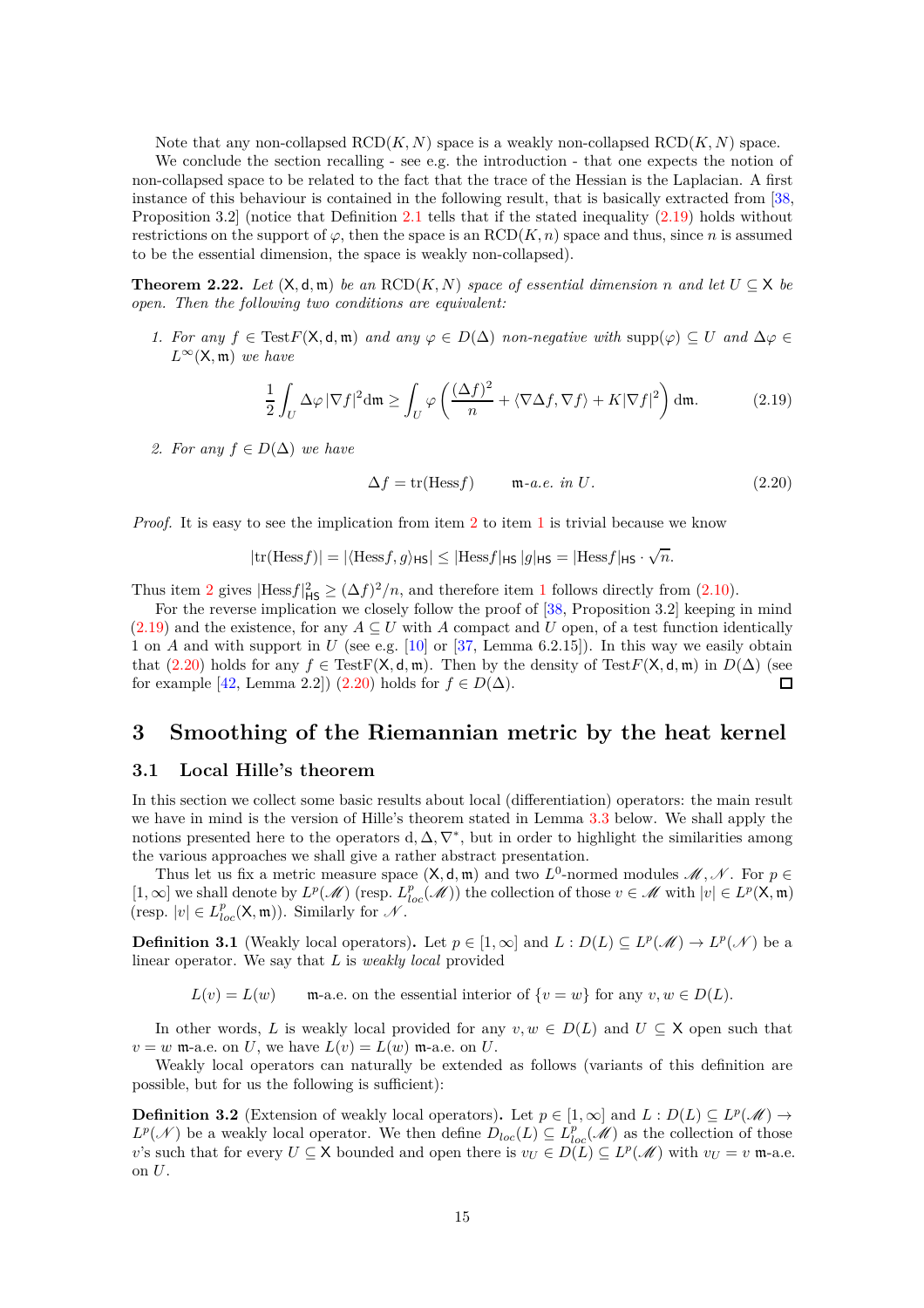Note that any non-collapsed $\mathrm{RCD}(K,N)$ space is a weakly non-collapsed $\mathrm{RCD}(K,N)$ space.

We conclude the section recalling - see e.g. the introduction - that one expects the notion of non-collapsed space to be related to the fact that the trace of the Hessian is the Laplacian. A first instance of this behaviour is contained in the following result, that is basically extracted from [38, Proposition 3.2] (notice that Definition 2.1 tells that if the stated inequality (2.19) holds without restrictions on the support of $\varphi$, then the space is an $\mathrm{RCD}(K,n)$ space and thus, since $n$ is assumed to be the essential dimension, the space is weakly non-collapsed).

**Theorem 2.22.** *Let* $(\mathsf{X},\mathsf{d},\mathfrak{m})$ *be an* $\mathrm{RCD}(K,N)$ *space of essential dimension* $n$ *and let* $U \subseteq \mathsf{X}$ *be open. Then the following two conditions are equivalent:*

1. *For any* $f \in \mathrm{Test}F(\mathsf{X},\mathsf{d},\mathfrak{m})$ *and any* $\varphi \in D(\Delta)$ *non-negative with* $\mathrm{supp}(\varphi) \subseteq U$ *and* $\Delta\varphi \in L^\infty(\mathsf{X},\mathfrak{m})$ *we have*

$$\frac{1}{2}\int_U \Delta\varphi\,|\nabla f|^2 \mathrm{d}\mathfrak{m} \geq \int_U \varphi\left(\frac{(\Delta f)^2}{n} + \langle\nabla\Delta f,\nabla f\rangle + K|\nabla f|^2\right)\mathrm{d}\mathfrak{m}. \tag{2.19}$$

2. *For any* $f \in D(\Delta)$ *we have*

$$\Delta f = \mathrm{tr}(\mathrm{Hess} f) \qquad \mathfrak{m}\text{-a.e. in } U. \tag{2.20}$$

*Proof.* It is easy to see the implication from item 2 to item 1 is trivial because we know

$$|\mathrm{tr}(\mathrm{Hess} f)| = |\langle \mathrm{Hess} f, g\rangle_{\mathsf{HS}}| \leq |\mathrm{Hess} f|_{\mathsf{HS}}\,|g|_{\mathsf{HS}} = |\mathrm{Hess} f|_{\mathsf{HS}}\cdot\sqrt{n}.$$

Thus item 2 gives $|\mathrm{Hess} f|^2_{\mathsf{HS}} \geq (\Delta f)^2/n$, and therefore item 1 follows directly from (2.10).

For the reverse implication we closely follow the proof of [38, Proposition 3.2] keeping in mind (2.19) and the existence, for any $A \subseteq U$ with $A$ compact and $U$ open, of a test function identically 1 on $A$ and with support in $U$ (see e.g. [10] or [37, Lemma 6.2.15]). In this way we easily obtain that (2.20) holds for any $f \in \mathrm{Test}F(\mathsf{X},\mathsf{d},\mathfrak{m})$. Then by the density of $\mathrm{Test}F(\mathsf{X},\mathsf{d},\mathfrak{m})$ in $D(\Delta)$ (see for example [42, Lemma 2.2]) (2.20) holds for $f \in D(\Delta)$. □

# 3 Smoothing of the Riemannian metric by the heat kernel

## 3.1 Local Hille's theorem

In this section we collect some basic results about local (differentiation) operators: the main result we have in mind is the version of Hille's theorem stated in Lemma 3.3 below. We shall apply the notions presented here to the operators $\mathrm{d}, \Delta, \nabla^*$, but in order to highlight the similarities among the various approaches we shall give a rather abstract presentation.

Thus let us fix a metric measure space $(\mathsf{X},\mathsf{d},\mathfrak{m})$ and two $L^0$-normed modules $\mathscr{M},\mathscr{N}$. For $p \in [1,\infty]$ we shall denote by $L^p(\mathscr{M})$ (resp. $L^p_{loc}(\mathscr{M})$) the collection of those $v \in \mathscr{M}$ with $|v| \in L^p(\mathsf{X},\mathfrak{m})$ (resp. $|v| \in L^p_{loc}(\mathsf{X},\mathfrak{m})$). Similarly for $\mathscr{N}$.

**Definition 3.1** (Weakly local operators)**.** Let $p \in [1,\infty]$ and $L : D(L) \subseteq L^p(\mathscr{M}) \to L^p(\mathscr{N})$ be a linear operator. We say that $L$ is *weakly local* provided

$$L(v) = L(w) \qquad \mathfrak{m}\text{-a.e. on the essential interior of } \{v = w\} \text{ for any } v, w \in D(L).$$

In other words, $L$ is weakly local provided for any $v, w \in D(L)$ and $U \subseteq \mathsf{X}$ open such that $v = w$ $\mathfrak{m}$-a.e. on $U$, we have $L(v) = L(w)$ $\mathfrak{m}$-a.e. on $U$.

Weakly local operators can naturally be extended as follows (variants of this definition are possible, but for us the following is sufficient):

**Definition 3.2** (Extension of weakly local operators)**.** Let $p \in [1,\infty]$ and $L : D(L) \subseteq L^p(\mathscr{M}) \to L^p(\mathscr{N})$ be a weakly local operator. We then define $D_{loc}(L) \subseteq L^p_{loc}(\mathscr{M})$ as the collection of those $v$'s such that for every $U \subseteq \mathsf{X}$ bounded and open there is $v_U \in D(L) \subseteq L^p(\mathscr{M})$ with $v_U = v$ $\mathfrak{m}$-a.e. on $U$.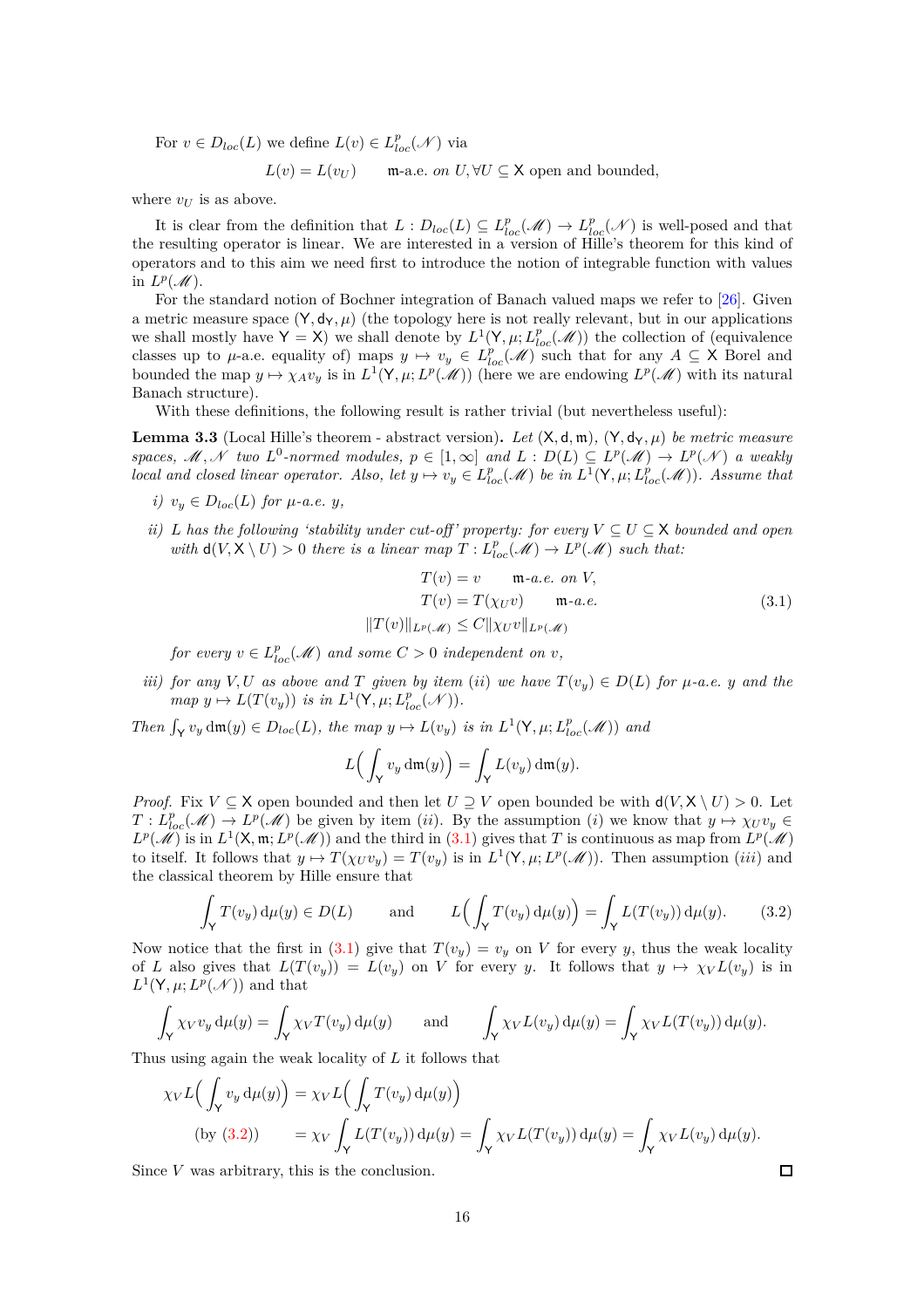For $v \in D_{loc}(L)$ we define $L(v) \in L^p_{loc}(\mathscr{N})$ via

$$L(v) = L(v_U) \qquad \mathfrak{m}\text{-a.e. } on\ U, \forall U \subseteq \mathsf{X} \text{ open and bounded},$$

where $v_U$ is as above.

It is clear from the definition that $L : D_{loc}(L) \subseteq L^p_{loc}(\mathscr{M}) \to L^p_{loc}(\mathscr{N})$ is well-posed and that the resulting operator is linear. We are interested in a version of Hille's theorem for this kind of operators and to this aim we need first to introduce the notion of integrable function with values in $L^p(\mathscr{M})$.

For the standard notion of Bochner integration of Banach valued maps we refer to [26]. Given a metric measure space $(\mathsf{Y}, \mathsf{d}_\mathsf{Y}, \mu)$ (the topology here is not really relevant, but in our applications we shall mostly have $\mathsf{Y} = \mathsf{X}$) we shall denote by $L^1(\mathsf{Y}, \mu; L^p_{loc}(\mathscr{M}))$ the collection of (equivalence classes up to $\mu$-a.e. equality of) maps $y \mapsto v_y \in L^p_{loc}(\mathscr{M})$ such that for any $A \subseteq \mathsf{X}$ Borel and bounded the map $y \mapsto \chi_A v_y$ is in $L^1(\mathsf{Y}, \mu; L^p(\mathscr{M}))$ (here we are endowing $L^p(\mathscr{M})$ with its natural Banach structure).

With these definitions, the following result is rather trivial (but nevertheless useful):

**Lemma 3.3** (Local Hille's theorem - abstract version). *Let $(\mathsf{X}, \mathsf{d}, \mathfrak{m})$, $(\mathsf{Y}, \mathsf{d}_\mathsf{Y}, \mu)$ be metric measure spaces, $\mathscr{M}, \mathscr{N}$ two $L^0$-normed modules, $p \in [1, \infty]$ and $L : D(L) \subseteq L^p(\mathscr{M}) \to L^p(\mathscr{N})$ a weakly local and closed linear operator. Also, let $y \mapsto v_y \in L^p_{loc}(\mathscr{M})$ be in $L^1(\mathsf{Y}, \mu; L^p_{loc}(\mathscr{M}))$. Assume that*

*i) $v_y \in D_{loc}(L)$ for $\mu$-a.e. $y$,*

*ii) $L$ has the following 'stability under cut-off' property: for every $V \subseteq U \subseteq \mathsf{X}$ bounded and open with $\mathsf{d}(V, \mathsf{X} \setminus U) > 0$ there is a linear map $T : L^p_{loc}(\mathscr{M}) \to L^p(\mathscr{M})$ such that:*

$$\begin{aligned} T(v) &= v \qquad \mathfrak{m}\text{-a.e. on } V, \\ T(v) &= T(\chi_U v) \qquad \mathfrak{m}\text{-a.e.} \\ \|T(v)\|_{L^p(\mathscr{M})} &\leq C \|\chi_U v\|_{L^p(\mathscr{M})} \end{aligned} \tag{3.1}$$

*for every $v \in L^p_{loc}(\mathscr{M})$ and some $C > 0$ independent on $v$,*

*iii) for any $V, U$ as above and $T$ given by item (ii) we have $T(v_y) \in D(L)$ for $\mu$-a.e. $y$ and the map $y \mapsto L(T(v_y))$ is in $L^1(\mathsf{Y}, \mu; L^p_{loc}(\mathscr{N}))$.*

*Then $\int_\mathsf{Y} v_y \, \mathrm{d}\mathfrak{m}(y) \in D_{loc}(L)$, the map $y \mapsto L(v_y)$ is in $L^1(\mathsf{Y}, \mu; L^p_{loc}(\mathscr{M}))$ and*

$$L\Big( \int_\mathsf{Y} v_y \, \mathrm{d}\mathfrak{m}(y) \Big) = \int_\mathsf{Y} L(v_y) \, \mathrm{d}\mathfrak{m}(y).$$

*Proof.* Fix $V \subseteq \mathsf{X}$ open bounded and then let $U \supseteq V$ open bounded be with $\mathsf{d}(V, \mathsf{X} \setminus U) > 0$. Let $T : L^p_{loc}(\mathscr{M}) \to L^p(\mathscr{M})$ be given by item (ii). By the assumption (i) we know that $y \mapsto \chi_U v_y \in L^p(\mathscr{M})$ is in $L^1(\mathsf{X}, \mathfrak{m}; L^p(\mathscr{M}))$ and the third in (3.1) gives that $T$ is continuous as map from $L^p(\mathscr{M})$ to itself. It follows that $y \mapsto T(\chi_U v_y) = T(v_y)$ is in $L^1(\mathsf{Y}, \mu; L^p(\mathscr{M}))$. Then assumption (iii) and the classical theorem by Hille ensure that

$$\int_\mathsf{Y} T(v_y) \, \mathrm{d}\mu(y) \in D(L) \qquad \text{and} \qquad L\Big( \int_\mathsf{Y} T(v_y) \, \mathrm{d}\mu(y) \Big) = \int_\mathsf{Y} L(T(v_y)) \, \mathrm{d}\mu(y). \tag{3.2}$$

Now notice that the first in (3.1) give that $T(v_y) = v_y$ on $V$ for every $y$, thus the weak locality of $L$ also gives that $L(T(v_y)) = L(v_y)$ on $V$ for every $y$. It follows that $y \mapsto \chi_V L(v_y)$ is in $L^1(\mathsf{Y}, \mu; L^p(\mathscr{N}))$ and that

$$\int_\mathsf{Y} \chi_V v_y \, \mathrm{d}\mu(y) = \int_\mathsf{Y} \chi_V T(v_y) \, \mathrm{d}\mu(y) \qquad \text{and} \qquad \int_\mathsf{Y} \chi_V L(v_y) \, \mathrm{d}\mu(y) = \int_\mathsf{Y} \chi_V L(T(v_y)) \, \mathrm{d}\mu(y).$$

Thus using again the weak locality of $L$ it follows that

$$\begin{aligned} \chi_V L\Big( \int_\mathsf{Y} v_y \, \mathrm{d}\mu(y) \Big) &= \chi_V L\Big( \int_\mathsf{Y} T(v_y) \, \mathrm{d}\mu(y) \Big) \\ \text{(by (3.2))} \qquad &= \chi_V \int_\mathsf{Y} L(T(v_y)) \, \mathrm{d}\mu(y) = \int_\mathsf{Y} \chi_V L(T(v_y)) \, \mathrm{d}\mu(y) = \int_\mathsf{Y} \chi_V L(v_y) \, \mathrm{d}\mu(y). \end{aligned}$$

Since $V$ was arbitrary, this is the conclusion. $\square$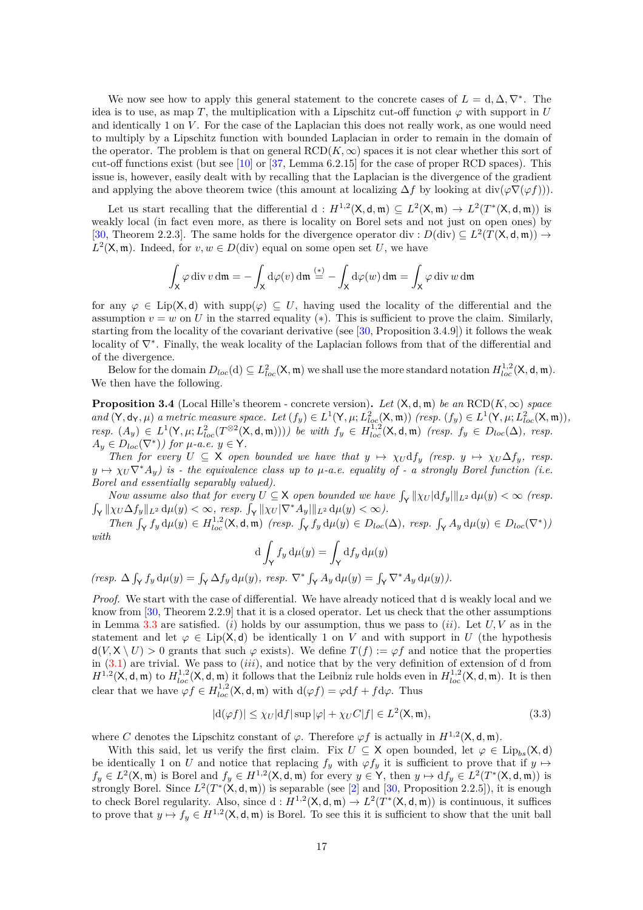We now see how to apply this general statement to the concrete cases of $L = \mathrm{d}, \Delta, \nabla^*$. The idea is to use, as map $T$, the multiplication with a Lipschitz cut-off function $\varphi$ with support in $U$ and identically 1 on $V$. For the case of the Laplacian this does not really work, as one would need to multiply by a Lipschitz function with bounded Laplacian in order to remain in the domain of the operator. The problem is that on general $\mathrm{RCD}(K, \infty)$ spaces it is not clear whether this sort of cut-off functions exist (but see [10] or [37, Lemma 6.2.15] for the case of proper RCD spaces). This issue is, however, easily dealt with by recalling that the Laplacian is the divergence of the gradient and applying the above theorem twice (this amount at localizing $\Delta f$ by looking at $\mathrm{div}(\varphi \nabla(\varphi f))$).

Let us start recalling that the differential $\mathrm{d} : H^{1,2}(\mathsf{X}, \mathsf{d}, \mathfrak{m}) \subseteq L^2(\mathsf{X}, \mathfrak{m}) \to L^2(T^*(\mathsf{X}, \mathsf{d}, \mathfrak{m}))$ is weakly local (in fact even more, as there is locality on Borel sets and not just on open ones) by [30, Theorem 2.2.3]. The same holds for the divergence operator $\mathrm{div} : D(\mathrm{div}) \subseteq L^2(T(\mathsf{X}, \mathsf{d}, \mathfrak{m})) \to L^2(\mathsf{X}, \mathfrak{m})$. Indeed, for $v, w \in D(\mathrm{div})$ equal on some open set $U$, we have

$$\int_{\mathsf{X}} \varphi \,\mathrm{div}\, v \,\mathrm{d}\mathfrak{m} = -\int_{\mathsf{X}} \mathrm{d}\varphi(v) \,\mathrm{d}\mathfrak{m} \overset{(*)}{=} -\int_{\mathsf{X}} \mathrm{d}\varphi(w) \,\mathrm{d}\mathfrak{m} = \int_{\mathsf{X}} \varphi \,\mathrm{div}\, w \,\mathrm{d}\mathfrak{m}$$

for any $\varphi \in \mathrm{Lip}(\mathsf{X}, \mathsf{d})$ with $\mathrm{supp}(\varphi) \subseteq U$, having used the locality of the differential and the assumption $v = w$ on $U$ in the starred equality $(*)$. This is sufficient to prove the claim. Similarly, starting from the locality of the covariant derivative (see [30, Proposition 3.4.9]) it follows the weak locality of $\nabla^*$. Finally, the weak locality of the Laplacian follows from that of the differential and of the divergence.

Below for the domain $D_{loc}(\mathrm{d}) \subseteq L^2_{loc}(\mathsf{X}, \mathfrak{m})$ we shall use the more standard notation $H^{1,2}_{loc}(\mathsf{X}, \mathsf{d}, \mathfrak{m})$. We then have the following.

**Proposition 3.4** (Local Hille's theorem - concrete version)**.** *Let $(\mathsf{X}, \mathsf{d}, \mathfrak{m})$ be an $\mathrm{RCD}(K, \infty)$ space and $(\mathsf{Y}, \mathsf{d}_{\mathsf{Y}}, \mu)$ a metric measure space. Let $(f_y) \in L^1(\mathsf{Y}, \mu; L^2_{loc}(\mathsf{X}, \mathfrak{m}))$ (resp. $(f_y) \in L^1(\mathsf{Y}, \mu; L^2_{loc}(\mathsf{X}, \mathfrak{m}))$, resp. $(A_y) \in L^1(\mathsf{Y}, \mu; L^2_{loc}(T^{\otimes 2}(\mathsf{X}, \mathsf{d}, \mathfrak{m})))$) be with $f_y \in H^{1,2}_{loc}(\mathsf{X}, \mathsf{d}, \mathfrak{m})$ (resp. $f_y \in D_{loc}(\Delta)$, resp. $A_y \in D_{loc}(\nabla^*)$) for $\mu$-a.e. $y \in \mathsf{Y}$.*

*Then for every $U \subseteq \mathsf{X}$ open bounded we have that $y \mapsto \chi_U \mathrm{d}f_y$ (resp. $y \mapsto \chi_U \Delta f_y$, resp. $y \mapsto \chi_U \nabla^* A_y$) is - the equivalence class up to $\mu$-a.e. equality of - a strongly Borel function (i.e. Borel and essentially separably valued).*

*Now assume also that for every $U \subseteq \mathsf{X}$ open bounded we have $\int_{\mathsf{Y}} \| \chi_U |\mathrm{d}f_y| \|_{L^2} \,\mathrm{d}\mu(y) < \infty$ (resp. $\int_{\mathsf{Y}} \| \chi_U \Delta f_y \|_{L^2} \,\mathrm{d}\mu(y) < \infty$, resp. $\int_{\mathsf{Y}} \| \chi_U |\nabla^* A_y| \|_{L^2} \,\mathrm{d}\mu(y) < \infty$).*

*Then $\int_{\mathsf{Y}} f_y \,\mathrm{d}\mu(y) \in H^{1,2}_{loc}(\mathsf{X}, \mathsf{d}, \mathfrak{m})$ (resp. $\int_{\mathsf{Y}} f_y \,\mathrm{d}\mu(y) \in D_{loc}(\Delta)$, resp. $\int_{\mathsf{Y}} A_y \,\mathrm{d}\mu(y) \in D_{loc}(\nabla^*)$) with*

$$\mathrm{d} \int_{\mathsf{Y}} f_y \,\mathrm{d}\mu(y) = \int_{\mathsf{Y}} \mathrm{d}f_y \,\mathrm{d}\mu(y)$$

*(resp. $\Delta \int_{\mathsf{Y}} f_y \,\mathrm{d}\mu(y) = \int_{\mathsf{Y}} \Delta f_y \,\mathrm{d}\mu(y)$, resp. $\nabla^* \int_{\mathsf{Y}} A_y \,\mathrm{d}\mu(y) = \int_{\mathsf{Y}} \nabla^* A_y \,\mathrm{d}\mu(y)$).*

*Proof.* We start with the case of differential. We have already noticed that $\mathrm{d}$ is weakly local and we know from [30, Theorem 2.2.9] that it is a closed operator. Let us check that the other assumptions in Lemma 3.3 are satisfied. $(i)$ holds by our assumption, thus we pass to $(ii)$. Let $U, V$ as in the statement and let $\varphi \in \mathrm{Lip}(\mathsf{X}, \mathsf{d})$ be identically 1 on $V$ and with support in $U$ (the hypothesis $\mathsf{d}(V, \mathsf{X} \setminus U) > 0$ grants that such $\varphi$ exists). We define $T(f) := \varphi f$ and notice that the properties in (3.1) are trivial. We pass to $(iii)$, and notice that by the very definition of extension of $\mathrm{d}$ from $H^{1,2}(\mathsf{X}, \mathsf{d}, \mathfrak{m})$ to $H^{1,2}_{loc}(\mathsf{X}, \mathsf{d}, \mathfrak{m})$ it follows that the Leibniz rule holds even in $H^{1,2}_{loc}(\mathsf{X}, \mathsf{d}, \mathfrak{m})$. It is then clear that we have $\varphi f \in H^{1,2}_{loc}(\mathsf{X}, \mathsf{d}, \mathfrak{m})$ with $\mathrm{d}(\varphi f) = \varphi \mathrm{d}f + f \mathrm{d}\varphi$. Thus

$$|\mathrm{d}(\varphi f)| \leq \chi_U |\mathrm{d}f| \sup |\varphi| + \chi_U C |f| \in L^2(\mathsf{X}, \mathfrak{m}), \tag{3.3}$$

where $C$ denotes the Lipschitz constant of $\varphi$. Therefore $\varphi f$ is actually in $H^{1,2}(\mathsf{X}, \mathsf{d}, \mathfrak{m})$.

With this said, let us verify the first claim. Fix $U \subseteq \mathsf{X}$ open bounded, let $\varphi \in \mathrm{Lip}_{bs}(\mathsf{X}, \mathsf{d})$ be identically 1 on $U$ and notice that replacing $f_y$ with $\varphi f_y$ it is sufficient to prove that if $y \mapsto f_y \in L^2(\mathsf{X}, \mathfrak{m})$ is Borel and $f_y \in H^{1,2}(\mathsf{X}, \mathsf{d}, \mathfrak{m})$ for every $y \in \mathsf{Y}$, then $y \mapsto \mathrm{d}f_y \in L^2(T^*(\mathsf{X}, \mathsf{d}, \mathfrak{m}))$ is strongly Borel. Since $L^2(T^*(\mathsf{X}, \mathsf{d}, \mathfrak{m}))$ is separable (see [2] and [30, Proposition 2.2.5]), it is enough to check Borel regularity. Also, since $\mathrm{d} : H^{1,2}(\mathsf{X}, \mathsf{d}, \mathfrak{m}) \to L^2(T^*(\mathsf{X}, \mathsf{d}, \mathfrak{m}))$ is continuous, it suffices to prove that $y \mapsto f_y \in H^{1,2}(\mathsf{X}, \mathsf{d}, \mathfrak{m})$ is Borel. To see this it is sufficient to show that the unit ball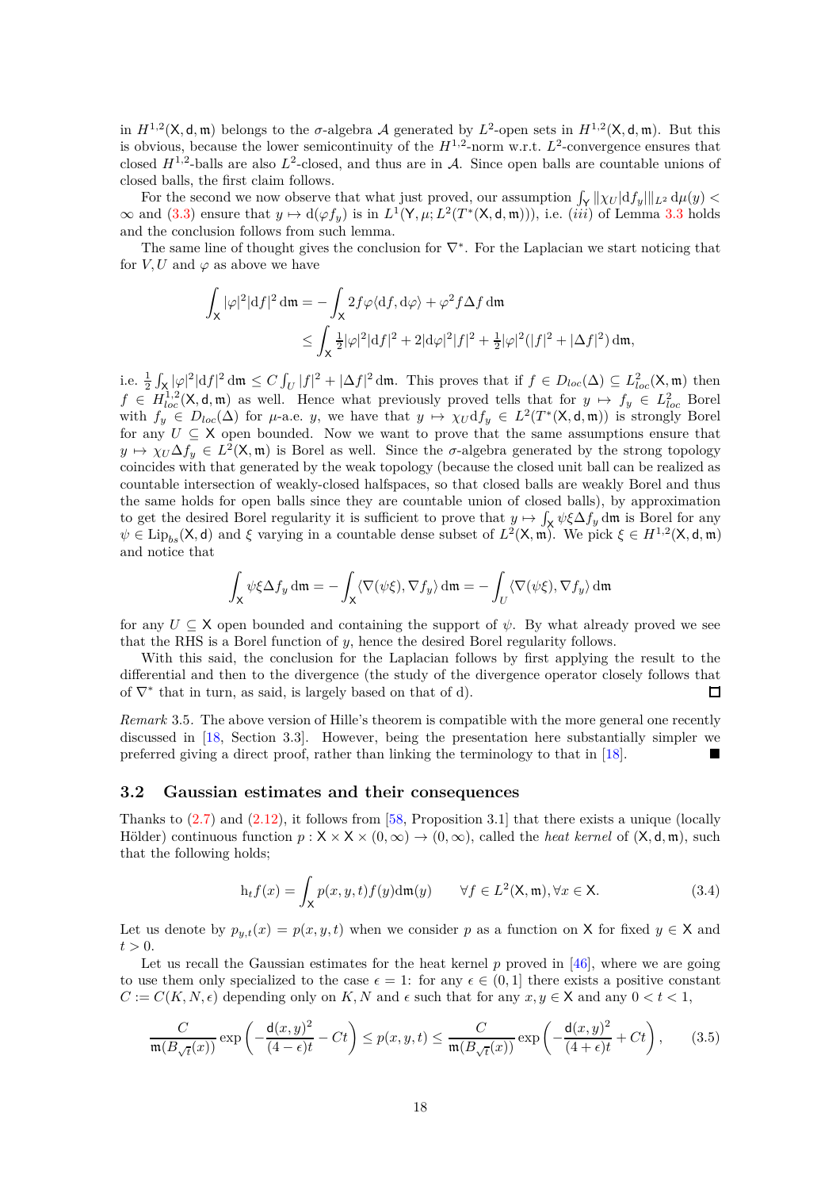in $H^{1,2}(\mathsf{X},\mathsf{d},\mathfrak{m})$ belongs to the $\sigma$-algebra $\mathcal{A}$ generated by $L^2$-open sets in $H^{1,2}(\mathsf{X},\mathsf{d},\mathfrak{m})$. But this is obvious, because the lower semicontinuity of the $H^{1,2}$-norm w.r.t. $L^2$-convergence ensures that closed $H^{1,2}$-balls are also $L^2$-closed, and thus are in $\mathcal{A}$. Since open balls are countable unions of closed balls, the first claim follows.

For the second we now observe that what just proved, our assumption $\int_{\mathsf{Y}} \||\chi_U|\mathrm{d}f_y|\|_{L^2}\,\mathrm{d}\mu(y) < \infty$ and (3.3) ensure that $y \mapsto \mathrm{d}(\varphi f_y)$ is in $L^1(\mathsf{Y},\mu; L^2(T^*(\mathsf{X},\mathsf{d},\mathfrak{m})))$, i.e. $(iii)$ of Lemma 3.3 holds and the conclusion follows from such lemma.

The same line of thought gives the conclusion for $\nabla^*$. For the Laplacian we start noticing that for $V, U$ and $\varphi$ as above we have

$$
\begin{aligned}
\int_{\mathsf{X}} |\varphi|^2 |\mathrm{d}f|^2 \,\mathrm{d}\mathfrak{m} &= -\int_{\mathsf{X}} 2f\varphi\langle \mathrm{d}f, \mathrm{d}\varphi\rangle + \varphi^2 f \Delta f \,\mathrm{d}\mathfrak{m} \\
&\leq \int_{\mathsf{X}} \tfrac{1}{2}|\varphi|^2 |\mathrm{d}f|^2 + 2|\mathrm{d}\varphi|^2 |f|^2 + \tfrac{1}{2}|\varphi|^2(|f|^2 + |\Delta f|^2)\,\mathrm{d}\mathfrak{m},
\end{aligned}
$$

i.e. $\frac{1}{2}\int_{\mathsf{X}} |\varphi|^2|\mathrm{d}f|^2\,\mathrm{d}\mathfrak{m} \leq C\int_U |f|^2 + |\Delta f|^2\,\mathrm{d}\mathfrak{m}$. This proves that if $f \in D_{loc}(\Delta) \subseteq L^2_{loc}(\mathsf{X},\mathfrak{m})$ then $f \in H^{1,2}_{loc}(\mathsf{X},\mathsf{d},\mathfrak{m})$ as well. Hence what previously proved tells that for $y \mapsto f_y \in L^2_{loc}$ Borel with $f_y \in D_{loc}(\Delta)$ for $\mu$-a.e. $y$, we have that $y \mapsto \chi_U \mathrm{d}f_y \in L^2(T^*(\mathsf{X},\mathsf{d},\mathfrak{m}))$ is strongly Borel for any $U \subseteq \mathsf{X}$ open bounded. Now we want to prove that the same assumptions ensure that $y \mapsto \chi_U \Delta f_y \in L^2(\mathsf{X},\mathfrak{m})$ is Borel as well. Since the $\sigma$-algebra generated by the strong topology coincides with that generated by the weak topology (because the closed unit ball can be realized as countable intersection of weakly-closed halfspaces, so that closed balls are weakly Borel and thus the same holds for open balls since they are countable union of closed balls), by approximation to get the desired Borel regularity it is sufficient to prove that $y \mapsto \int_{\mathsf{X}} \psi\xi\Delta f_y\,\mathrm{d}\mathfrak{m}$ is Borel for any $\psi \in \mathrm{Lip}_{bs}(\mathsf{X},\mathsf{d})$ and $\xi$ varying in a countable dense subset of $L^2(\mathsf{X},\mathfrak{m})$. We pick $\xi \in H^{1,2}(\mathsf{X},\mathsf{d},\mathfrak{m})$ and notice that

$$
\int_{\mathsf{X}} \psi\xi\Delta f_y\,\mathrm{d}\mathfrak{m} = -\int_{\mathsf{X}} \langle \nabla(\psi\xi), \nabla f_y\rangle\,\mathrm{d}\mathfrak{m} = -\int_U \langle \nabla(\psi\xi), \nabla f_y\rangle\,\mathrm{d}\mathfrak{m}
$$

for any $U \subseteq \mathsf{X}$ open bounded and containing the support of $\psi$. By what already proved we see that the RHS is a Borel function of $y$, hence the desired Borel regularity follows.

With this said, the conclusion for the Laplacian follows by first applying the result to the differential and then to the divergence (the study of the divergence operator closely follows that of $\nabla^*$ that in turn, as said, is largely based on that of d). □

*Remark* 3.5. The above version of Hille's theorem is compatible with the more general one recently discussed in [18, Section 3.3]. However, being the presentation here substantially simpler we preferred giving a direct proof, rather than linking the terminology to that in [18]. ■

### 3.2 Gaussian estimates and their consequences

Thanks to (2.7) and (2.12), it follows from [58, Proposition 3.1] that there exists a unique (locally Hölder) continuous function $p : \mathsf{X} \times \mathsf{X} \times (0,\infty) \to (0,\infty)$, called the *heat kernel* of $(\mathsf{X},\mathsf{d},\mathfrak{m})$, such that the following holds;

$$
\mathrm{h}_t f(x) = \int_{\mathsf{X}} p(x,y,t) f(y)\mathrm{d}\mathfrak{m}(y) \qquad \forall f \in L^2(\mathsf{X},\mathfrak{m}), \forall x \in \mathsf{X}. \tag{3.4}
$$

Let us denote by $p_{y,t}(x) = p(x,y,t)$ when we consider $p$ as a function on $\mathsf{X}$ for fixed $y \in \mathsf{X}$ and $t > 0$.

Let us recall the Gaussian estimates for the heat kernel $p$ proved in [46], where we are going to use them only specialized to the case $\epsilon = 1$: for any $\epsilon \in (0,1]$ there exists a positive constant $C := C(K,N,\epsilon)$ depending only on $K, N$ and $\epsilon$ such that for any $x, y \in \mathsf{X}$ and any $0 < t < 1$,

$$
\frac{C}{\mathfrak{m}(B_{\sqrt{t}}(x))}\exp\left(-\frac{\mathsf{d}(x,y)^2}{(4-\epsilon)t} - Ct\right) \leq p(x,y,t) \leq \frac{C}{\mathfrak{m}(B_{\sqrt{t}}(x))}\exp\left(-\frac{\mathsf{d}(x,y)^2}{(4+\epsilon)t} + Ct\right), \tag{3.5}
$$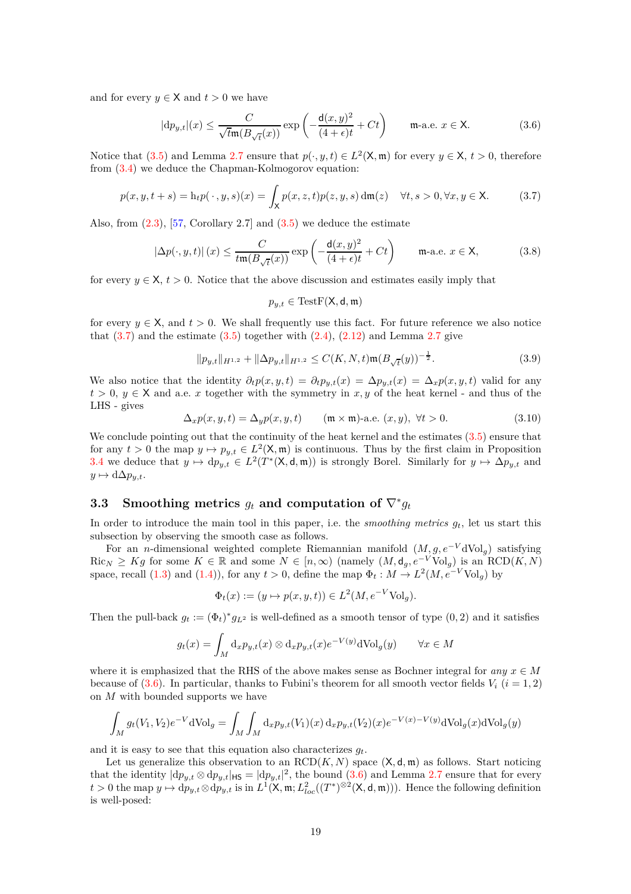and for every $y \in \mathsf{X}$ and $t > 0$ we have

$$|\mathrm{d}p_{y,t}|(x) \leq \frac{C}{\sqrt{t}\mathfrak{m}(B_{\sqrt{t}}(x))} \exp\left(-\frac{\mathsf{d}(x,y)^2}{(4+\epsilon)t} + Ct\right) \qquad \mathfrak{m}\text{-a.e. } x \in \mathsf{X}. \tag{3.6}$$

Notice that (3.5) and Lemma 2.7 ensure that $p(\cdot, y, t) \in L^2(\mathsf{X}, \mathfrak{m})$ for every $y \in \mathsf{X}$, $t > 0$, therefore from (3.4) we deduce the Chapman-Kolmogorov equation:

$$p(x, y, t+s) = \mathrm{h}_t p(\,\cdot\,, y, s)(x) = \int_{\mathsf{X}} p(x, z, t) p(z, y, s) \,\mathrm{d}\mathfrak{m}(z) \quad \forall t, s > 0, \forall x, y \in \mathsf{X}. \tag{3.7}$$

Also, from (2.3), [57, Corollary 2.7] and (3.5) we deduce the estimate

$$|\Delta p(\cdot, y, t)|(x) \leq \frac{C}{t\mathfrak{m}(B_{\sqrt{t}}(x))} \exp\left(-\frac{\mathsf{d}(x,y)^2}{(4+\epsilon)t} + Ct\right) \qquad \mathfrak{m}\text{-a.e. } x \in \mathsf{X}, \tag{3.8}$$

for every $y \in \mathsf{X}$, $t > 0$. Notice that the above discussion and estimates easily imply that

$$p_{y,t} \in \mathrm{TestF}(\mathsf{X}, \mathsf{d}, \mathfrak{m})$$

for every $y \in \mathsf{X}$, and $t > 0$. We shall frequently use this fact. For future reference we also notice that (3.7) and the estimate (3.5) together with (2.4), (2.12) and Lemma 2.7 give

$$\|p_{y,t}\|_{H^{1,2}} + \|\Delta p_{y,t}\|_{H^{1,2}} \leq C(K, N, t)\mathfrak{m}(B_{\sqrt{t}}(y))^{-\frac{1}{2}}. \tag{3.9}$$

We also notice that the identity $\partial_t p(x, y, t) = \partial_t p_{y,t}(x) = \Delta p_{y,t}(x) = \Delta_x p(x, y, t)$ valid for any $t > 0$, $y \in \mathsf{X}$ and a.e. $x$ together with the symmetry in $x, y$ of the heat kernel - and thus of the LHS - gives

$$\Delta_x p(x, y, t) = \Delta_y p(x, y, t) \qquad (\mathfrak{m} \times \mathfrak{m})\text{-a.e. } (x, y), \ \forall t > 0. \tag{3.10}$$

We conclude pointing out that the continuity of the heat kernel and the estimates (3.5) ensure that for any $t > 0$ the map $y \mapsto p_{y,t} \in L^2(\mathsf{X}, \mathfrak{m})$ is continuous. Thus by the first claim in Proposition 3.4 we deduce that $y \mapsto \mathrm{d}p_{y,t} \in L^2(T^*(\mathsf{X}, \mathsf{d}, \mathfrak{m}))$ is strongly Borel. Similarly for $y \mapsto \Delta p_{y,t}$ and $y \mapsto \mathrm{d}\Delta p_{y,t}$.

### 3.3 Smoothing metrics $g_t$ and computation of $\nabla^* g_t$

In order to introduce the main tool in this paper, i.e. the *smoothing metrics* $g_t$, let us start this subsection by observing the smooth case as follows.

For an $n$-dimensional weighted complete Riemannian manifold $(M, g, e^{-V}\mathrm{dVol}_g)$ satisfying $\mathrm{Ric}_N \geq Kg$ for some $K \in \mathbb{R}$ and some $N \in [n, \infty)$ (namely $(M, \mathsf{d}_g, e^{-V}\mathrm{Vol}_g)$ is an $\mathrm{RCD}(K, N)$ space, recall (1.3) and (1.4)), for any $t > 0$, define the map $\Phi_t : M \to L^2(M, e^{-V}\mathrm{Vol}_g)$ by

$$\Phi_t(x) := (y \mapsto p(x, y, t)) \in L^2(M, e^{-V}\mathrm{Vol}_g).$$

Then the pull-back $g_t := (\Phi_t)^* g_{L^2}$ is well-defined as a smooth tensor of type $(0, 2)$ and it satisfies

$$g_t(x) = \int_M \mathrm{d}_x p_{y,t}(x) \otimes \mathrm{d}_x p_{y,t}(x) e^{-V(y)}\mathrm{dVol}_g(y) \qquad \forall x \in M$$

where it is emphasized that the RHS of the above makes sense as Bochner integral for *any* $x \in M$ because of (3.6). In particular, thanks to Fubini's theorem for all smooth vector fields $V_i$ $(i = 1, 2)$ on $M$ with bounded supports we have

$$\int_M g_t(V_1, V_2) e^{-V}\mathrm{dVol}_g = \int_M \int_M \mathrm{d}_x p_{y,t}(V_1)(x)\, \mathrm{d}_x p_{y,t}(V_2)(x) e^{-V(x) - V(y)}\mathrm{dVol}_g(x)\mathrm{dVol}_g(y)$$

and it is easy to see that this equation also characterizes $g_t$.

Let us generalize this observation to an $\mathrm{RCD}(K, N)$ space $(\mathsf{X}, \mathsf{d}, \mathfrak{m})$ as follows. Start noticing that the identity $|\mathrm{d}p_{y,t} \otimes \mathrm{d}p_{y,t}|_{\mathsf{HS}} = |\mathrm{d}p_{y,t}|^2$, the bound (3.6) and Lemma 2.7 ensure that for every $t > 0$ the map $y \mapsto \mathrm{d}p_{y,t} \otimes \mathrm{d}p_{y,t}$ is in $L^1(\mathsf{X}, \mathfrak{m}; L^2_{loc}((T^*)^{\otimes 2}(\mathsf{X}, \mathsf{d}, \mathfrak{m})))$. Hence the following definition is well-posed: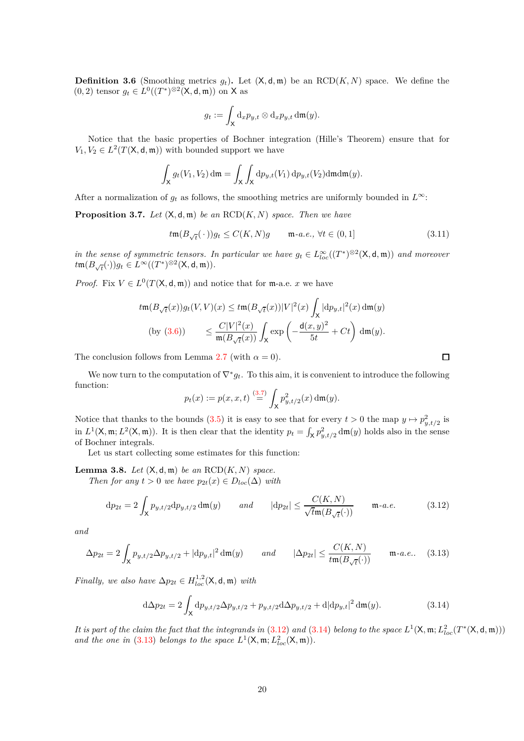**Definition 3.6** (Smoothing metrics $g_t$)**.** Let $(\mathsf{X},\mathsf{d},\mathfrak{m})$ be an $\mathrm{RCD}(K,N)$ space. We define the $(0,2)$ tensor $g_t \in L^0((T^*)^{\otimes 2}(\mathsf{X},\mathsf{d},\mathfrak{m}))$ on $\mathsf{X}$ as

$$g_t := \int_{\mathsf{X}} \mathrm{d}_x p_{y,t} \otimes \mathrm{d}_x p_{y,t} \,\mathrm{d}\mathfrak{m}(y).$$

Notice that the basic properties of Bochner integration (Hille's Theorem) ensure that for $V_1, V_2 \in L^2(T(\mathsf{X},\mathsf{d},\mathfrak{m}))$ with bounded support we have

$$\int_{\mathsf{X}} g_t(V_1,V_2)\,\mathrm{d}\mathfrak{m} = \int_{\mathsf{X}}\int_{\mathsf{X}} \mathrm{d}p_{y,t}(V_1)\,\mathrm{d}p_{y,t}(V_2)\mathrm{d}\mathfrak{m}\mathrm{d}\mathfrak{m}(y).$$

After a normalization of $g_t$ as follows, the smoothing metrics are uniformly bounded in $L^\infty$:

**Proposition 3.7.** *Let $(\mathsf{X},\mathsf{d},\mathfrak{m})$ be an $\mathrm{RCD}(K,N)$ space. Then we have*

$$t\mathfrak{m}(B_{\sqrt{t}}(\,\cdot\,))g_t \le C(K,N)g \qquad \mathfrak{m}\text{-a.e.},\ \forall t\in(0,1] \tag{3.11}$$

*in the sense of symmetric tensors. In particular we have $g_t \in L^\infty_{loc}((T^*)^{\otimes 2}(\mathsf{X},\mathsf{d},\mathfrak{m}))$ and moreover $t\mathfrak{m}(B_{\sqrt{t}}(\cdot))g_t \in L^\infty((T^*)^{\otimes 2}(\mathsf{X},\mathsf{d},\mathfrak{m}))$.*

*Proof.* Fix $V \in L^0(T(\mathsf{X},\mathsf{d},\mathfrak{m}))$ and notice that for $\mathfrak{m}$-a.e. $x$ we have

$$\begin{aligned}
t\mathfrak{m}(B_{\sqrt{t}}(x))g_t(V,V)(x) &\le t\mathfrak{m}(B_{\sqrt{t}}(x))|V|^2(x)\int_{\mathsf{X}}|\mathrm{d}p_{y,t}|^2(x)\,\mathrm{d}\mathfrak{m}(y)\\
\text{(by (3.6))}\qquad &\le \frac{C|V|^2(x)}{\mathfrak{m}(B_{\sqrt{t}}(x))}\int_{\mathsf{X}}\exp\left(-\frac{\mathsf{d}(x,y)^2}{5t}+Ct\right)\,\mathrm{d}\mathfrak{m}(y).
\end{aligned}$$

The conclusion follows from Lemma 2.7 (with $\alpha = 0$). $\square$

We now turn to the computation of $\nabla^* g_t$. To this aim, it is convenient to introduce the following function:

$$p_t(x) := p(x,x,t) \overset{(3.7)}{=} \int_{\mathsf{X}} p^2_{y,t/2}(x)\,\mathrm{d}\mathfrak{m}(y).$$

Notice that thanks to the bounds (3.5) it is easy to see that for every $t>0$ the map $y \mapsto p^2_{y,t/2}$ is in $L^1(\mathsf{X},\mathfrak{m};L^2(\mathsf{X},\mathfrak{m}))$. It is then clear that the identity $p_t = \int_{\mathsf{X}} p^2_{y,t/2}\,\mathrm{d}\mathfrak{m}(y)$ holds also in the sense of Bochner integrals.

Let us start collecting some estimates for this function:

**Lemma 3.8.** *Let $(\mathsf{X},\mathsf{d},\mathfrak{m})$ be an $\mathrm{RCD}(K,N)$ space.*

*Then for any $t>0$ we have $p_{2t}(x) \in D_{loc}(\Delta)$ with*

$$\mathrm{d}p_{2t} = 2\int_{\mathsf{X}} p_{y,t/2}\mathrm{d}p_{y,t/2}\,\mathrm{d}\mathfrak{m}(y) \qquad \text{and} \qquad |\mathrm{d}p_{2t}| \le \frac{C(K,N)}{\sqrt{t}\mathfrak{m}(B_{\sqrt{t}}(\cdot))} \qquad \mathfrak{m}\text{-a.e.} \tag{3.12}$$

*and*

$$\Delta p_{2t} = 2\int_{\mathsf{X}} p_{y,t/2}\Delta p_{y,t/2} + |\mathrm{d}p_{y,t}|^2\,\mathrm{d}\mathfrak{m}(y) \qquad \text{and} \qquad |\Delta p_{2t}| \le \frac{C(K,N)}{t\mathfrak{m}(B_{\sqrt{t}}(\cdot))} \qquad \mathfrak{m}\text{-a.e.}. \tag{3.13}$$

*Finally, we also have $\Delta p_{2t} \in H^{1,2}_{loc}(\mathsf{X},\mathsf{d},\mathfrak{m})$ with*

$$\mathrm{d}\Delta p_{2t} = 2\int_{\mathsf{X}} \mathrm{d}p_{y,t/2}\Delta p_{y,t/2} + p_{y,t/2}\mathrm{d}\Delta p_{y,t/2} + \mathrm{d}|\mathrm{d}p_{y,t}|^2\,\mathrm{d}\mathfrak{m}(y). \tag{3.14}$$

*It is part of the claim the fact that the integrands in (3.12) and (3.14) belong to the space $L^1(\mathsf{X},\mathfrak{m};L^2_{loc}(T^*(\mathsf{X},\mathsf{d},\mathfrak{m})))$ and the one in (3.13) belongs to the space $L^1(\mathsf{X},\mathfrak{m};L^2_{loc}(\mathsf{X},\mathfrak{m}))$.*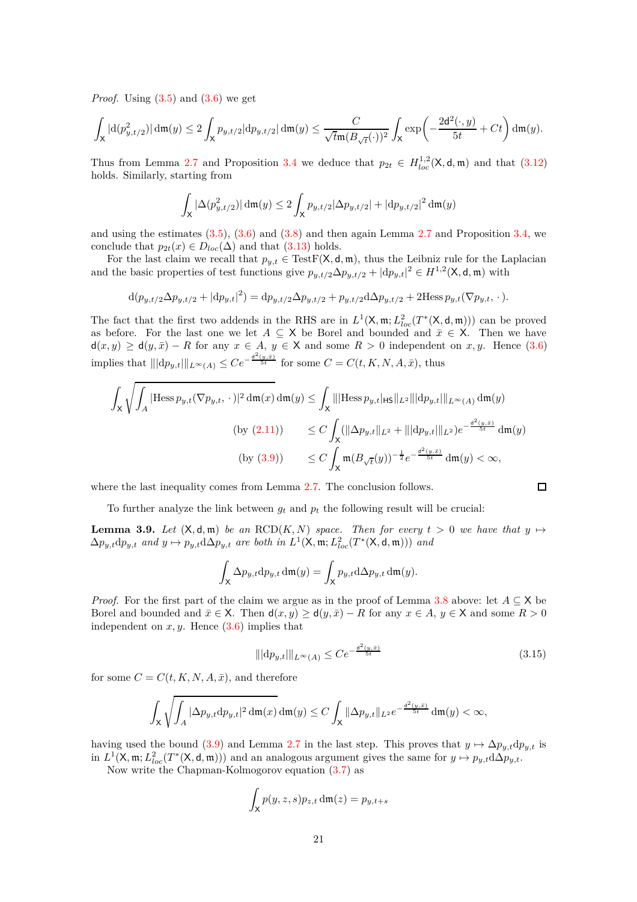*Proof.* Using (3.5) and (3.6) we get

$$\int_{\mathsf{X}} |\mathrm{d}(p_{y,t/2}^2)|\,\mathrm{d}\mathfrak{m}(y) \le 2\int_{\mathsf{X}} p_{y,t/2}|\mathrm{d}p_{y,t/2}|\,\mathrm{d}\mathfrak{m}(y) \le \frac{C}{\sqrt{t}\mathfrak{m}(B_{\sqrt{t}}(\cdot))^2}\int_{\mathsf{X}} \exp\Big(-\frac{2\mathsf{d}^2(\cdot,y)}{5t}+Ct\Big)\,\mathrm{d}\mathfrak{m}(y).$$

Thus from Lemma 2.7 and Proposition 3.4 we deduce that $p_{2t} \in H^{1,2}_{loc}(\mathsf{X},\mathsf{d},\mathfrak{m})$ and that (3.12) holds. Similarly, starting from

$$\int_{\mathsf{X}} |\Delta(p_{y,t/2}^2)|\,\mathrm{d}\mathfrak{m}(y) \le 2\int_{\mathsf{X}} p_{y,t/2}|\Delta p_{y,t/2}| + |\mathrm{d}p_{y,t/2}|^2\,\mathrm{d}\mathfrak{m}(y)$$

and using the estimates (3.5), (3.6) and (3.8) and then again Lemma 2.7 and Proposition 3.4, we conclude that $p_{2t}(x) \in D_{loc}(\Delta)$ and that (3.13) holds.

For the last claim we recall that $p_{y,t} \in \mathrm{TestF}(\mathsf{X},\mathsf{d},\mathfrak{m})$, thus the Leibniz rule for the Laplacian and the basic properties of test functions give $p_{y,t/2}\Delta p_{y,t/2} + |\mathrm{d}p_{y,t}|^2 \in H^{1,2}(\mathsf{X},\mathsf{d},\mathfrak{m})$ with

$$\mathrm{d}(p_{y,t/2}\Delta p_{y,t/2} + |\mathrm{d}p_{y,t}|^2) = \mathrm{d}p_{y,t/2}\Delta p_{y,t/2} + p_{y,t/2}\mathrm{d}\Delta p_{y,t/2} + 2\mathrm{Hess}\, p_{y,t}(\nabla p_{y,t},\,\cdot\,).$$

The fact that the first two addends in the RHS are in $L^1(\mathsf{X},\mathfrak{m};L^2_{loc}(T^*(\mathsf{X},\mathsf{d},\mathfrak{m})))$ can be proved as before. For the last one we let $A \subseteq \mathsf{X}$ be Borel and bounded and $\bar{x} \in \mathsf{X}$. Then we have $\mathsf{d}(x,y) \ge \mathsf{d}(y,\bar{x}) - R$ for any $x \in A$, $y \in \mathsf{X}$ and some $R > 0$ independent on $x,y$. Hence (3.6) implies that $\||\mathrm{d}p_{y,t}|\|_{L^\infty(A)} \le Ce^{-\frac{\mathsf{d}^2(y,\bar{x})}{5t}}$ for some $C = C(t,K,N,A,\bar{x})$, thus

$$\begin{aligned}
\int_{\mathsf{X}} \sqrt{\int_A |\mathrm{Hess}\, p_{y,t}(\nabla p_{y,t},\,\cdot\,)|^2\,\mathrm{d}\mathfrak{m}(x)}\,\mathrm{d}\mathfrak{m}(y) &\le \int_{\mathsf{X}} \||\mathrm{Hess}\, p_{y,t}|_{\mathsf{HS}}\|_{L^2}\||\mathrm{d}p_{y,t}|\|_{L^\infty(A)}\,\mathrm{d}\mathfrak{m}(y)\\
\text{(by (2.11))}\qquad &\le C\int_{\mathsf{X}} (\|\Delta p_{y,t}\|_{L^2} + \||\mathrm{d}p_{y,t}|\|_{L^2})e^{-\frac{\mathsf{d}^2(y,\bar{x})}{5t}}\,\mathrm{d}\mathfrak{m}(y)\\
\text{(by (3.9))}\qquad &\le C\int_{\mathsf{X}} \mathfrak{m}(B_{\sqrt{t}}(y))^{-\frac{1}{2}}e^{-\frac{\mathsf{d}^2(y,\bar{x})}{5t}}\,\mathrm{d}\mathfrak{m}(y) < \infty,
\end{aligned}$$

where the last inequality comes from Lemma 2.7. The conclusion follows. □

To further analyze the link between $g_t$ and $p_t$ the following result will be crucial:

**Lemma 3.9.** *Let $(\mathsf{X},\mathsf{d},\mathfrak{m})$ be an $\mathrm{RCD}(K,N)$ space. Then for every $t > 0$ we have that $y \mapsto \Delta p_{y,t}\mathrm{d}p_{y,t}$ and $y \mapsto p_{y,t}\mathrm{d}\Delta p_{y,t}$ are both in $L^1(\mathsf{X},\mathfrak{m};L^2_{loc}(T^*(\mathsf{X},\mathsf{d},\mathfrak{m})))$ and*

$$\int_{\mathsf{X}} \Delta p_{y,t}\mathrm{d}p_{y,t}\,\mathrm{d}\mathfrak{m}(y) = \int_{\mathsf{X}} p_{y,t}\mathrm{d}\Delta p_{y,t}\,\mathrm{d}\mathfrak{m}(y).$$

*Proof.* For the first part of the claim we argue as in the proof of Lemma 3.8 above: let $A \subseteq \mathsf{X}$ be Borel and bounded and $\bar{x} \in \mathsf{X}$. Then $\mathsf{d}(x,y) \ge \mathsf{d}(y,\bar{x}) - R$ for any $x \in A$, $y \in \mathsf{X}$ and some $R > 0$ independent on $x,y$. Hence (3.6) implies that

$$\||\mathrm{d}p_{y,t}|\|_{L^\infty(A)} \le Ce^{-\frac{\mathsf{d}^2(y,\bar{x})}{5t}} \tag{3.15}$$

for some $C = C(t,K,N,A,\bar{x})$, and therefore

$$\int_{\mathsf{X}} \sqrt{\int_A |\Delta p_{y,t}\mathrm{d}p_{y,t}|^2\,\mathrm{d}\mathfrak{m}(x)}\,\mathrm{d}\mathfrak{m}(y) \le C\int_{\mathsf{X}} \|\Delta p_{y,t}\|_{L^2}e^{-\frac{\mathsf{d}^2(y,\bar{x})}{5t}}\,\mathrm{d}\mathfrak{m}(y) < \infty,$$

having used the bound (3.9) and Lemma 2.7 in the last step. This proves that $y \mapsto \Delta p_{y,t}\mathrm{d}p_{y,t}$ is in $L^1(\mathsf{X},\mathfrak{m};L^2_{loc}(T^*(\mathsf{X},\mathsf{d},\mathfrak{m})))$ and an analogous argument gives the same for $y \mapsto p_{y,t}\mathrm{d}\Delta p_{y,t}$.

Now write the Chapman-Kolmogorov equation (3.7) as

$$\int_{\mathsf{X}} p(y,z,s)p_{z,t}\,\mathrm{d}\mathfrak{m}(z) = p_{y,t+s}$$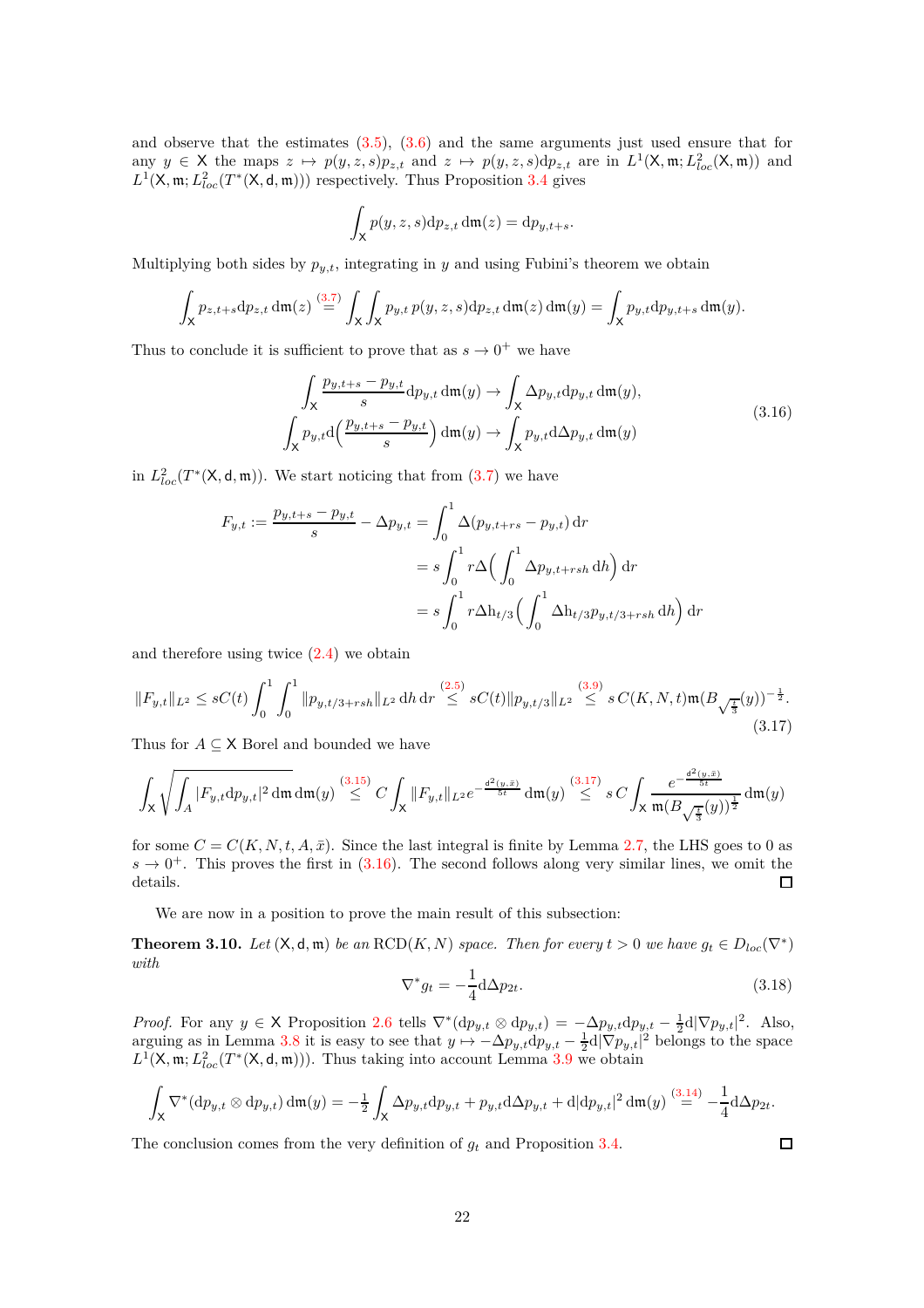and observe that the estimates (3.5), (3.6) and the same arguments just used ensure that for any $y \in \mathsf{X}$ the maps $z \mapsto p(y,z,s)p_{z,t}$ and $z \mapsto p(y,z,s)\mathrm{d}p_{z,t}$ are in $L^1(\mathsf{X},\mathfrak{m};L^2_{loc}(\mathsf{X},\mathfrak{m}))$ and $L^1(\mathsf{X},\mathfrak{m};L^2_{loc}(T^*(\mathsf{X},\mathsf{d},\mathfrak{m})))$ respectively. Thus Proposition 3.4 gives

$$\int_{\mathsf{X}} p(y,z,s)\mathrm{d}p_{z,t}\,\mathrm{d}\mathfrak{m}(z) = \mathrm{d}p_{y,t+s}.$$

Multiplying both sides by $p_{y,t}$, integrating in $y$ and using Fubini's theorem we obtain

$$\int_{\mathsf{X}} p_{z,t+s}\mathrm{d}p_{z,t}\,\mathrm{d}\mathfrak{m}(z) \overset{(3.7)}{=} \int_{\mathsf{X}}\int_{\mathsf{X}} p_{y,t}\,p(y,z,s)\mathrm{d}p_{z,t}\,\mathrm{d}\mathfrak{m}(z)\,\mathrm{d}\mathfrak{m}(y) = \int_{\mathsf{X}} p_{y,t}\mathrm{d}p_{y,t+s}\,\mathrm{d}\mathfrak{m}(y).$$

Thus to conclude it is sufficient to prove that as $s \to 0^+$ we have

$$\begin{aligned}
\int_{\mathsf{X}} \frac{p_{y,t+s}-p_{y,t}}{s}\mathrm{d}p_{y,t}\,\mathrm{d}\mathfrak{m}(y) &\to \int_{\mathsf{X}} \Delta p_{y,t}\mathrm{d}p_{y,t}\,\mathrm{d}\mathfrak{m}(y),\\
\int_{\mathsf{X}} p_{y,t}\mathrm{d}\Big(\frac{p_{y,t+s}-p_{y,t}}{s}\Big)\,\mathrm{d}\mathfrak{m}(y) &\to \int_{\mathsf{X}} p_{y,t}\mathrm{d}\Delta p_{y,t}\,\mathrm{d}\mathfrak{m}(y)
\end{aligned} \tag{3.16}$$

in $L^2_{loc}(T^*(\mathsf{X},\mathsf{d},\mathfrak{m}))$. We start noticing that from (3.7) we have

$$\begin{aligned}
F_{y,t} := \frac{p_{y,t+s}-p_{y,t}}{s} - \Delta p_{y,t} &= \int_0^1 \Delta(p_{y,t+rs}-p_{y,t})\,\mathrm{d}r\\
&= s\int_0^1 r\Delta\Big(\int_0^1 \Delta p_{y,t+rsh}\,\mathrm{d}h\Big)\,\mathrm{d}r\\
&= s\int_0^1 r\Delta \mathrm{h}_{t/3}\Big(\int_0^1 \Delta \mathrm{h}_{t/3}p_{y,t/3+rsh}\,\mathrm{d}h\Big)\,\mathrm{d}r
\end{aligned}$$

and therefore using twice (2.4) we obtain

$$\|F_{y,t}\|_{L^2} \le sC(t)\int_0^1\int_0^1 \|p_{y,t/3+rsh}\|_{L^2}\,\mathrm{d}h\,\mathrm{d}r \overset{(2.5)}{\le} sC(t)\|p_{y,t/3}\|_{L^2} \overset{(3.9)}{\le} s\,C(K,N,t)\mathfrak{m}(B_{\sqrt{\frac{t}{3}}}(y))^{-\frac{1}{2}}. \tag{3.17}$$

Thus for $A \subseteq \mathsf{X}$ Borel and bounded we have

$$\int_{\mathsf{X}} \sqrt{\int_A |F_{y,t}\mathrm{d}p_{y,t}|^2\,\mathrm{d}\mathfrak{m}}\,\mathrm{d}\mathfrak{m}(y) \overset{(3.15)}{\le} C\int_{\mathsf{X}} \|F_{y,t}\|_{L^2} e^{-\frac{\mathsf{d}^2(y,\bar{x})}{5t}}\,\mathrm{d}\mathfrak{m}(y) \overset{(3.17)}{\le} s\,C\int_{\mathsf{X}} \frac{e^{-\frac{\mathsf{d}^2(y,\bar{x})}{5t}}}{\mathfrak{m}(B_{\sqrt{\frac{t}{3}}}(y))^{\frac{1}{2}}}\,\mathrm{d}\mathfrak{m}(y)$$

for some $C = C(K,N,t,A,\bar{x})$. Since the last integral is finite by Lemma 2.7, the LHS goes to 0 as $s \to 0^+$. This proves the first in (3.16). The second follows along very similar lines, we omit the details. □

We are now in a position to prove the main result of this subsection:

**Theorem 3.10.** *Let $(\mathsf{X},\mathsf{d},\mathfrak{m})$ be an $\mathrm{RCD}(K,N)$ space. Then for every $t > 0$ we have $g_t \in D_{loc}(\nabla^*)$ with*

$$\nabla^* g_t = -\frac{1}{4}\mathrm{d}\Delta p_{2t}. \tag{3.18}$$

*Proof.* For any $y \in \mathsf{X}$ Proposition 2.6 tells $\nabla^*(\mathrm{d}p_{y,t}\otimes\mathrm{d}p_{y,t}) = -\Delta p_{y,t}\mathrm{d}p_{y,t} - \frac{1}{2}\mathrm{d}|\nabla p_{y,t}|^2$. Also, arguing as in Lemma 3.8 it is easy to see that $y \mapsto -\Delta p_{y,t}\mathrm{d}p_{y,t} - \frac{1}{2}\mathrm{d}|\nabla p_{y,t}|^2$ belongs to the space $L^1(\mathsf{X},\mathfrak{m};L^2_{loc}(T^*(\mathsf{X},\mathsf{d},\mathfrak{m})))$. Thus taking into account Lemma 3.9 we obtain

$$\int_{\mathsf{X}} \nabla^*(\mathrm{d}p_{y,t}\otimes\mathrm{d}p_{y,t})\,\mathrm{d}\mathfrak{m}(y) = -\tfrac{1}{2}\int_{\mathsf{X}} \Delta p_{y,t}\mathrm{d}p_{y,t} + p_{y,t}\mathrm{d}\Delta p_{y,t} + \mathrm{d}|\mathrm{d}p_{y,t}|^2\,\mathrm{d}\mathfrak{m}(y) \overset{(3.14)}{=} -\frac{1}{4}\mathrm{d}\Delta p_{2t}.$$

The conclusion comes from the very definition of $g_t$ and Proposition 3.4. □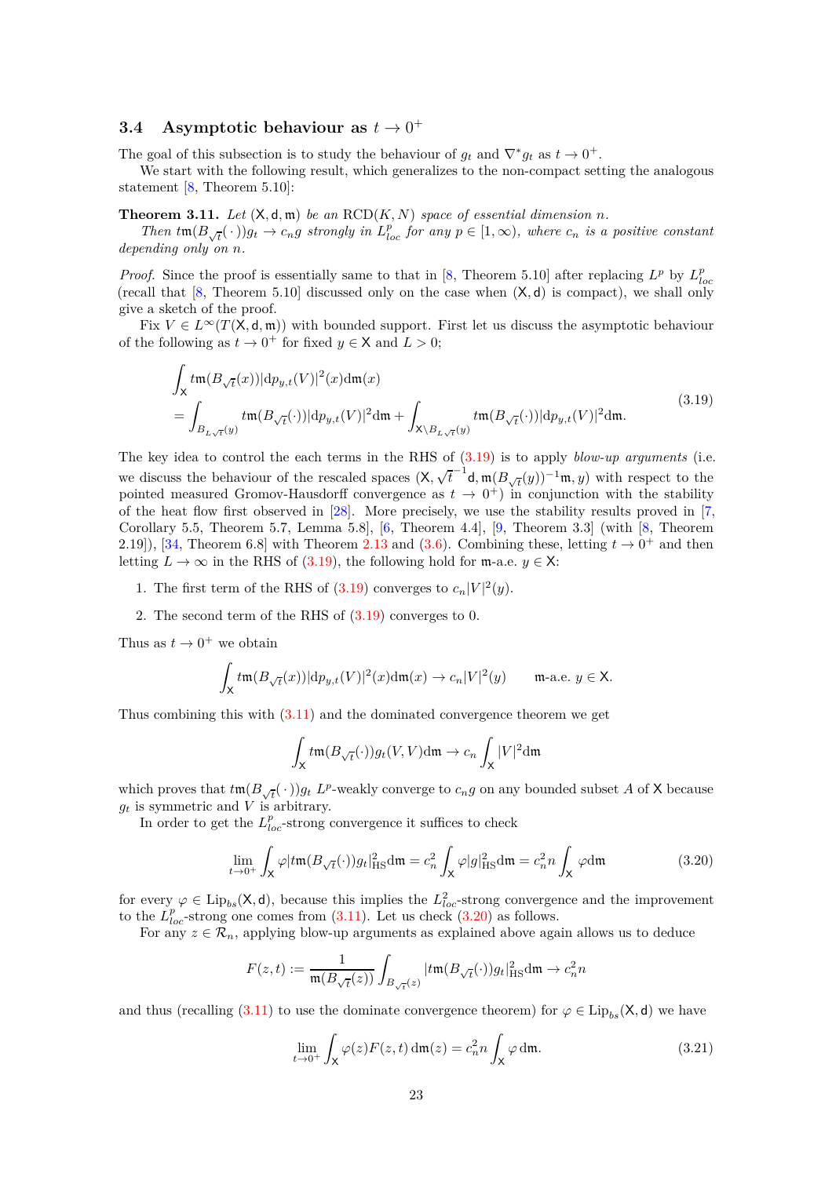### 3.4 Asymptotic behaviour as $t \to 0^+$

The goal of this subsection is to study the behaviour of $g_t$ and $\nabla^* g_t$ as $t \to 0^+$.

We start with the following result, which generalizes to the non-compact setting the analogous statement [8, Theorem 5.10]:

**Theorem 3.11.** *Let $(\mathsf{X}, \mathsf{d}, \mathfrak{m})$ be an* $\mathrm{RCD}(K,N)$ *space of essential dimension $n$.*

*Then $t\mathfrak{m}(B_{\sqrt{t}}(\cdot))g_t \to c_n g$ strongly in $L^p_{loc}$ for any $p \in [1, \infty)$, where $c_n$ is a positive constant depending only on $n$.*

*Proof.* Since the proof is essentially same to that in [8, Theorem 5.10] after replacing $L^p$ by $L^p_{loc}$ (recall that [8, Theorem 5.10] discussed only on the case when $(\mathsf{X}, \mathsf{d})$ is compact), we shall only give a sketch of the proof.

Fix $V \in L^\infty(T(\mathsf{X}, \mathsf{d}, \mathfrak{m}))$ with bounded support. First let us discuss the asymptotic behaviour of the following as $t \to 0^+$ for fixed $y \in \mathsf{X}$ and $L > 0$;

$$
\begin{aligned}
&\int_{\mathsf{X}} t\mathfrak{m}(B_{\sqrt{t}}(x))|\mathrm{d}p_{y,t}(V)|^2(x)\mathrm{d}\mathfrak{m}(x) \\
&= \int_{B_{L\sqrt{t}}(y)} t\mathfrak{m}(B_{\sqrt{t}}(\cdot))|\mathrm{d}p_{y,t}(V)|^2\mathrm{d}\mathfrak{m} + \int_{\mathsf{X}\setminus B_{L\sqrt{t}}(y)} t\mathfrak{m}(B_{\sqrt{t}}(\cdot))|\mathrm{d}p_{y,t}(V)|^2\mathrm{d}\mathfrak{m}.
\end{aligned}
\tag{3.19}
$$

The key idea to control the each terms in the RHS of (3.19) is to apply *blow-up arguments* (i.e. we discuss the behaviour of the rescaled spaces $(\mathsf{X}, \sqrt{t}^{-1}\mathsf{d}, \mathfrak{m}(B_{\sqrt{t}}(y))^{-1}\mathfrak{m}, y)$ with respect to the pointed measured Gromov-Hausdorff convergence as $t \to 0^+$) in conjunction with the stability of the heat flow first observed in [28]. More precisely, we use the stability results proved in [7, Corollary 5.5, Theorem 5.7, Lemma 5.8], [6, Theorem 4.4], [9, Theorem 3.3] (with [8, Theorem 2.19]), [34, Theorem 6.8] with Theorem 2.13 and (3.6). Combining these, letting $t \to 0^+$ and then letting $L \to \infty$ in the RHS of (3.19), the following hold for $\mathfrak{m}$-a.e. $y \in \mathsf{X}$:

1. The first term of the RHS of (3.19) converges to $c_n|V|^2(y)$.
2. The second term of the RHS of (3.19) converges to 0.

Thus as $t \to 0^+$ we obtain

$$
\int_{\mathsf{X}} t\mathfrak{m}(B_{\sqrt{t}}(x))|\mathrm{d}p_{y,t}(V)|^2(x)\mathrm{d}\mathfrak{m}(x) \to c_n|V|^2(y) \qquad \mathfrak{m}\text{-a.e. } y \in \mathsf{X}.
$$

Thus combining this with (3.11) and the dominated convergence theorem we get

$$
\int_{\mathsf{X}} t\mathfrak{m}(B_{\sqrt{t}}(\cdot))g_t(V,V)\mathrm{d}\mathfrak{m} \to c_n \int_{\mathsf{X}} |V|^2\mathrm{d}\mathfrak{m}
$$

which proves that $t\mathfrak{m}(B_{\sqrt{t}}(\cdot))g_t$ $L^p$-weakly converge to $c_n g$ on any bounded subset $A$ of $\mathsf{X}$ because $g_t$ is symmetric and $V$ is arbitrary.

In order to get the $L^p_{loc}$-strong convergence it suffices to check

$$
\lim_{t\to 0^+} \int_{\mathsf{X}} \varphi|t\mathfrak{m}(B_{\sqrt{t}}(\cdot))g_t|^2_{\mathrm{HS}}\mathrm{d}\mathfrak{m} = c_n^2 \int_{\mathsf{X}} \varphi|g|^2_{\mathrm{HS}}\mathrm{d}\mathfrak{m} = c_n^2 n \int_{\mathsf{X}} \varphi\mathrm{d}\mathfrak{m} \tag{3.20}
$$

for every $\varphi \in \mathrm{Lip}_{bs}(\mathsf{X}, \mathsf{d})$, because this implies the $L^2_{loc}$-strong convergence and the improvement to the $L^p_{loc}$-strong one comes from (3.11). Let us check (3.20) as follows.

For any $z \in \mathcal{R}_n$, applying blow-up arguments as explained above again allows us to deduce

$$
F(z,t) := \frac{1}{\mathfrak{m}(B_{\sqrt{t}}(z))} \int_{B_{\sqrt{t}}(z)} |t\mathfrak{m}(B_{\sqrt{t}}(\cdot))g_t|^2_{\mathrm{HS}}\mathrm{d}\mathfrak{m} \to c_n^2 n
$$

and thus (recalling (3.11) to use the dominate convergence theorem) for $\varphi \in \mathrm{Lip}_{bs}(\mathsf{X}, \mathsf{d})$ we have

$$
\lim_{t\to 0^+} \int_{\mathsf{X}} \varphi(z)F(z,t)\,\mathrm{d}\mathfrak{m}(z) = c_n^2 n \int_{\mathsf{X}} \varphi\,\mathrm{d}\mathfrak{m}. \tag{3.21}
$$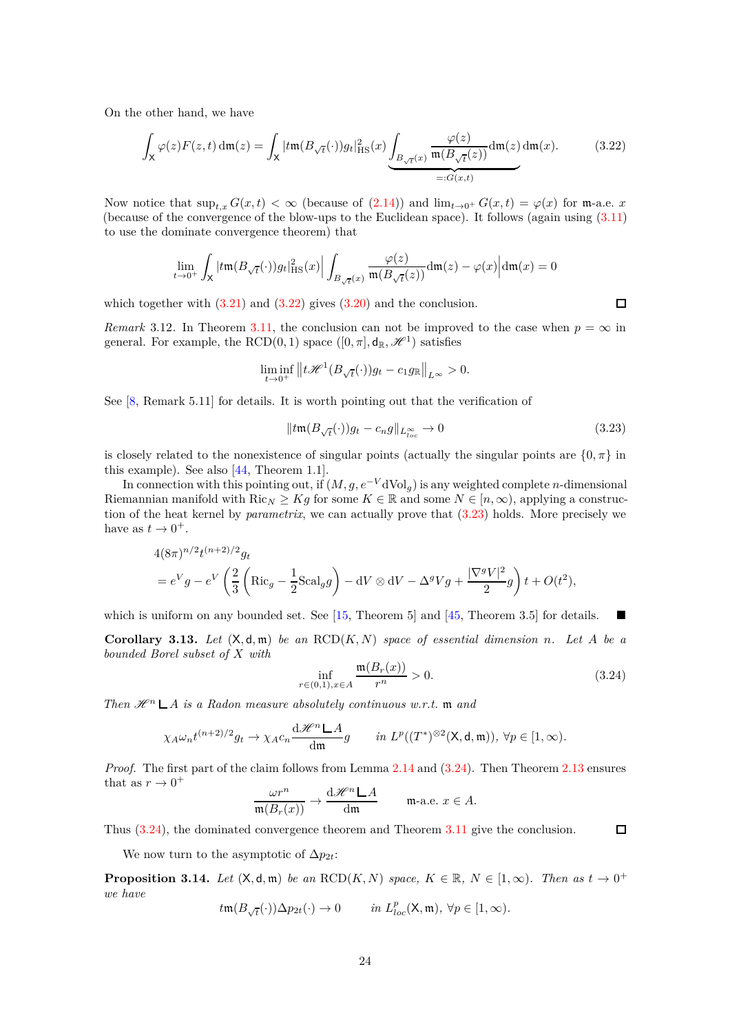On the other hand, we have

$$\int_{\mathsf{X}} \varphi(z) F(z,t)\,\mathrm{d}\mathfrak{m}(z) = \int_{\mathsf{X}} |t\mathfrak{m}(B_{\sqrt{t}}(\cdot))g_t|^2_{\mathrm{HS}}(x) \underbrace{\int_{B_{\sqrt{t}}(x)} \frac{\varphi(z)}{\mathfrak{m}(B_{\sqrt{t}}(z))}\mathrm{d}\mathfrak{m}(z)}_{=:G(x,t)}\,\mathrm{d}\mathfrak{m}(x). \tag{3.22}$$

Now notice that $\sup_{t,x} G(x,t) < \infty$ (because of (2.14)) and $\lim_{t\to 0^+} G(x,t) = \varphi(x)$ for $\mathfrak{m}$-a.e. $x$ (because of the convergence of the blow-ups to the Euclidean space). It follows (again using (3.11) to use the dominate convergence theorem) that

$$\lim_{t\to 0^+} \int_{\mathsf{X}} |t\mathfrak{m}(B_{\sqrt{t}}(\cdot))g_t|^2_{\mathrm{HS}}(x) \left| \int_{B_{\sqrt{t}}(x)} \frac{\varphi(z)}{\mathfrak{m}(B_{\sqrt{t}}(z))}\mathrm{d}\mathfrak{m}(z) - \varphi(x)\right| \mathrm{d}\mathfrak{m}(x) = 0$$

which together with (3.21) and (3.22) gives (3.20) and the conclusion. $\square$

*Remark* 3.12. In Theorem 3.11, the conclusion can not be improved to the case when $p=\infty$ in general. For example, the RCD(0, 1) space $([0,\pi], \mathsf{d}_{\mathbb{R}}, \mathscr{H}^1)$ satisfies

$$\liminf_{t\to 0^+} \left\| t\mathscr{H}^1(B_{\sqrt{t}}(\cdot))g_t - c_1 g_{\mathbb{R}}\right\|_{L^\infty} > 0.$$

See [8, Remark 5.11] for details. It is worth pointing out that the verification of

$$\|t\mathfrak{m}(B_{\sqrt{t}}(\cdot))g_t - c_n g\|_{L^\infty_{loc}} \to 0 \tag{3.23}$$

is closely related to the nonexistence of singular points (actually the singular points are $\{0,\pi\}$ in this example). See also [44, Theorem 1.1].

In connection with this pointing out, if $(M, g, e^{-V}\mathrm{dVol}_g)$ is any weighted complete $n$-dimensional Riemannian manifold with $\mathrm{Ric}_N \geq Kg$ for some $K\in\mathbb{R}$ and some $N\in[n,\infty)$, applying a construction of the heat kernel by *parametrix*, we can actually prove that (3.23) holds. More precisely we have as $t\to 0^+$.

$$\begin{aligned}
&4(8\pi)^{n/2} t^{(n+2)/2} g_t \\
&= e^V g - e^V\left(\frac{2}{3}\left(\mathrm{Ric}_g - \frac{1}{2}\mathrm{Scal}_g g\right) - \mathrm{d}V\otimes \mathrm{d}V - \Delta^g V g + \frac{|\nabla^g V|^2}{2} g\right)t + O(t^2),
\end{aligned}$$

which is uniform on any bounded set. See [15, Theorem 5] and [45, Theorem 3.5] for details. ■

**Corollary 3.13.** *Let* $(\mathsf{X},\mathsf{d},\mathfrak{m})$ *be an* RCD$(K,N)$ *space of essential dimension* $n$*. Let* $A$ *be a bounded Borel subset of* $X$ *with*

$$\inf_{r\in(0,1), x\in A} \frac{\mathfrak{m}(B_r(x))}{r^n} > 0. \tag{3.24}$$

*Then* $\mathscr{H}^n \llcorner A$ *is a Radon measure absolutely continuous w.r.t.* $\mathfrak{m}$ *and*

$$\chi_A \omega_n t^{(n+2)/2} g_t \to \chi_A c_n \frac{\mathrm{d}\mathscr{H}^n\llcorner A}{\mathrm{d}\mathfrak{m}} g \qquad \textit{in } L^p((T^*)^{\otimes 2}(\mathsf{X},\mathsf{d},\mathfrak{m})),\ \forall p\in[1,\infty).$$

*Proof.* The first part of the claim follows from Lemma 2.14 and (3.24). Then Theorem 2.13 ensures that as $r\to 0^+$

$$\frac{\omega r^n}{\mathfrak{m}(B_r(x))} \to \frac{\mathrm{d}\mathscr{H}^n\llcorner A}{\mathrm{d}\mathfrak{m}} \qquad \mathfrak{m}\text{-a.e. } x\in A.$$

Thus (3.24), the dominated convergence theorem and Theorem 3.11 give the conclusion. $\square$

We now turn to the asymptotic of $\Delta p_{2t}$:

**Proposition 3.14.** *Let* $(\mathsf{X},\mathsf{d},\mathfrak{m})$ *be an* RCD$(K,N)$ *space,* $K\in\mathbb{R}$*,* $N\in[1,\infty)$*. Then as* $t\to 0^+$ *we have*

$$t\mathfrak{m}(B_{\sqrt{t}}(\cdot))\Delta p_{2t}(\cdot) \to 0 \qquad \textit{in } L^p_{loc}(\mathsf{X},\mathfrak{m}),\ \forall p\in[1,\infty).$$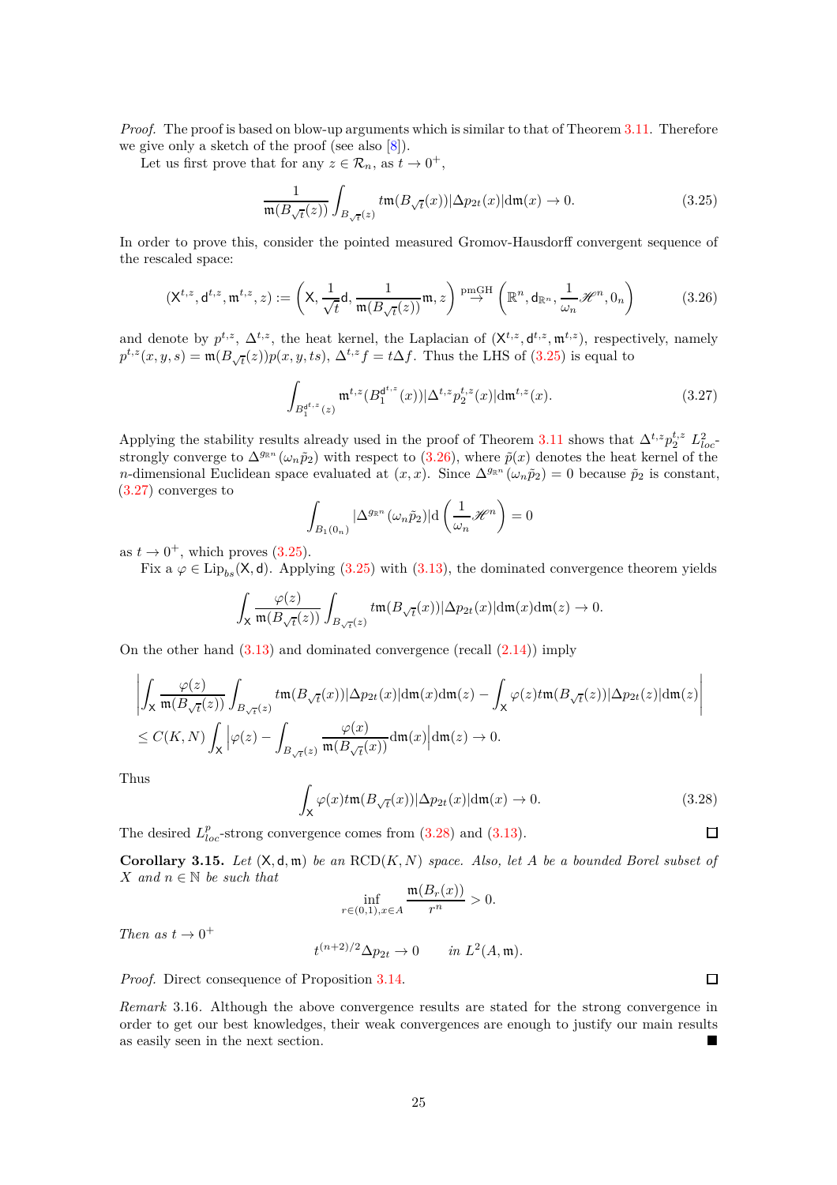*Proof.* The proof is based on blow-up arguments which is similar to that of Theorem 3.11. Therefore we give only a sketch of the proof (see also [8]).

Let us first prove that for any $z \in \mathcal{R}_n$, as $t \to 0^+$,

$$\frac{1}{\mathfrak{m}(B_{\sqrt{t}}(z))}\int_{B_{\sqrt{t}}(z)} t\mathfrak{m}(B_{\sqrt{t}}(x))|\Delta p_{2t}(x)|\mathrm{d}\mathfrak{m}(x) \to 0. \tag{3.25}$$

In order to prove this, consider the pointed measured Gromov-Hausdorff convergent sequence of the rescaled space:

$$(\mathsf{X}^{t,z}, \mathsf{d}^{t,z}, \mathfrak{m}^{t,z}, z) := \left(\mathsf{X}, \frac{1}{\sqrt{t}}\mathsf{d}, \frac{1}{\mathfrak{m}(B_{\sqrt{t}}(z))}\mathfrak{m}, z\right) \stackrel{\mathrm{pmGH}}{\to} \left(\mathbb{R}^n, \mathsf{d}_{\mathbb{R}^n}, \frac{1}{\omega_n}\mathscr{H}^n, 0_n\right) \tag{3.26}$$

and denote by $p^{t,z}$, $\Delta^{t,z}$, the heat kernel, the Laplacian of $(\mathsf{X}^{t,z}, \mathsf{d}^{t,z}, \mathfrak{m}^{t,z})$, respectively, namely $p^{t,z}(x,y,s) = \mathfrak{m}(B_{\sqrt{t}}(z))p(x,y,ts)$, $\Delta^{t,z}f = t\Delta f$. Thus the LHS of (3.25) is equal to

$$\int_{B_1^{\mathsf{d}^{t,z}}(z)} \mathfrak{m}^{t,z}(B_1^{\mathsf{d}^{t,z}}(x))|\Delta^{t,z}p_2^{t,z}(x)|\mathrm{d}\mathfrak{m}^{t,z}(x). \tag{3.27}$$

Applying the stability results already used in the proof of Theorem 3.11 shows that $\Delta^{t,z}p_2^{t,z}$ $L^2_{loc}$-strongly converge to $\Delta^{g_{\mathbb{R}^n}}(\omega_n\tilde{p}_2)$ with respect to (3.26), where $\tilde{p}(x)$ denotes the heat kernel of the $n$-dimensional Euclidean space evaluated at $(x,x)$. Since $\Delta^{g_{\mathbb{R}^n}}(\omega_n\tilde{p}_2) = 0$ because $\tilde{p}_2$ is constant, (3.27) converges to

$$\int_{B_1(0_n)} |\Delta^{g_{\mathbb{R}^n}}(\omega_n\tilde{p}_2)|\mathrm{d}\left(\frac{1}{\omega_n}\mathscr{H}^n\right) = 0$$

as $t \to 0^+$, which proves (3.25).

Fix a $\varphi \in \mathrm{Lip}_{bs}(\mathsf{X},\mathsf{d})$. Applying (3.25) with (3.13), the dominated convergence theorem yields

$$\int_{\mathsf{X}} \frac{\varphi(z)}{\mathfrak{m}(B_{\sqrt{t}}(z))}\int_{B_{\sqrt{t}}(z)} t\mathfrak{m}(B_{\sqrt{t}}(x))|\Delta p_{2t}(x)|\mathrm{d}\mathfrak{m}(x)\mathrm{d}\mathfrak{m}(z) \to 0.$$

On the other hand (3.13) and dominated convergence (recall (2.14)) imply

$$\begin{aligned}
&\left|\int_{\mathsf{X}} \frac{\varphi(z)}{\mathfrak{m}(B_{\sqrt{t}}(z))}\int_{B_{\sqrt{t}}(z)} t\mathfrak{m}(B_{\sqrt{t}}(x))|\Delta p_{2t}(x)|\mathrm{d}\mathfrak{m}(x)\mathrm{d}\mathfrak{m}(z) - \int_{\mathsf{X}}\varphi(z)t\mathfrak{m}(B_{\sqrt{t}}(z))|\Delta p_{2t}(z)|\mathrm{d}\mathfrak{m}(z)\right| \\
&\le C(K,N)\int_{\mathsf{X}}\left|\varphi(z) - \int_{B_{\sqrt{t}}(z)}\frac{\varphi(x)}{\mathfrak{m}(B_{\sqrt{t}}(x))}\mathrm{d}\mathfrak{m}(x)\right|\mathrm{d}\mathfrak{m}(z) \to 0.
\end{aligned}$$

Thus

$$\int_{\mathsf{X}} \varphi(x)t\mathfrak{m}(B_{\sqrt{t}}(x))|\Delta p_{2t}(x)|\mathrm{d}\mathfrak{m}(x) \to 0. \tag{3.28}$$

The desired $L^p_{loc}$-strong convergence comes from (3.28) and (3.13). □

**Corollary 3.15.** *Let $(\mathsf{X},\mathsf{d},\mathfrak{m})$ be an* $\mathrm{RCD}(K,N)$ *space. Also, let $A$ be a bounded Borel subset of $X$ and $n \in \mathbb{N}$ be such that*

$$\inf_{r\in(0,1),x\in A}\frac{\mathfrak{m}(B_r(x))}{r^n} > 0.$$

*Then as $t \to 0^+$*

$$t^{(n+2)/2}\Delta p_{2t} \to 0 \qquad \textit{in } L^2(A,\mathfrak{m}).$$

*Proof.* Direct consequence of Proposition 3.14. □

*Remark* 3.16. Although the above convergence results are stated for the strong convergence in order to get our best knowledges, their weak convergences are enough to justify our main results as easily seen in the next section. ■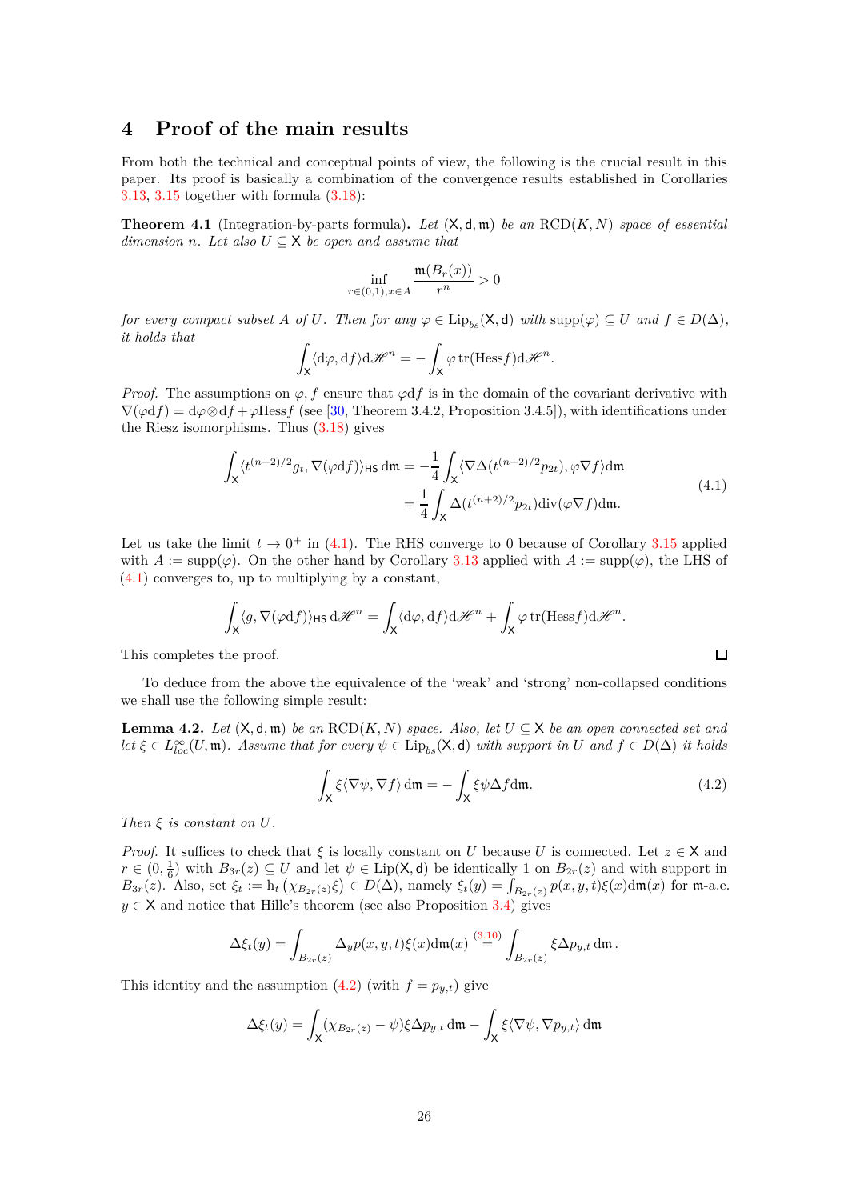## 4 Proof of the main results

From both the technical and conceptual points of view, the following is the crucial result in this paper. Its proof is basically a combination of the convergence results established in Corollaries 3.13, 3.15 together with formula (3.18):

**Theorem 4.1** (Integration-by-parts formula)**.** *Let* $(\mathsf{X},\mathsf{d},\mathfrak{m})$ *be an* $\mathrm{RCD}(K,N)$ *space of essential dimension* $n$*. Let also* $U \subseteq \mathsf{X}$ *be open and assume that*

$$\inf_{r\in(0,1),x\in A}\frac{\mathfrak{m}(B_r(x))}{r^n}>0$$

*for every compact subset* $A$ *of* $U$*. Then for any* $\varphi \in \mathrm{Lip}_{bs}(\mathsf{X},\mathsf{d})$ *with* $\mathrm{supp}(\varphi)\subseteq U$ *and* $f\in D(\Delta)$*, it holds that*

$$\int_{\mathsf{X}}\langle \mathrm{d}\varphi,\mathrm{d}f\rangle \mathrm{d}\mathscr{H}^n=-\int_{\mathsf{X}}\varphi\,\mathrm{tr}(\mathrm{Hess}f)\mathrm{d}\mathscr{H}^n.$$

*Proof.* The assumptions on $\varphi, f$ ensure that $\varphi\mathrm{d}f$ is in the domain of the covariant derivative with $\nabla(\varphi\mathrm{d}f)=\mathrm{d}\varphi\otimes\mathrm{d}f+\varphi\mathrm{Hess}f$ (see [30, Theorem 3.4.2, Proposition 3.4.5]), with identifications under the Riesz isomorphisms. Thus (3.18) gives

$$\begin{aligned}\int_{\mathsf{X}}\langle t^{(n+2)/2}g_t,\nabla(\varphi\mathrm{d}f)\rangle_{\mathsf{HS}}\,\mathrm{d}\mathfrak{m}&=-\frac{1}{4}\int_{\mathsf{X}}\langle\nabla\Delta(t^{(n+2)/2}p_{2t}),\varphi\nabla f\rangle\mathrm{d}\mathfrak{m}\\&=\frac{1}{4}\int_{\mathsf{X}}\Delta(t^{(n+2)/2}p_{2t})\mathrm{div}(\varphi\nabla f)\mathrm{d}\mathfrak{m}.\end{aligned}\tag{4.1}$$

Let us take the limit $t\to 0^+$ in (4.1). The RHS converge to 0 because of Corollary 3.15 applied with $A:=\mathrm{supp}(\varphi)$. On the other hand by Corollary 3.13 applied with $A:=\mathrm{supp}(\varphi)$, the LHS of (4.1) converges to, up to multiplying by a constant,

$$\int_{\mathsf{X}}\langle g,\nabla(\varphi\mathrm{d}f)\rangle_{\mathsf{HS}}\,\mathrm{d}\mathscr{H}^n=\int_{\mathsf{X}}\langle\mathrm{d}\varphi,\mathrm{d}f\rangle\mathrm{d}\mathscr{H}^n+\int_{\mathsf{X}}\varphi\,\mathrm{tr}(\mathrm{Hess}f)\mathrm{d}\mathscr{H}^n.$$

This completes the proof. □

To deduce from the above the equivalence of the 'weak' and 'strong' non-collapsed conditions we shall use the following simple result:

**Lemma 4.2.** *Let* $(\mathsf{X},\mathsf{d},\mathfrak{m})$ *be an* $\mathrm{RCD}(K,N)$ *space. Also, let* $U\subseteq\mathsf{X}$ *be an open connected set and let* $\xi\in L^\infty_{loc}(U,\mathfrak{m})$*. Assume that for every* $\psi\in\mathrm{Lip}_{bs}(\mathsf{X},\mathsf{d})$ *with support in* $U$ *and* $f\in D(\Delta)$ *it holds*

$$\int_{\mathsf{X}}\xi\langle\nabla\psi,\nabla f\rangle\,\mathrm{d}\mathfrak{m}=-\int_{\mathsf{X}}\xi\psi\Delta f\mathrm{d}\mathfrak{m}.\tag{4.2}$$

*Then* $\xi$ *is constant on* $U$*.*

*Proof.* It suffices to check that $\xi$ is locally constant on $U$ because $U$ is connected. Let $z\in\mathsf{X}$ and $r\in(0,\frac{1}{6})$ with $B_{3r}(z)\subseteq U$ and let $\psi\in\mathrm{Lip}(\mathsf{X},\mathsf{d})$ be identically 1 on $B_{2r}(z)$ and with support in $B_{3r}(z)$. Also, set $\xi_t:=\mathrm{h}_t\left(\chi_{B_{2r}(z)}\xi\right)\in D(\Delta)$, namely $\xi_t(y)=\int_{B_{2r}(z)}p(x,y,t)\xi(x)\mathrm{d}\mathfrak{m}(x)$ for $\mathfrak{m}$-a.e. $y\in\mathsf{X}$ and notice that Hille's theorem (see also Proposition 3.4) gives

$$\Delta\xi_t(y)=\int_{B_{2r}(z)}\Delta_y p(x,y,t)\xi(x)\mathrm{d}\mathfrak{m}(x)\overset{(3.10)}{=}\int_{B_{2r}(z)}\xi\Delta p_{y,t}\,\mathrm{d}\mathfrak{m}.$$

This identity and the assumption (4.2) (with $f=p_{y,t}$) give

$$\Delta\xi_t(y)=\int_{\mathsf{X}}(\chi_{B_{2r}(z)}-\psi)\xi\Delta p_{y,t}\,\mathrm{d}\mathfrak{m}-\int_{\mathsf{X}}\xi\langle\nabla\psi,\nabla p_{y,t}\rangle\,\mathrm{d}\mathfrak{m}$$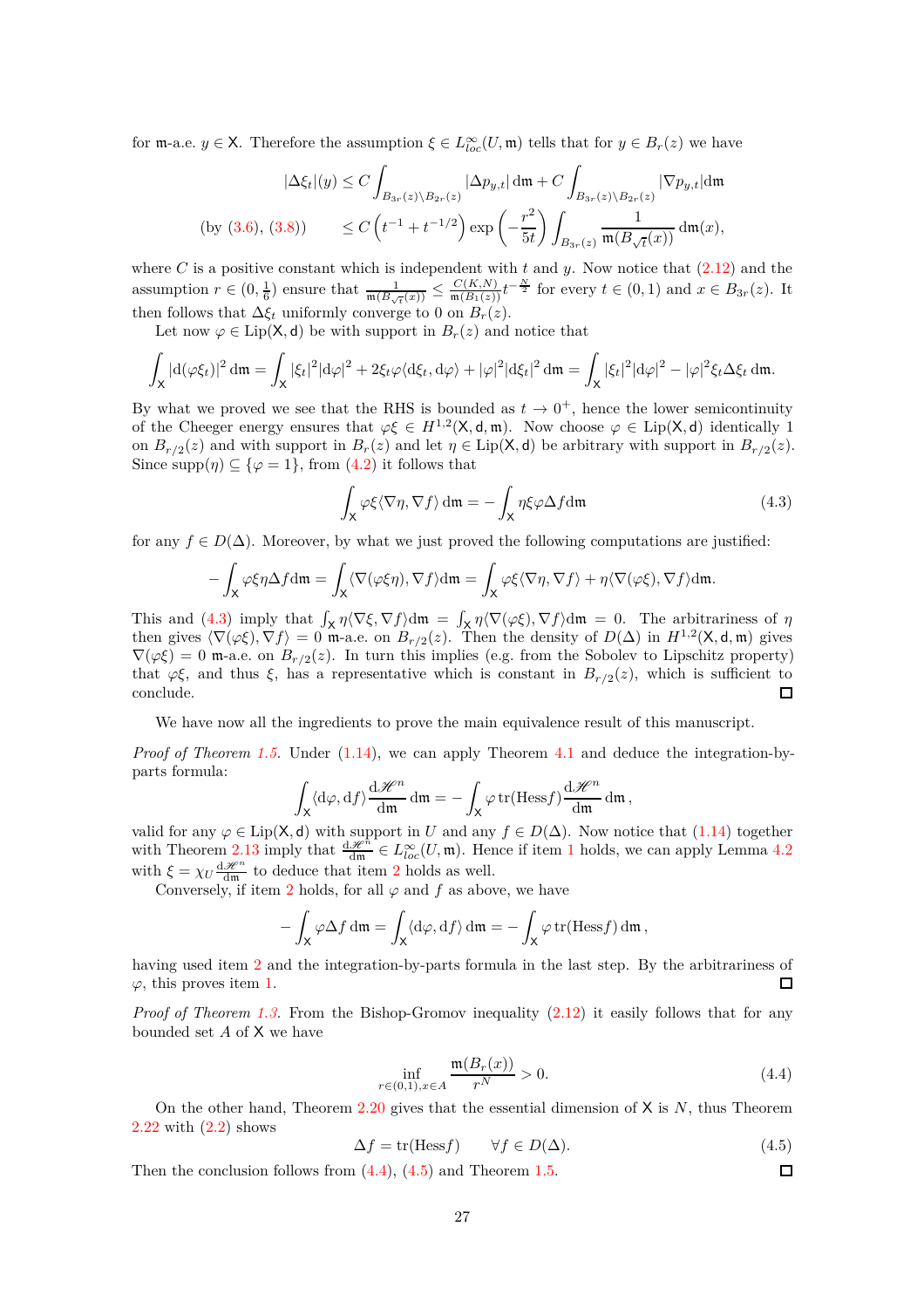for $\mathfrak{m}$-a.e. $y \in \mathsf{X}$. Therefore the assumption $\xi \in L^\infty_{loc}(U, \mathfrak{m})$ tells that for $y \in B_r(z)$ we have

$$
\begin{aligned}
|\Delta \xi_t|(y) &\le C \int_{B_{3r}(z)\setminus B_{2r}(z)} |\Delta p_{y,t}| \, \mathrm{d}\mathfrak{m} + C \int_{B_{3r}(z)\setminus B_{2r}(z)} |\nabla p_{y,t}| \mathrm{d}\mathfrak{m} \\
\text{(by (3.6), (3.8))} \qquad &\le C\left(t^{-1} + t^{-1/2}\right) \exp\left(-\frac{r^2}{5t}\right) \int_{B_{3r}(z)} \frac{1}{\mathfrak{m}(B_{\sqrt{t}}(x))} \, \mathrm{d}\mathfrak{m}(x),
\end{aligned}
$$

where $C$ is a positive constant which is independent with $t$ and $y$. Now notice that (2.12) and the assumption $r \in (0, \frac{1}{6})$ ensure that $\frac{1}{\mathfrak{m}(B_{\sqrt{t}}(x))} \le \frac{C(K,N)}{\mathfrak{m}(B_1(z))} t^{-\frac{N}{2}}$ for every $t \in (0,1)$ and $x \in B_{3r}(z)$. It then follows that $\Delta \xi_t$ uniformly converge to 0 on $B_r(z)$.

Let now $\varphi \in \mathrm{Lip}(\mathsf{X}, \mathsf{d})$ be with support in $B_r(z)$ and notice that

$$
\int_{\mathsf{X}} |\mathrm{d}(\varphi \xi_t)|^2 \, \mathrm{d}\mathfrak{m} = \int_{\mathsf{X}} |\xi_t|^2 |\mathrm{d}\varphi|^2 + 2\xi_t \varphi \langle \mathrm{d}\xi_t, \mathrm{d}\varphi \rangle + |\varphi|^2 |\mathrm{d}\xi_t|^2 \, \mathrm{d}\mathfrak{m} = \int_{\mathsf{X}} |\xi_t|^2 |\mathrm{d}\varphi|^2 - |\varphi|^2 \xi_t \Delta \xi_t \, \mathrm{d}\mathfrak{m}.
$$

By what we proved we see that the RHS is bounded as $t \to 0^+$, hence the lower semicontinuity of the Cheeger energy ensures that $\varphi\xi \in H^{1,2}(\mathsf{X}, \mathsf{d}, \mathfrak{m})$. Now choose $\varphi \in \mathrm{Lip}(\mathsf{X}, \mathsf{d})$ identically 1 on $B_{r/2}(z)$ and with support in $B_r(z)$ and let $\eta \in \mathrm{Lip}(\mathsf{X}, \mathsf{d})$ be arbitrary with support in $B_{r/2}(z)$. Since $\mathrm{supp}(\eta) \subseteq \{\varphi = 1\}$, from (4.2) it follows that

$$
\int_{\mathsf{X}} \varphi \xi \langle \nabla \eta, \nabla f \rangle \, \mathrm{d}\mathfrak{m} = -\int_{\mathsf{X}} \eta \xi \varphi \Delta f \mathrm{d}\mathfrak{m} \tag{4.3}
$$

for any $f \in D(\Delta)$. Moreover, by what we just proved the following computations are justified:

$$
-\int_{\mathsf{X}} \varphi \xi \eta \Delta f \mathrm{d}\mathfrak{m} = \int_{\mathsf{X}} \langle \nabla(\varphi \xi \eta), \nabla f \rangle \mathrm{d}\mathfrak{m} = \int_{\mathsf{X}} \varphi \xi \langle \nabla \eta, \nabla f \rangle + \eta \langle \nabla(\varphi \xi), \nabla f \rangle \mathrm{d}\mathfrak{m}.
$$

This and (4.3) imply that $\int_{\mathsf{X}} \eta \langle \nabla \xi, \nabla f \rangle \mathrm{d}\mathfrak{m} = \int_{\mathsf{X}} \eta \langle \nabla(\varphi\xi), \nabla f \rangle \mathrm{d}\mathfrak{m} = 0$. The arbitrariness of $\eta$ then gives $\langle \nabla(\varphi\xi), \nabla f \rangle = 0$ $\mathfrak{m}$-a.e. on $B_{r/2}(z)$. Then the density of $D(\Delta)$ in $H^{1,2}(\mathsf{X}, \mathsf{d}, \mathfrak{m})$ gives $\nabla(\varphi\xi) = 0$ $\mathfrak{m}$-a.e. on $B_{r/2}(z)$. In turn this implies (e.g. from the Sobolev to Lipschitz property) that $\varphi\xi$, and thus $\xi$, has a representative which is constant in $B_{r/2}(z)$, which is sufficient to conclude. □

We have now all the ingredients to prove the main equivalence result of this manuscript.

*Proof of Theorem 1.5.* Under (1.14), we can apply Theorem 4.1 and deduce the integration-by-parts formula:

$$
\int_{\mathsf{X}} \langle \mathrm{d}\varphi, \mathrm{d}f \rangle \frac{\mathrm{d}\mathscr{H}^n}{\mathrm{d}\mathfrak{m}} \, \mathrm{d}\mathfrak{m} = -\int_{\mathsf{X}} \varphi \, \mathrm{tr}(\mathrm{Hess} f) \frac{\mathrm{d}\mathscr{H}^n}{\mathrm{d}\mathfrak{m}} \, \mathrm{d}\mathfrak{m} \, ,
$$

valid for any $\varphi \in \mathrm{Lip}(\mathsf{X}, \mathsf{d})$ with support in $U$ and any $f \in D(\Delta)$. Now notice that (1.14) together with Theorem 2.13 imply that $\frac{\mathrm{d}\mathscr{H}^n}{\mathrm{d}\mathfrak{m}} \in L^\infty_{loc}(U, \mathfrak{m})$. Hence if item 1 holds, we can apply Lemma 4.2 with $\xi = \chi_U \frac{\mathrm{d}\mathscr{H}^n}{\mathrm{d}\mathfrak{m}}$ to deduce that item 2 holds as well.

Conversely, if item 2 holds, for all $\varphi$ and $f$ as above, we have

$$
-\int_{\mathsf{X}} \varphi \Delta f \, \mathrm{d}\mathfrak{m} = \int_{\mathsf{X}} \langle \mathrm{d}\varphi, \mathrm{d}f \rangle \, \mathrm{d}\mathfrak{m} = -\int_{\mathsf{X}} \varphi \, \mathrm{tr}(\mathrm{Hess} f) \, \mathrm{d}\mathfrak{m} \, ,
$$

having used item 2 and the integration-by-parts formula in the last step. By the arbitrariness of $\varphi$, this proves item 1. □

*Proof of Theorem 1.3.* From the Bishop-Gromov inequality (2.12) it easily follows that for any bounded set $A$ of $\mathsf{X}$ we have

$$
\inf_{r \in (0,1), x \in A} \frac{\mathfrak{m}(B_r(x))}{r^N} > 0. \tag{4.4}
$$

On the other hand, Theorem 2.20 gives that the essential dimension of $\mathsf{X}$ is $N$, thus Theorem 2.22 with (2.2) shows

$$
\Delta f = \mathrm{tr}(\mathrm{Hess} f) \qquad \forall f \in D(\Delta). \tag{4.5}
$$

Then the conclusion follows from (4.4), (4.5) and Theorem 1.5. □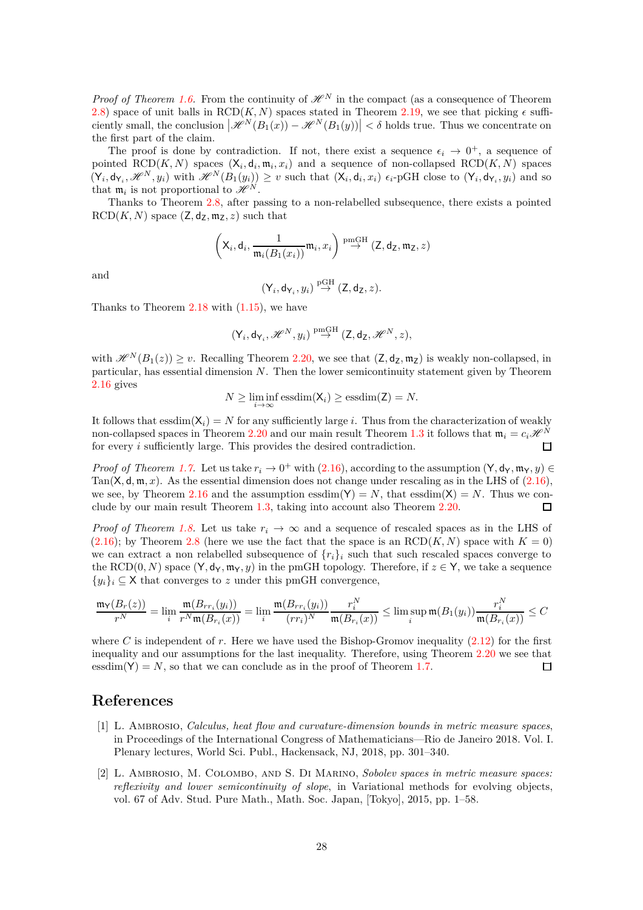*Proof of Theorem 1.6.* From the continuity of $\mathscr{H}^N$ in the compact (as a consequence of Theorem 2.8) space of unit balls in $\mathrm{RCD}(K,N)$ spaces stated in Theorem 2.19, we see that picking $\epsilon$ sufficiently small, the conclusion $\left|\mathscr{H}^N(B_1(x)) - \mathscr{H}^N(B_1(y))\right| < \delta$ holds true. Thus we concentrate on the first part of the claim.

The proof is done by contradiction. If not, there exist a sequence $\epsilon_i \to 0^+$, a sequence of pointed $\mathrm{RCD}(K,N)$ spaces $(\mathsf{X}_i, \mathsf{d}_i, \mathfrak{m}_i, x_i)$ and a sequence of non-collapsed $\mathrm{RCD}(K,N)$ spaces $(\mathsf{Y}_i, \mathsf{d}_{\mathsf{Y}_i}, \mathscr{H}^N, y_i)$ with $\mathscr{H}^N(B_1(y_i)) \geq v$ such that $(\mathsf{X}_i, \mathsf{d}_i, x_i)$ $\epsilon_i$-pGH close to $(\mathsf{Y}_i, \mathsf{d}_{\mathsf{Y}_i}, y_i)$ and so that $\mathfrak{m}_i$ is not proportional to $\mathscr{H}^N$.

Thanks to Theorem 2.8, after passing to a non-relabelled subsequence, there exists a pointed $\mathrm{RCD}(K,N)$ space $(\mathsf{Z}, \mathsf{d}_\mathsf{Z}, \mathfrak{m}_\mathsf{Z}, z)$ such that

$$\left(\mathsf{X}_i, \mathsf{d}_i, \frac{1}{\mathfrak{m}_i(B_1(x_i))}\mathfrak{m}_i, x_i\right) \stackrel{\mathrm{pmGH}}{\to} (\mathsf{Z}, \mathsf{d}_\mathsf{Z}, \mathfrak{m}_\mathsf{Z}, z)$$

and

$$(\mathsf{Y}_i, \mathsf{d}_{\mathsf{Y}_i}, y_i) \stackrel{\mathrm{pGH}}{\to} (\mathsf{Z}, \mathsf{d}_\mathsf{Z}, z).$$

Thanks to Theorem 2.18 with (1.15), we have

$$(\mathsf{Y}_i, \mathsf{d}_{\mathsf{Y}_i}, \mathscr{H}^N, y_i) \stackrel{\mathrm{pmGH}}{\to} (\mathsf{Z}, \mathsf{d}_\mathsf{Z}, \mathscr{H}^N, z),$$

with $\mathscr{H}^N(B_1(z)) \geq v$. Recalling Theorem 2.20, we see that $(\mathsf{Z}, \mathsf{d}_\mathsf{Z}, \mathfrak{m}_\mathsf{Z})$ is weakly non-collapsed, in particular, has essential dimension $N$. Then the lower semicontinuity statement given by Theorem 2.16 gives

$$N \geq \liminf_{i\to\infty} \mathrm{essdim}(\mathsf{X}_i) \geq \mathrm{essdim}(\mathsf{Z}) = N.$$

It follows that $\mathrm{essdim}(\mathsf{X}_i) = N$ for any sufficiently large $i$. Thus from the characterization of weakly non-collapsed spaces in Theorem 2.20 and our main result Theorem 1.3 it follows that $\mathfrak{m}_i = c_i\mathscr{H}^N$ for every $i$ sufficiently large. This provides the desired contradiction. $\square$

*Proof of Theorem 1.7.* Let us take $r_i \to 0^+$ with (2.16), according to the assumption $(\mathsf{Y}, \mathsf{d}_\mathsf{Y}, \mathfrak{m}_\mathsf{Y}, y) \in \mathrm{Tan}(\mathsf{X}, \mathsf{d}, \mathfrak{m}, x)$. As the essential dimension does not change under rescaling as in the LHS of (2.16), we see, by Theorem 2.16 and the assumption $\mathrm{essdim}(\mathsf{Y}) = N$, that $\mathrm{essdim}(\mathsf{X}) = N$. Thus we conclude by our main result Theorem 1.3, taking into account also Theorem 2.20. $\square$

*Proof of Theorem 1.8.* Let us take $r_i \to \infty$ and a sequence of rescaled spaces as in the LHS of (2.16); by Theorem 2.8 (here we use the fact that the space is an $\mathrm{RCD}(K,N)$ space with $K=0$) we can extract a non relabelled subsequence of $\{r_i\}_i$ such that such rescaled spaces converge to the $\mathrm{RCD}(0,N)$ space $(\mathsf{Y}, \mathsf{d}_\mathsf{Y}, \mathfrak{m}_\mathsf{Y}, y)$ in the pmGH topology. Therefore, if $z \in \mathsf{Y}$, we take a sequence $\{y_i\}_i \subseteq \mathsf{X}$ that converges to $z$ under this pmGH convergence,

$$\frac{\mathfrak{m}_\mathsf{Y}(B_r(z))}{r^N} = \lim_i \frac{\mathfrak{m}(B_{rr_i}(y_i))}{r^N\mathfrak{m}(B_{r_i}(x))} = \lim_i \frac{\mathfrak{m}(B_{rr_i}(y_i))}{(rr_i)^N}\frac{r_i^N}{\mathfrak{m}(B_{r_i}(x))} \leq \limsup_i \mathfrak{m}(B_1(y_i))\frac{r_i^N}{\mathfrak{m}(B_{r_i}(x))} \leq C$$

where $C$ is independent of $r$. Here we have used the Bishop-Gromov inequality (2.12) for the first inequality and our assumptions for the last inequality. Therefore, using Theorem 2.20 we see that $\mathrm{essdim}(\mathsf{Y}) = N$, so that we can conclude as in the proof of Theorem 1.7. $\square$

## References

[1] L. Ambrosio, *Calculus, heat flow and curvature-dimension bounds in metric measure spaces*, in Proceedings of the International Congress of Mathematicians—Rio de Janeiro 2018. Vol. I. Plenary lectures, World Sci. Publ., Hackensack, NJ, 2018, pp. 301–340.

[2] L. Ambrosio, M. Colombo, and S. Di Marino, *Sobolev spaces in metric measure spaces: reflexivity and lower semicontinuity of slope*, in Variational methods for evolving objects, vol. 67 of Adv. Stud. Pure Math., Math. Soc. Japan, [Tokyo], 2015, pp. 1–58.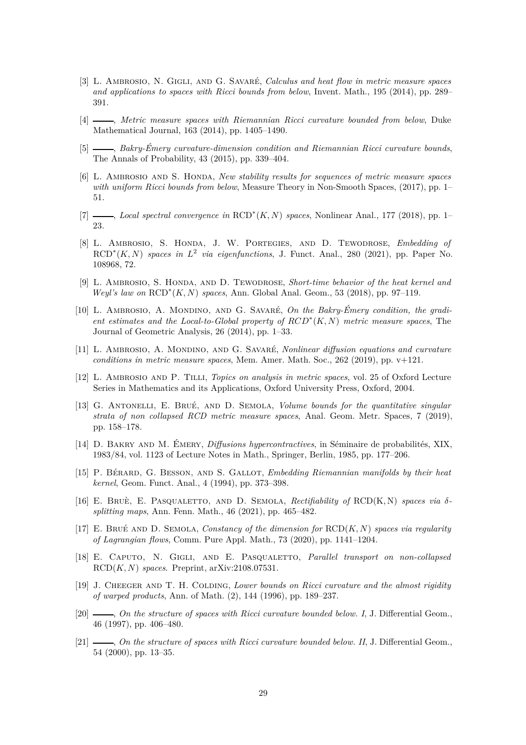[3] L. Ambrosio, N. Gigli, and G. Savaré, *Calculus and heat flow in metric measure spaces and applications to spaces with Ricci bounds from below*, Invent. Math., 195 (2014), pp. 289–391.

[4] ———, *Metric measure spaces with Riemannian Ricci curvature bounded from below*, Duke Mathematical Journal, 163 (2014), pp. 1405–1490.

[5] ———, *Bakry-Émery curvature-dimension condition and Riemannian Ricci curvature bounds*, The Annals of Probability, 43 (2015), pp. 339–404.

[6] L. Ambrosio and S. Honda, *New stability results for sequences of metric measure spaces with uniform Ricci bounds from below*, Measure Theory in Non-Smooth Spaces, (2017), pp. 1–51.

[7] ———, *Local spectral convergence in* $\mathrm{RCD}^*(K,N)$ *spaces*, Nonlinear Anal., 177 (2018), pp. 1–23.

[8] L. Ambrosio, S. Honda, J. W. Portegies, and D. Tewodrose, *Embedding of* $\mathrm{RCD}^*(K,N)$ *spaces in* $L^2$ *via eigenfunctions*, J. Funct. Anal., 280 (2021), pp. Paper No. 108968, 72.

[9] L. Ambrosio, S. Honda, and D. Tewodrose, *Short-time behavior of the heat kernel and Weyl's law on* $\mathrm{RCD}^*(K,N)$ *spaces*, Ann. Global Anal. Geom., 53 (2018), pp. 97–119.

[10] L. Ambrosio, A. Mondino, and G. Savaré, *On the Bakry-Émery condition, the gradient estimates and the Local-to-Global property of* $RCD^*(K,N)$ *metric measure spaces*, The Journal of Geometric Analysis, 26 (2014), pp. 1–33.

[11] L. Ambrosio, A. Mondino, and G. Savaré, *Nonlinear diffusion equations and curvature conditions in metric measure spaces*, Mem. Amer. Math. Soc., 262 (2019), pp. v+121.

[12] L. Ambrosio and P. Tilli, *Topics on analysis in metric spaces*, vol. 25 of Oxford Lecture Series in Mathematics and its Applications, Oxford University Press, Oxford, 2004.

[13] G. Antonelli, E. Brué, and D. Semola, *Volume bounds for the quantitative singular strata of non collapsed RCD metric measure spaces*, Anal. Geom. Metr. Spaces, 7 (2019), pp. 158–178.

[14] D. Bakry and M. Émery, *Diffusions hypercontractives*, in Séminaire de probabilités, XIX, 1983/84, vol. 1123 of Lecture Notes in Math., Springer, Berlin, 1985, pp. 177–206.

[15] P. Bérard, G. Besson, and S. Gallot, *Embedding Riemannian manifolds by their heat kernel*, Geom. Funct. Anal., 4 (1994), pp. 373–398.

[16] E. Bruè, E. Pasqualetto, and D. Semola, *Rectifiability of* $\mathrm{RCD(K,N)}$ *spaces via* $\delta$*-splitting maps*, Ann. Fenn. Math., 46 (2021), pp. 465–482.

[17] E. Brué and D. Semola, *Constancy of the dimension for* $\mathrm{RCD}(K,N)$ *spaces via regularity of Lagrangian flows*, Comm. Pure Appl. Math., 73 (2020), pp. 1141–1204.

[18] E. Caputo, N. Gigli, and E. Pasqualetto, *Parallel transport on non-collapsed* $\mathrm{RCD}(K,N)$ *spaces*. Preprint, arXiv:2108.07531.

[19] J. Cheeger and T. H. Colding, *Lower bounds on Ricci curvature and the almost rigidity of warped products*, Ann. of Math. (2), 144 (1996), pp. 189–237.

[20] ———, *On the structure of spaces with Ricci curvature bounded below. I*, J. Differential Geom., 46 (1997), pp. 406–480.

[21] ———, *On the structure of spaces with Ricci curvature bounded below. II*, J. Differential Geom., 54 (2000), pp. 13–35.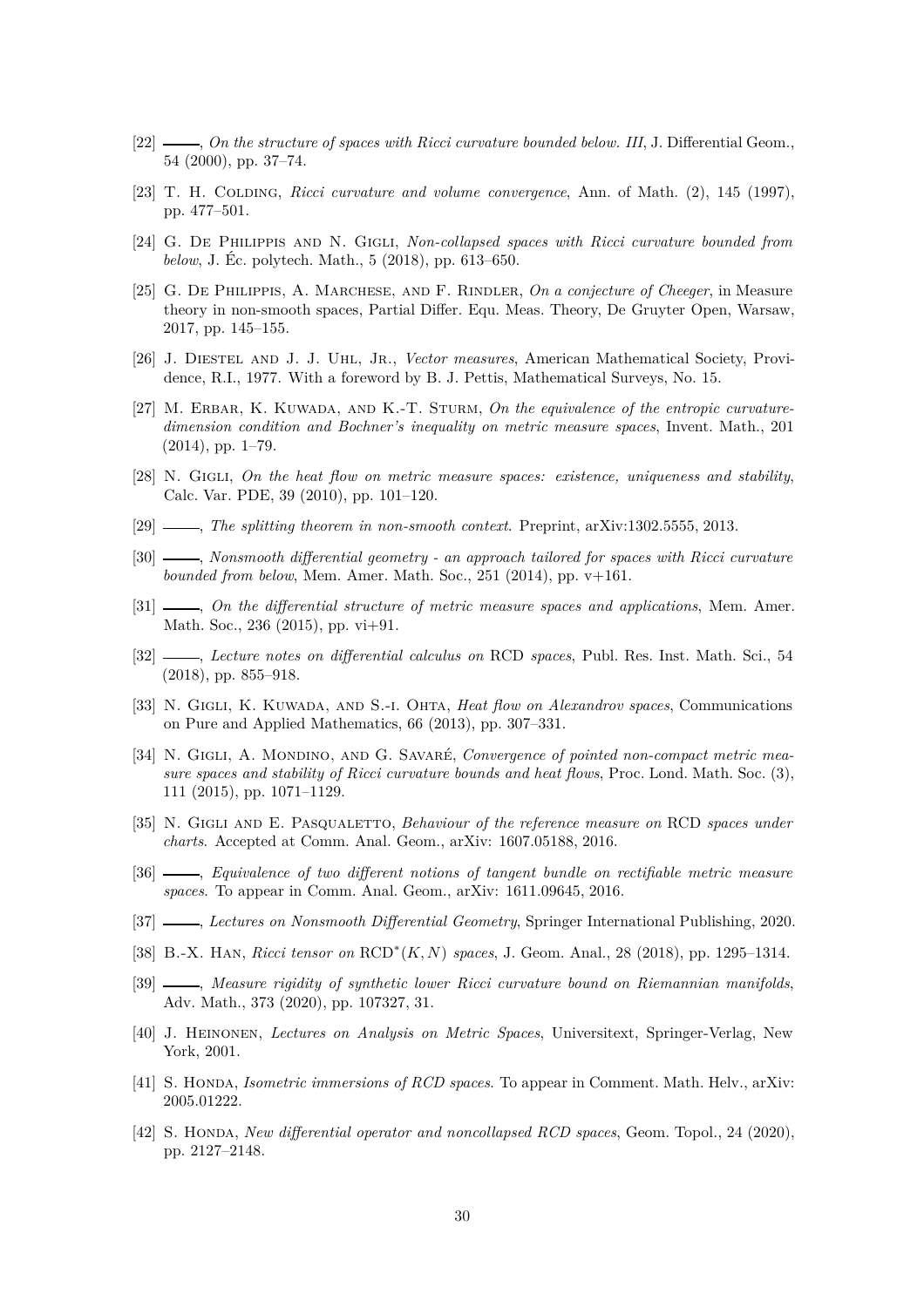[22] ———, *On the structure of spaces with Ricci curvature bounded below. III*, J. Differential Geom., 54 (2000), pp. 37–74.

[23] T. H. Colding, *Ricci curvature and volume convergence*, Ann. of Math. (2), 145 (1997), pp. 477–501.

[24] G. De Philippis and N. Gigli, *Non-collapsed spaces with Ricci curvature bounded from below*, J. Éc. polytech. Math., 5 (2018), pp. 613–650.

[25] G. De Philippis, A. Marchese, and F. Rindler, *On a conjecture of Cheeger*, in Measure theory in non-smooth spaces, Partial Differ. Equ. Meas. Theory, De Gruyter Open, Warsaw, 2017, pp. 145–155.

[26] J. Diestel and J. J. Uhl, Jr., *Vector measures*, American Mathematical Society, Providence, R.I., 1977. With a foreword by B. J. Pettis, Mathematical Surveys, No. 15.

[27] M. Erbar, K. Kuwada, and K.-T. Sturm, *On the equivalence of the entropic curvature-dimension condition and Bochner's inequality on metric measure spaces*, Invent. Math., 201 (2014), pp. 1–79.

[28] N. Gigli, *On the heat flow on metric measure spaces: existence, uniqueness and stability*, Calc. Var. PDE, 39 (2010), pp. 101–120.

[29] ———, *The splitting theorem in non-smooth context*. Preprint, arXiv:1302.5555, 2013.

[30] ———, *Nonsmooth differential geometry - an approach tailored for spaces with Ricci curvature bounded from below*, Mem. Amer. Math. Soc., 251 (2014), pp. v+161.

[31] ———, *On the differential structure of metric measure spaces and applications*, Mem. Amer. Math. Soc., 236 (2015), pp. vi+91.

[32] ———, *Lecture notes on differential calculus on* RCD *spaces*, Publ. Res. Inst. Math. Sci., 54 (2018), pp. 855–918.

[33] N. Gigli, K. Kuwada, and S.-i. Ohta, *Heat flow on Alexandrov spaces*, Communications on Pure and Applied Mathematics, 66 (2013), pp. 307–331.

[34] N. Gigli, A. Mondino, and G. Savaré, *Convergence of pointed non-compact metric measure spaces and stability of Ricci curvature bounds and heat flows*, Proc. Lond. Math. Soc. (3), 111 (2015), pp. 1071–1129.

[35] N. Gigli and E. Pasqualetto, *Behaviour of the reference measure on* RCD *spaces under charts*. Accepted at Comm. Anal. Geom., arXiv: 1607.05188, 2016.

[36] ———, *Equivalence of two different notions of tangent bundle on rectifiable metric measure spaces*. To appear in Comm. Anal. Geom., arXiv: 1611.09645, 2016.

[37] ———, *Lectures on Nonsmooth Differential Geometry*, Springer International Publishing, 2020.

[38] B.-X. Han, *Ricci tensor on* $\mathrm{RCD}^*(K,N)$ *spaces*, J. Geom. Anal., 28 (2018), pp. 1295–1314.

[39] ———, *Measure rigidity of synthetic lower Ricci curvature bound on Riemannian manifolds*, Adv. Math., 373 (2020), pp. 107327, 31.

[40] J. Heinonen, *Lectures on Analysis on Metric Spaces*, Universitext, Springer-Verlag, New York, 2001.

[41] S. Honda, *Isometric immersions of RCD spaces*. To appear in Comment. Math. Helv., arXiv: 2005.01222.

[42] S. Honda, *New differential operator and noncollapsed RCD spaces*, Geom. Topol., 24 (2020), pp. 2127–2148.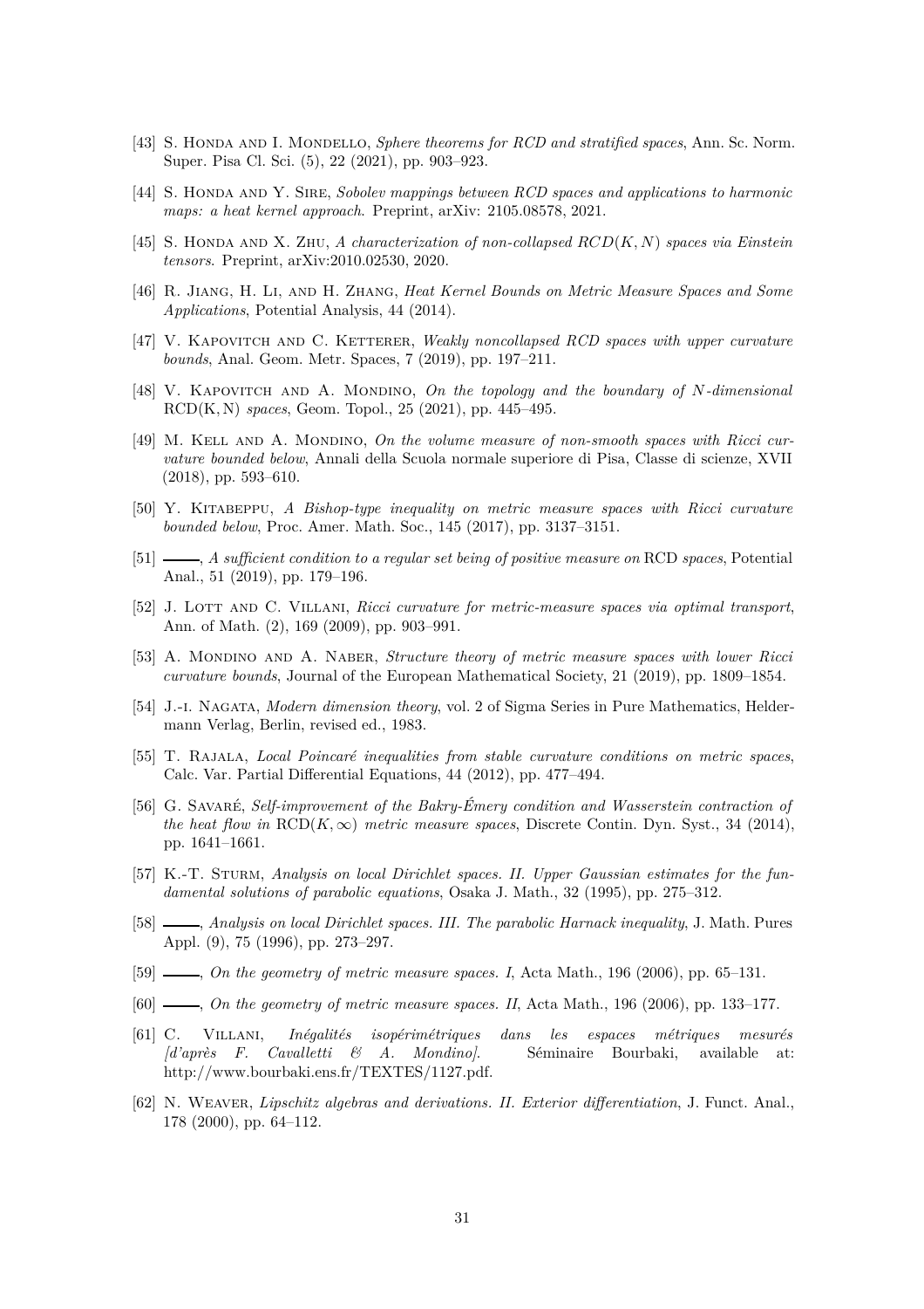[43] S. Honda and I. Mondello, *Sphere theorems for RCD and stratified spaces*, Ann. Sc. Norm. Super. Pisa Cl. Sci. (5), 22 (2021), pp. 903–923.

[44] S. Honda and Y. Sire, *Sobolev mappings between RCD spaces and applications to harmonic maps: a heat kernel approach.* Preprint, arXiv: 2105.08578, 2021.

[45] S. Honda and X. Zhu, *A characterization of non-collapsed $RCD(K, N)$ spaces via Einstein tensors*. Preprint, arXiv:2010.02530, 2020.

[46] R. Jiang, H. Li, and H. Zhang, *Heat Kernel Bounds on Metric Measure Spaces and Some Applications*, Potential Analysis, 44 (2014).

[47] V. Kapovitch and C. Ketterer, *Weakly noncollapsed RCD spaces with upper curvature bounds*, Anal. Geom. Metr. Spaces, 7 (2019), pp. 197–211.

[48] V. Kapovitch and A. Mondino, *On the topology and the boundary of $N$-dimensional* $\mathrm{RCD}(\mathrm{K}, \mathrm{N})$ *spaces*, Geom. Topol., 25 (2021), pp. 445–495.

[49] M. Kell and A. Mondino, *On the volume measure of non-smooth spaces with Ricci curvature bounded below*, Annali della Scuola normale superiore di Pisa, Classe di scienze, XVII (2018), pp. 593–610.

[50] Y. Kitabeppu, *A Bishop-type inequality on metric measure spaces with Ricci curvature bounded below*, Proc. Amer. Math. Soc., 145 (2017), pp. 3137–3151.

[51] ——, *A sufficient condition to a regular set being of positive measure on* RCD *spaces*, Potential Anal., 51 (2019), pp. 179–196.

[52] J. Lott and C. Villani, *Ricci curvature for metric-measure spaces via optimal transport*, Ann. of Math. (2), 169 (2009), pp. 903–991.

[53] A. Mondino and A. Naber, *Structure theory of metric measure spaces with lower Ricci curvature bounds*, Journal of the European Mathematical Society, 21 (2019), pp. 1809–1854.

[54] J.-i. Nagata, *Modern dimension theory*, vol. 2 of Sigma Series in Pure Mathematics, Heldermann Verlag, Berlin, revised ed., 1983.

[55] T. Rajala, *Local Poincaré inequalities from stable curvature conditions on metric spaces*, Calc. Var. Partial Differential Equations, 44 (2012), pp. 477–494.

[56] G. Savaré, *Self-improvement of the Bakry-Émery condition and Wasserstein contraction of the heat flow in* $\mathrm{RCD}(K, \infty)$ *metric measure spaces*, Discrete Contin. Dyn. Syst., 34 (2014), pp. 1641–1661.

[57] K.-T. Sturm, *Analysis on local Dirichlet spaces. II. Upper Gaussian estimates for the fundamental solutions of parabolic equations*, Osaka J. Math., 32 (1995), pp. 275–312.

[58] ——, *Analysis on local Dirichlet spaces. III. The parabolic Harnack inequality*, J. Math. Pures Appl. (9), 75 (1996), pp. 273–297.

[59] ——, *On the geometry of metric measure spaces. I*, Acta Math., 196 (2006), pp. 65–131.

[60] ——, *On the geometry of metric measure spaces. II*, Acta Math., 196 (2006), pp. 133–177.

[61] C. Villani, *Inégalités isopérimétriques dans les espaces métriques mesurés [d'après F. Cavalletti & A. Mondino].* Séminaire Bourbaki, available at: http://www.bourbaki.ens.fr/TEXTES/1127.pdf.

[62] N. Weaver, *Lipschitz algebras and derivations. II. Exterior differentiation*, J. Funct. Anal., 178 (2000), pp. 64–112.